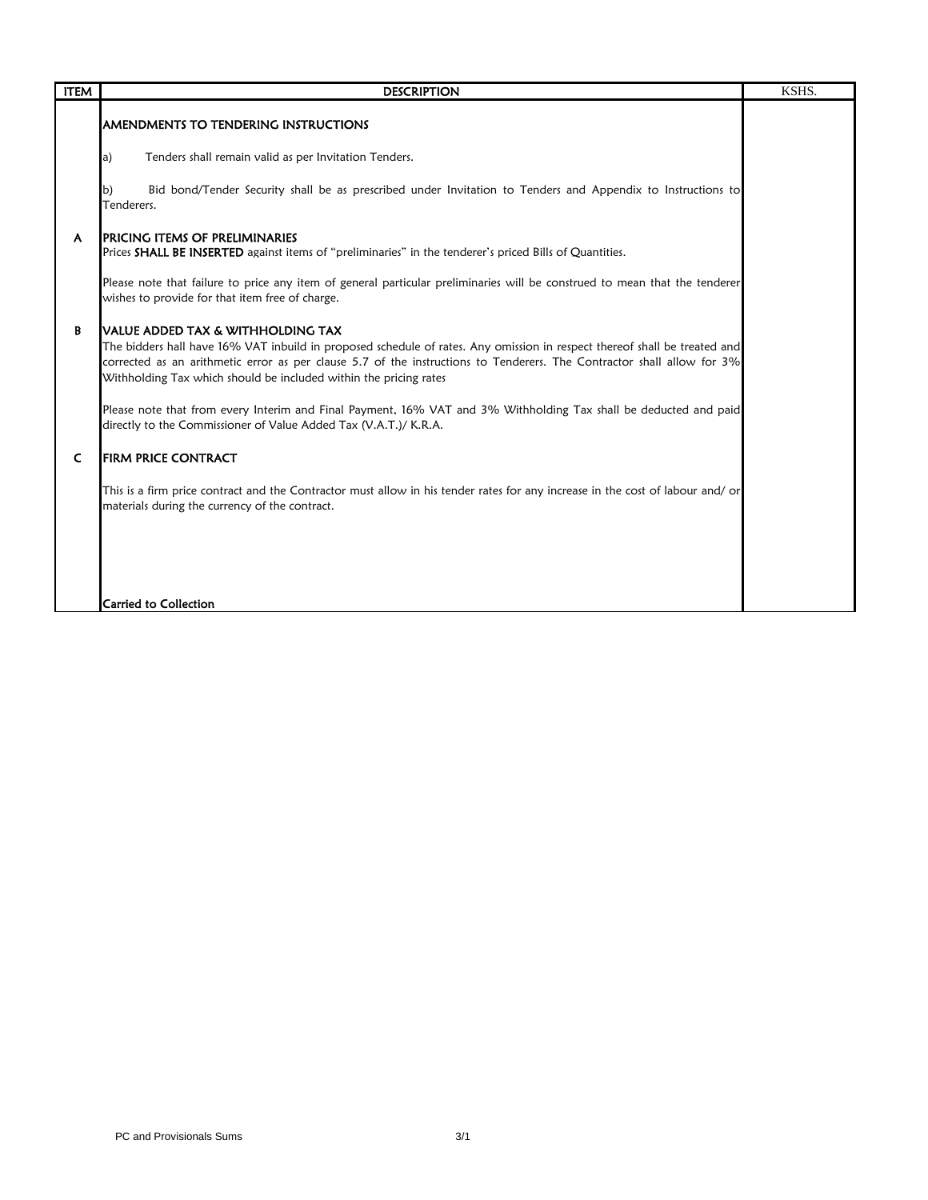| ITEM | DESCRIPTION | KSHS. |
|---|---|---|
| | **AMENDMENTS TO TENDERING INSTRUCTIONS** | |
| | a) Tenders shall remain valid as per Invitation Tenders. | |
| | b) Bid bond/Tender Security shall be as prescribed under Invitation to Tenders and Appendix to Instructions to Tenderers. | |
| **A** | **PRICING ITEMS OF PRELIMINARIES** | |
| | Prices **SHALL BE INSERTED** against items of "preliminaries" in the tenderer's priced Bills of Quantities. | |
| | Please note that failure to price any item of general particular preliminaries will be construed to mean that the tenderer wishes to provide for that item free of charge. | |
| **B** | **VALUE ADDED TAX & WITHHOLDING TAX** | |
| | The bidders hall have 16% VAT inbuild in proposed schedule of rates. Any omission in respect thereof shall be treated and corrected as an arithmetic error as per clause 5.7 of the instructions to Tenderers. The Contractor shall allow for 3% Withholding Tax which should be included within the pricing rates | |
| | Please note that from every Interim and Final Payment, 16% VAT and 3% Withholding Tax shall be deducted and paid directly to the Commissioner of Value Added Tax (V.A.T.)/ K.R.A. | |
| **C** | **FIRM PRICE CONTRACT** | |
| | This is a firm price contract and the Contractor must allow in his tender rates for any increase in the cost of labour and/ or materials during the currency of the contract. | |
| | **Carried to Collection** | |

PC and Provisionals Sums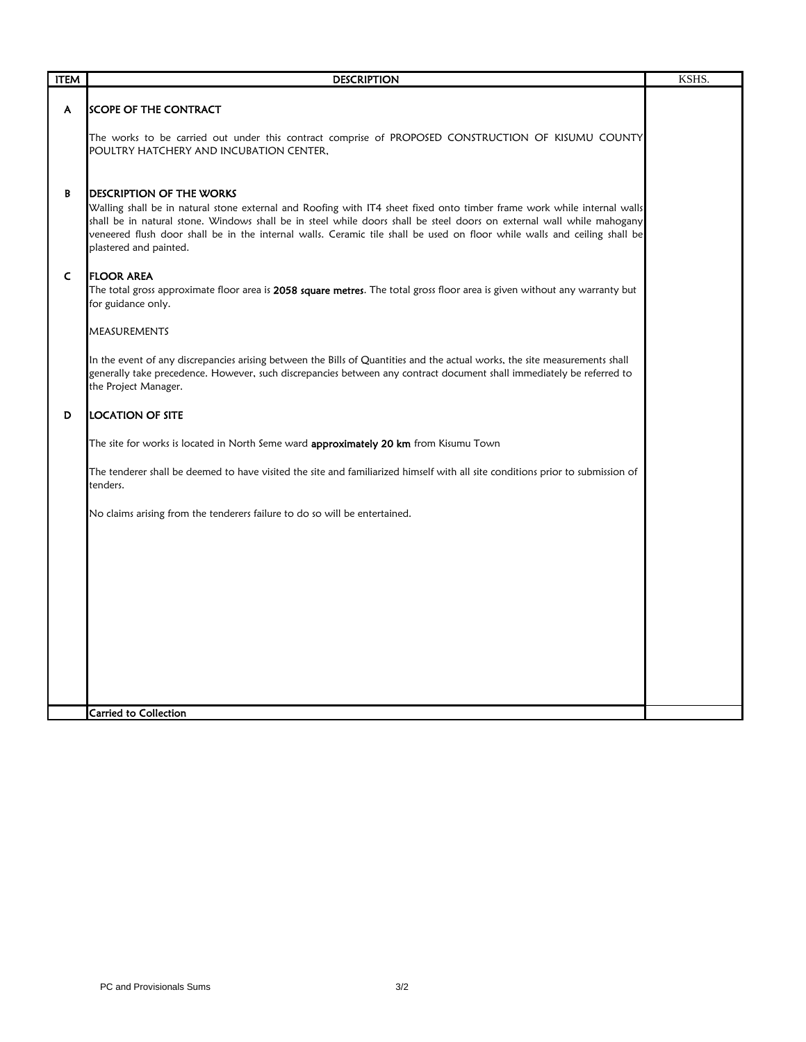| ITEM | DESCRIPTION | KSHS. |
|---|---|---|
| A | **SCOPE OF THE CONTRACT** | |
| | The works to be carried out under this contract comprise of PROPOSED CONSTRUCTION OF KISUMU COUNTY POULTRY HATCHERY AND INCUBATION CENTER, | |
| B | **DESCRIPTION OF THE WORKS** | |
| | Walling shall be in natural stone external and Roofing with IT4 sheet fixed onto timber frame work while internal walls shall be in natural stone. Windows shall be in steel while doors shall be steel doors on external wall while mahogany veneered flush door shall be in the internal walls. Ceramic tile shall be used on floor while walls and ceiling shall be plastered and painted. | |
| C | **FLOOR AREA** | |
| | The total gross approximate floor area is **2058 square metres**. The total gross floor area is given without any warranty but for guidance only. | |
| | MEASUREMENTS | |
| | In the event of any discrepancies arising between the Bills of Quantities and the actual works, the site measurements shall generally take precedence. However, such discrepancies between any contract document shall immediately be referred to the Project Manager. | |
| D | **LOCATION OF SITE** | |
| | The site for works is located in North Seme ward **approximately 20 km** from Kisumu Town | |
| | The tenderer shall be deemed to have visited the site and familiarized himself with all site conditions prior to submission of tenders. | |
| | No claims arising from the tenderers failure to do so will be entertained. | |
| | **Carried to Collection** | |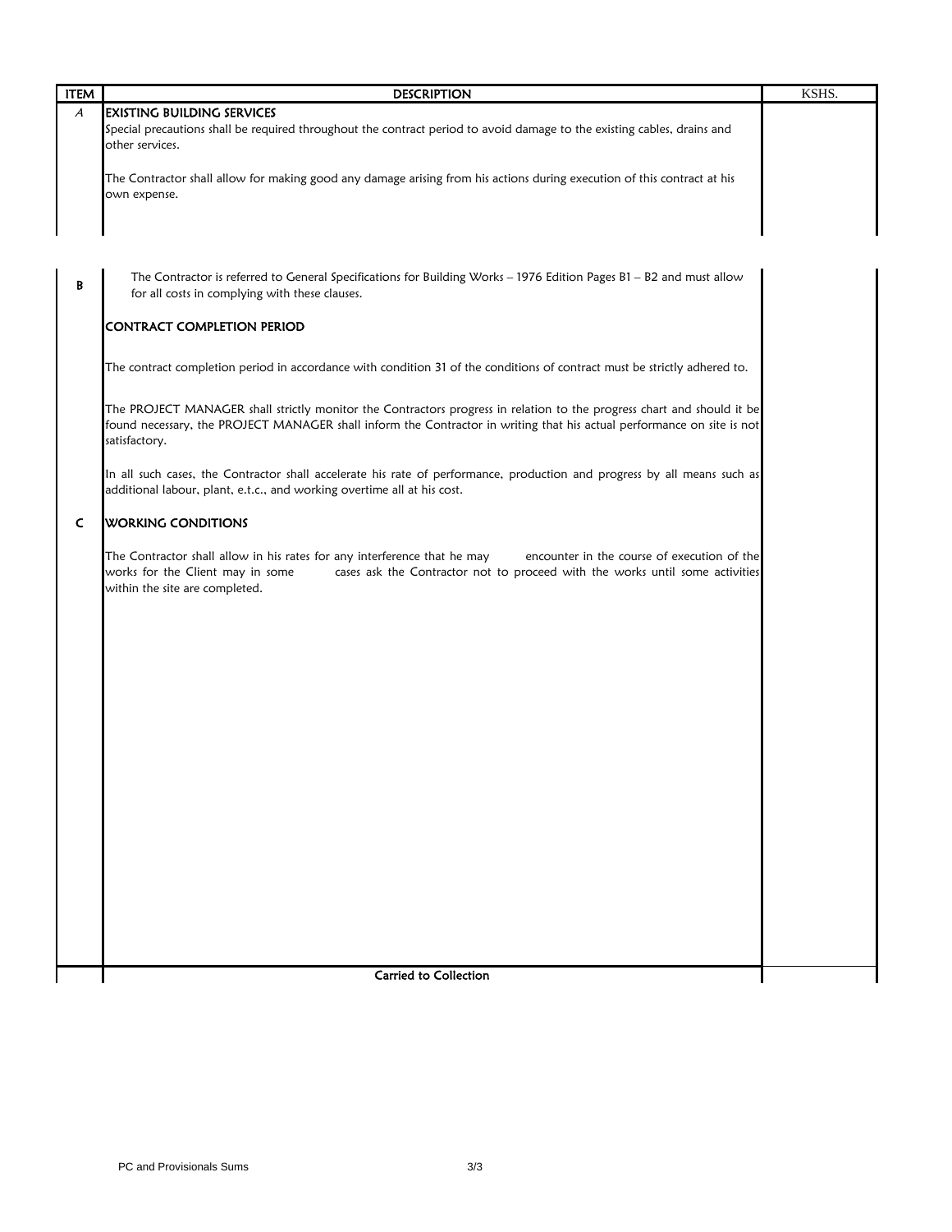| ITEM | DESCRIPTION | KSHS. |
|---|---|---|
| A | **EXISTING BUILDING SERVICES** | |
| | Special precautions shall be required throughout the contract period to avoid damage to the existing cables, drains and other services. | |
| | The Contractor shall allow for making good any damage arising from his actions during execution of this contract at his own expense. | |

| | | |
|---|---|---|
| B | The Contractor is referred to General Specifications for Building Works – 1976 Edition Pages B1 – B2 and must allow for all costs in complying with these clauses. | |
| | **CONTRACT COMPLETION PERIOD** | |
| | The contract completion period in accordance with condition 31 of the conditions of contract must be strictly adhered to. | |
| | The PROJECT MANAGER shall strictly monitor the Contractors progress in relation to the progress chart and should it be found necessary, the PROJECT MANAGER shall inform the Contractor in writing that his actual performance on site is not satisfactory. | |
| | In all such cases, the Contractor shall accelerate his rate of performance, production and progress by all means such as additional labour, plant, e.t.c., and working overtime all at his cost. | |
| C | **WORKING CONDITIONS** | |
| | The Contractor shall allow in his rates for any interference that he may encounter in the course of execution of the works for the Client may in some cases ask the Contractor not to proceed with the works until some activities within the site are completed. | |
| | **Carried to Collection** | |

PC and Provisionals Sums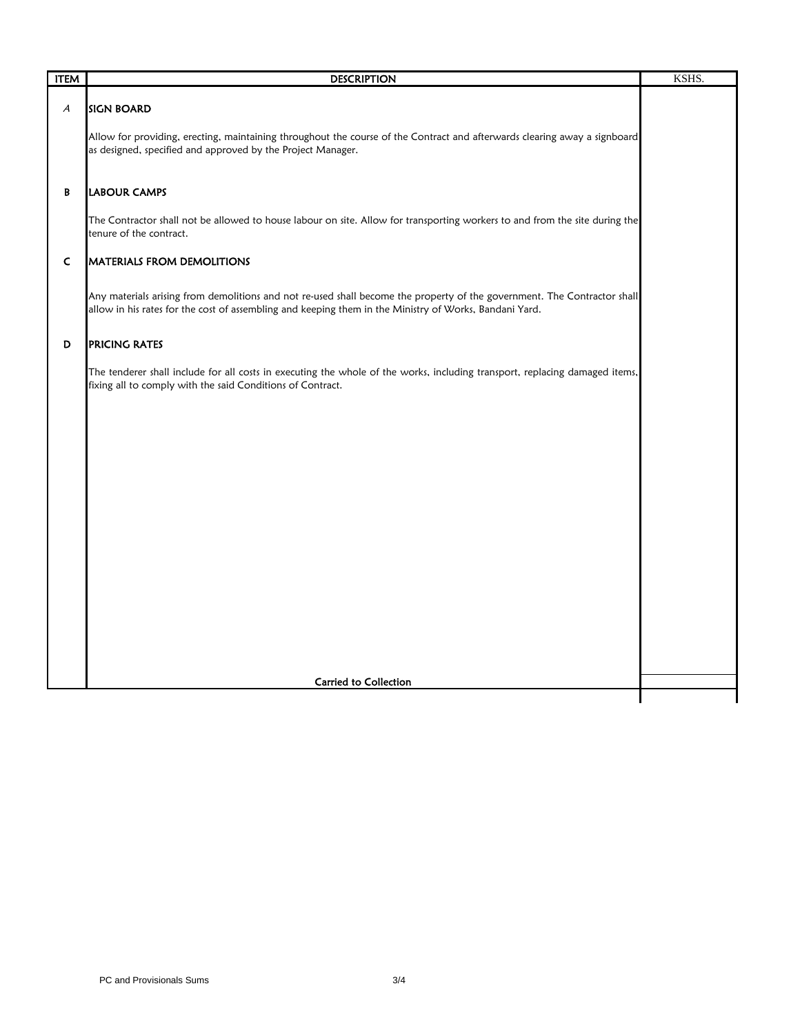| ITEM | DESCRIPTION | KSHS. |
|---|---|---|
| A | **SIGN BOARD** | |
| | Allow for providing, erecting, maintaining throughout the course of the Contract and afterwards clearing away a signboard as designed, specified and approved by the Project Manager. | |
| B | **LABOUR CAMPS** | |
| | The Contractor shall not be allowed to house labour on site. Allow for transporting workers to and from the site during the tenure of the contract. | |
| C | **MATERIALS FROM DEMOLITIONS** | |
| | Any materials arising from demolitions and not re-used shall become the property of the government. The Contractor shall allow in his rates for the cost of assembling and keeping them in the Ministry of Works, Bandani Yard. | |
| D | **PRICING RATES** | |
| | The tenderer shall include for all costs in executing the whole of the works, including transport, replacing damaged items, fixing all to comply with the said Conditions of Contract. | |
| | **Carried to Collection** | |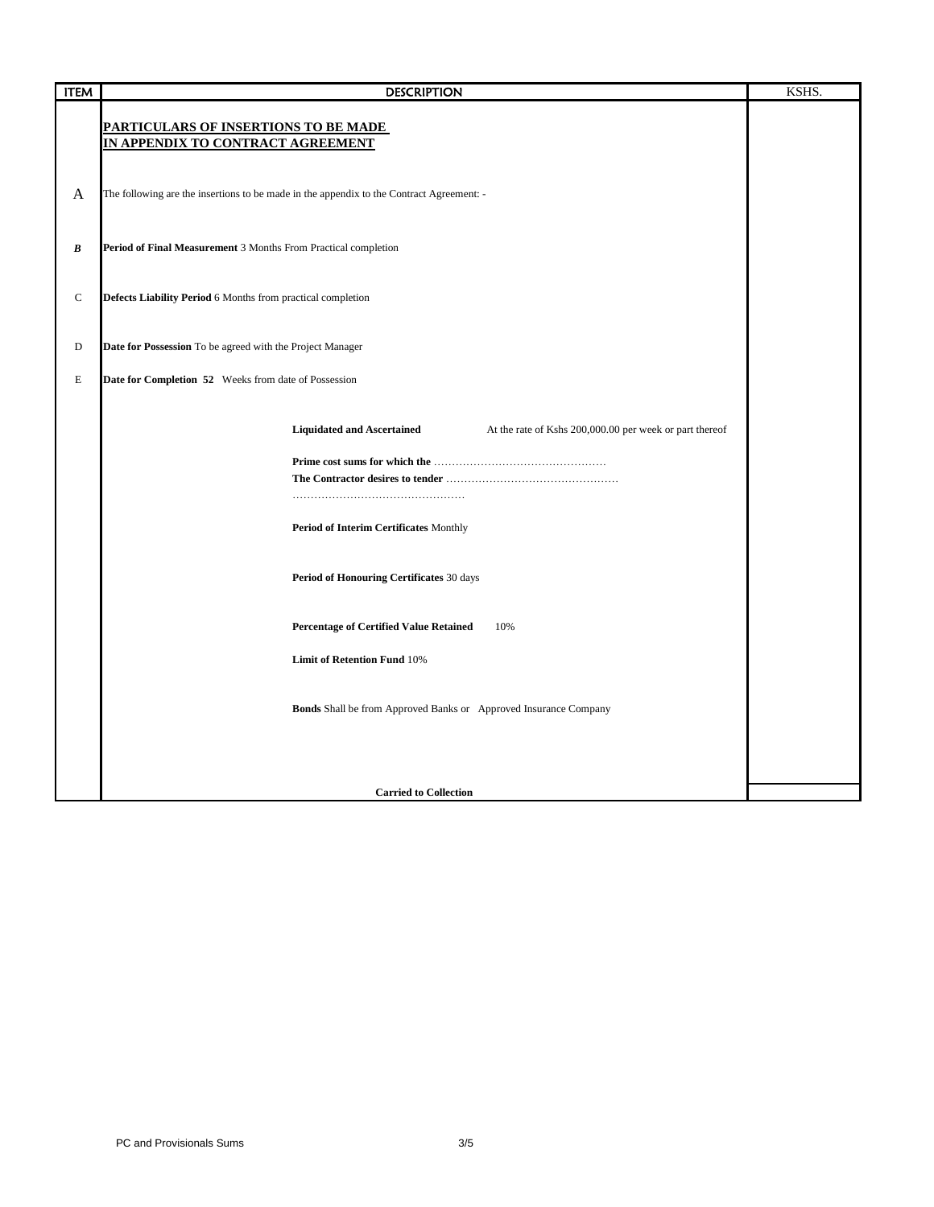| ITEM | DESCRIPTION | KSHS. |
|---|---|---|
| | **PARTICULARS OF INSERTIONS TO BE MADE IN APPENDIX TO CONTRACT AGREEMENT** | |
| A | The following are the insertions to be made in the appendix to the Contract Agreement: - | |
| ***B*** | **Period of Final Measurement** 3 Months From Practical completion | |
| C | **Defects Liability Period** 6 Months from practical completion | |
| D | **Date for Possession** To be agreed with the Project Manager | |
| E | **Date for Completion 52** Weeks from date of Possession | |
| | **Liquidated and Ascertained** At the rate of Kshs 200,000.00 per week or part thereof | |
| | **Prime cost sums for which the** ………………………………………… **The Contractor desires to tender** ………………………………………… ………………………………………… | |
| | **Period of Interim Certificates** Monthly | |
| | **Period of Honouring Certificates** 30 days | |
| | **Percentage of Certified Value Retained** 10% | |
| | **Limit of Retention Fund** 10% | |
| | **Bonds** Shall be from Approved Banks or Approved Insurance Company | |
| | **Carried to Collection** | |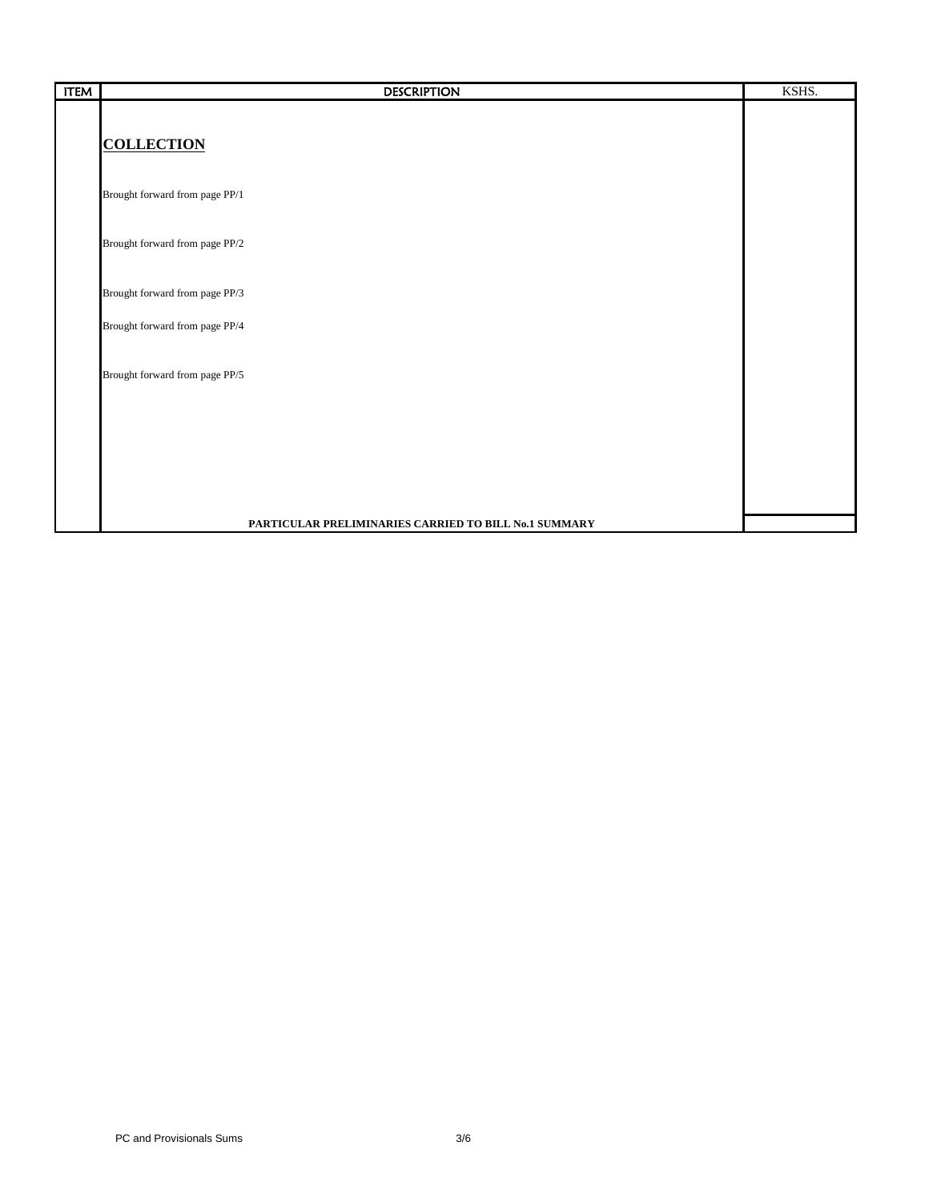| ITEM | DESCRIPTION | KSHS. |
| --- | --- | --- |
| | **COLLECTION** | |
| | Brought forward from page PP/1 | |
| | Brought forward from page PP/2 | |
| | Brought forward from page PP/3 | |
| | Brought forward from page PP/4 | |
| | Brought forward from page PP/5 | |
| | **PARTICULAR PRELIMINARIES CARRIED TO BILL No.1 SUMMARY** | |

PC and Provisionals Sums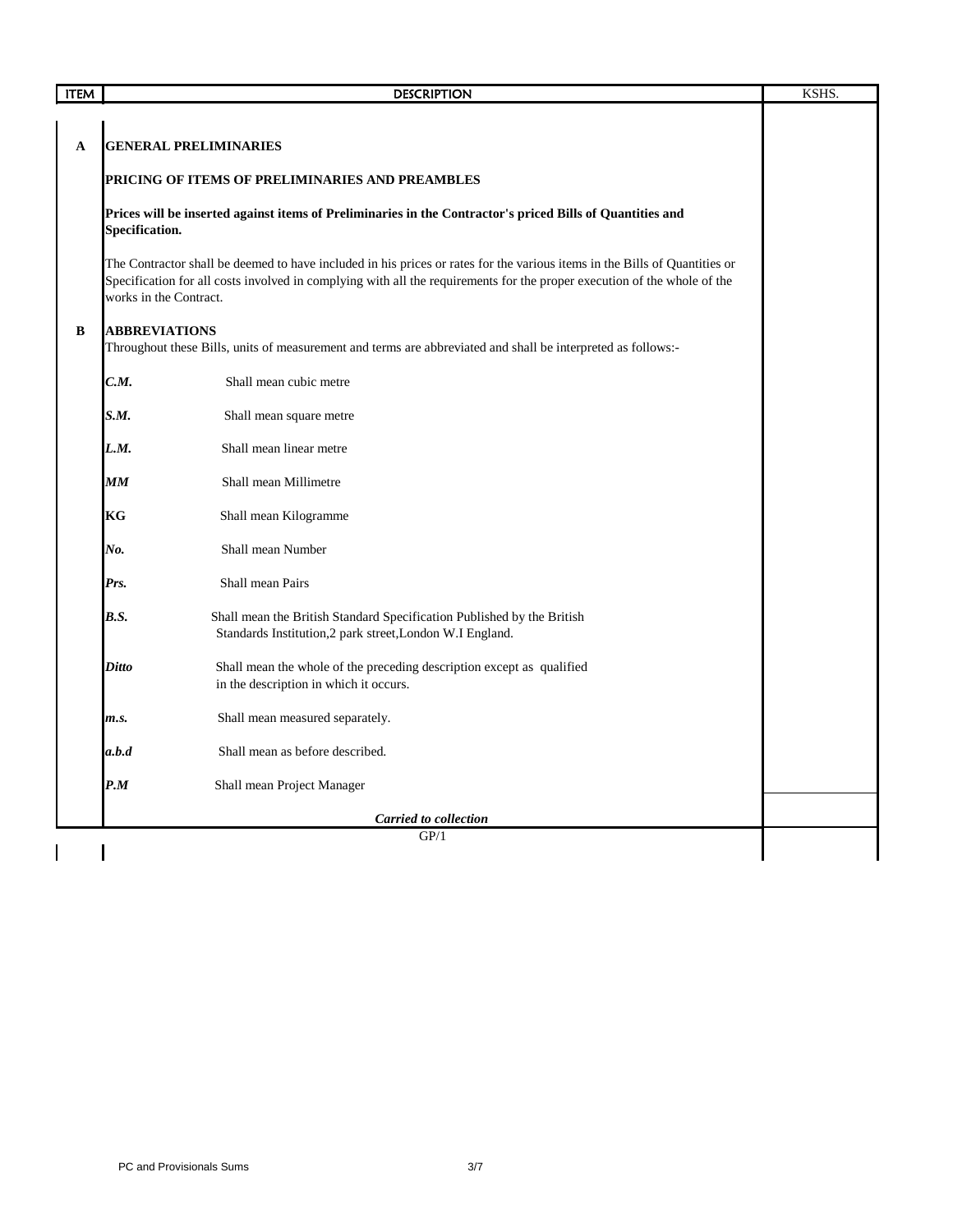| ITEM | DESCRIPTION | KSHS. |
|---|---|---|
| **A** | **GENERAL PRELIMINARIES** | |
| | **PRICING OF ITEMS OF PRELIMINARIES AND PREAMBLES** | |
| | **Prices will be inserted against items of Preliminaries in the Contractor's priced Bills of Quantities and Specification.** | |
| | The Contractor shall be deemed to have included in his prices or rates for the various items in the Bills of Quantities or Specification for all costs involved in complying with all the requirements for the proper execution of the whole of the works in the Contract. | |
| **B** | **ABBREVIATIONS** | |
| | Throughout these Bills, units of measurement and terms are abbreviated and shall be interpreted as follows:- | |
| | ***C.M.*** Shall mean cubic metre | |
| | ***S.M.*** Shall mean square metre | |
| | ***L.M.*** Shall mean linear metre | |
| | ***MM*** Shall mean Millimetre | |
| | **KG** Shall mean Kilogramme | |
| | ***No.*** Shall mean Number | |
| | ***Prs.*** Shall mean Pairs | |
| | ***B.S.*** Shall mean the British Standard Specification Published by the British Standards Institution,2 park street,London W.I England. | |
| | ***Ditto*** Shall mean the whole of the preceding description except as qualified in the description in which it occurs. | |
| | ***m.s.*** Shall mean measured separately. | |
| | ***a.b.d*** Shall mean as before described. | |
| | ***P.M*** Shall mean Project Manager | |
| | ***Carried to collection*** | |

GP/1

PC and Provisionals Sums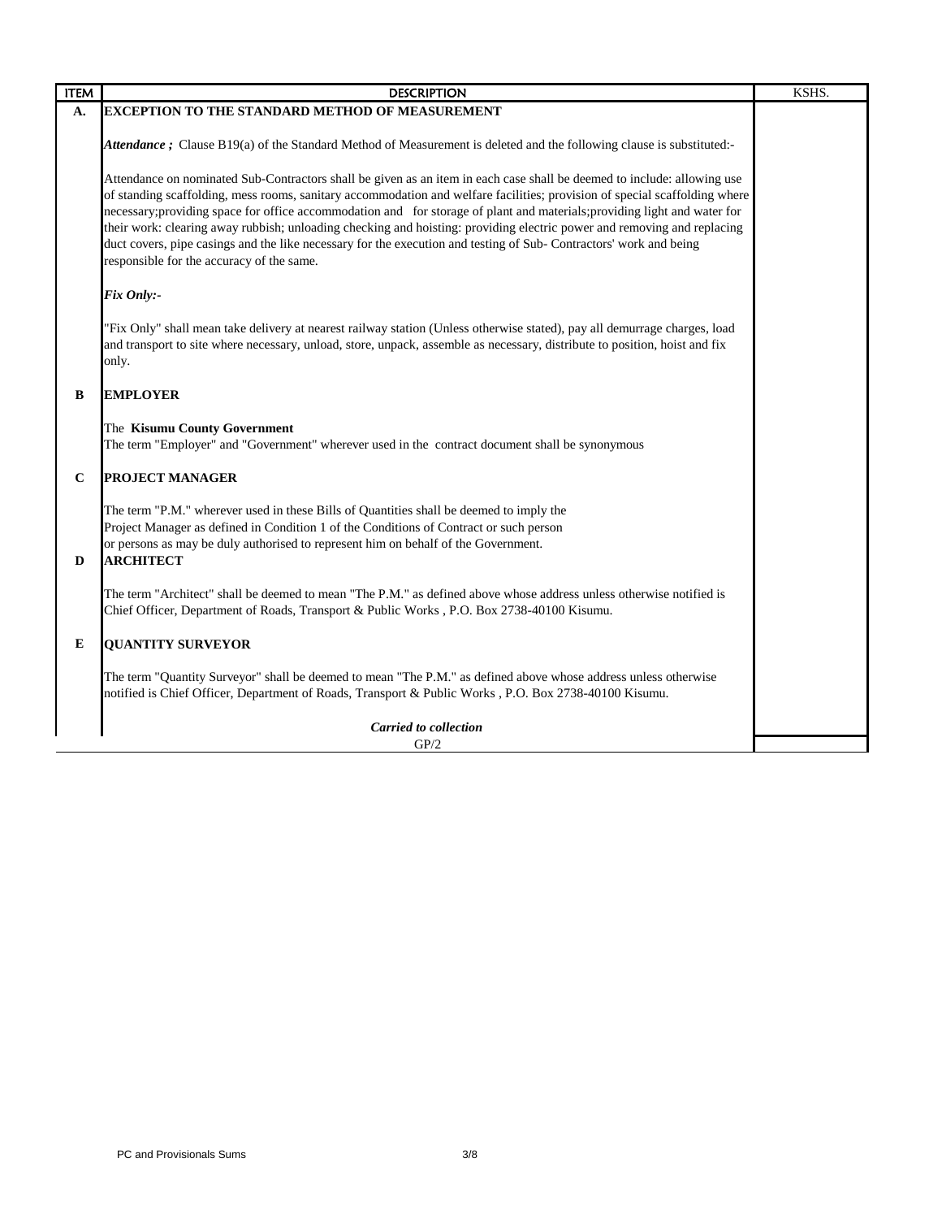| ITEM | DESCRIPTION | KSHS. |
|---|---|---|
| A. | **EXCEPTION TO THE STANDARD METHOD OF MEASUREMENT** | |
| | ***Attendance ;*** Clause B19(a) of the Standard Method of Measurement is deleted and the following clause is substituted:- | |
| | Attendance on nominated Sub-Contractors shall be given as an item in each case shall be deemed to include: allowing use of standing scaffolding, mess rooms, sanitary accommodation and welfare facilities; provision of special scaffolding where necessary;providing space for office accommodation and for storage of plant and materials;providing light and water for their work: clearing away rubbish; unloading checking and hoisting: providing electric power and removing and replacing duct covers, pipe casings and the like necessary for the execution and testing of Sub- Contractors' work and being responsible for the accuracy of the same. | |
| | ***Fix Only:-*** | |
| | "Fix Only" shall mean take delivery at nearest railway station (Unless otherwise stated), pay all demurrage charges, load and transport to site where necessary, unload, store, unpack, assemble as necessary, distribute to position, hoist and fix only. | |
| B | **EMPLOYER** | |
| | The **Kisumu County Government**<br>The term "Employer" and "Government" wherever used in the contract document shall be synonymous | |
| C | **PROJECT MANAGER** | |
| | The term "P.M." wherever used in these Bills of Quantities shall be deemed to imply the Project Manager as defined in Condition 1 of the Conditions of Contract or such person or persons as may be duly authorised to represent him on behalf of the Government. | |
| D | **ARCHITECT** | |
| | The term "Architect" shall be deemed to mean "The P.M." as defined above whose address unless otherwise notified is Chief Officer, Department of Roads, Transport & Public Works , P.O. Box 2738-40100 Kisumu. | |
| E | **QUANTITY SURVEYOR** | |
| | The term "Quantity Surveyor" shall be deemed to mean "The P.M." as defined above whose address unless otherwise notified is Chief Officer, Department of Roads, Transport & Public Works , P.O. Box 2738-40100 Kisumu. | |
| | ***Carried to collection*** | |
| | GP/2 | |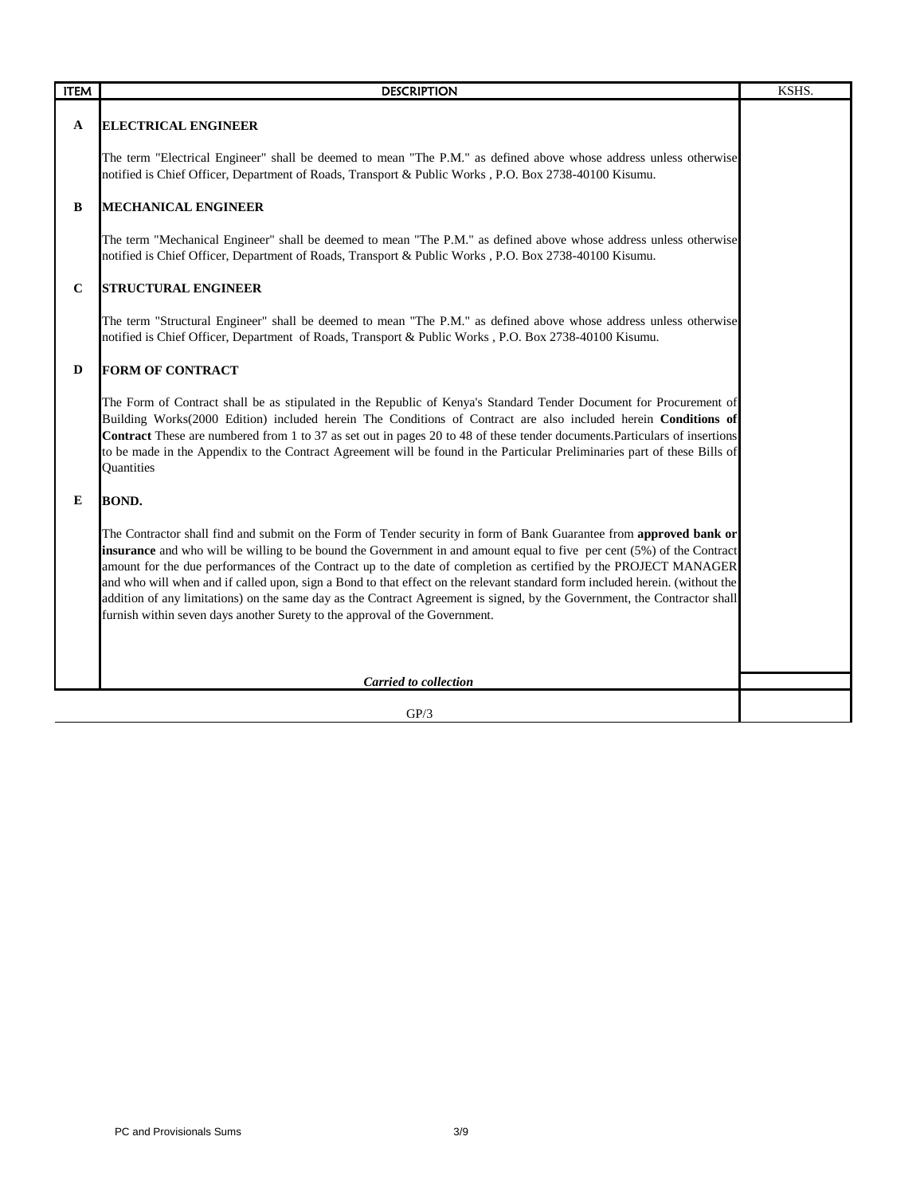| ITEM | DESCRIPTION | KSHS. |
|---|---|---|
| **A** | **ELECTRICAL ENGINEER** | |
| | The term "Electrical Engineer" shall be deemed to mean "The P.M." as defined above whose address unless otherwise notified is Chief Officer, Department of Roads, Transport & Public Works , P.O. Box 2738-40100 Kisumu. | |
| **B** | **MECHANICAL ENGINEER** | |
| | The term "Mechanical Engineer" shall be deemed to mean "The P.M." as defined above whose address unless otherwise notified is Chief Officer, Department of Roads, Transport & Public Works , P.O. Box 2738-40100 Kisumu. | |
| **C** | **STRUCTURAL ENGINEER** | |
| | The term "Structural Engineer" shall be deemed to mean "The P.M." as defined above whose address unless otherwise notified is Chief Officer, Department of Roads, Transport & Public Works , P.O. Box 2738-40100 Kisumu. | |
| **D** | **FORM OF CONTRACT** | |
| | The Form of Contract shall be as stipulated in the Republic of Kenya's Standard Tender Document for Procurement of Building Works(2000 Edition) included herein The Conditions of Contract are also included herein **Conditions of Contract** These are numbered from 1 to 37 as set out in pages 20 to 48 of these tender documents.Particulars of insertions to be made in the Appendix to the Contract Agreement will be found in the Particular Preliminaries part of these Bills of Quantities | |
| **E** | **BOND.** | |
| | The Contractor shall find and submit on the Form of Tender security in form of Bank Guarantee from **approved bank or insurance** and who will be willing to be bound the Government in and amount equal to five per cent (5%) of the Contract amount for the due performances of the Contract up to the date of completion as certified by the PROJECT MANAGER and who will when and if called upon, sign a Bond to that effect on the relevant standard form included herein. (without the addition of any limitations) on the same day as the Contract Agreement is signed, by the Government, the Contractor shall furnish within seven days another Surety to the approval of the Government. | |
| | ***Carried to collection*** | |

GP/3

PC and Provisionals Sums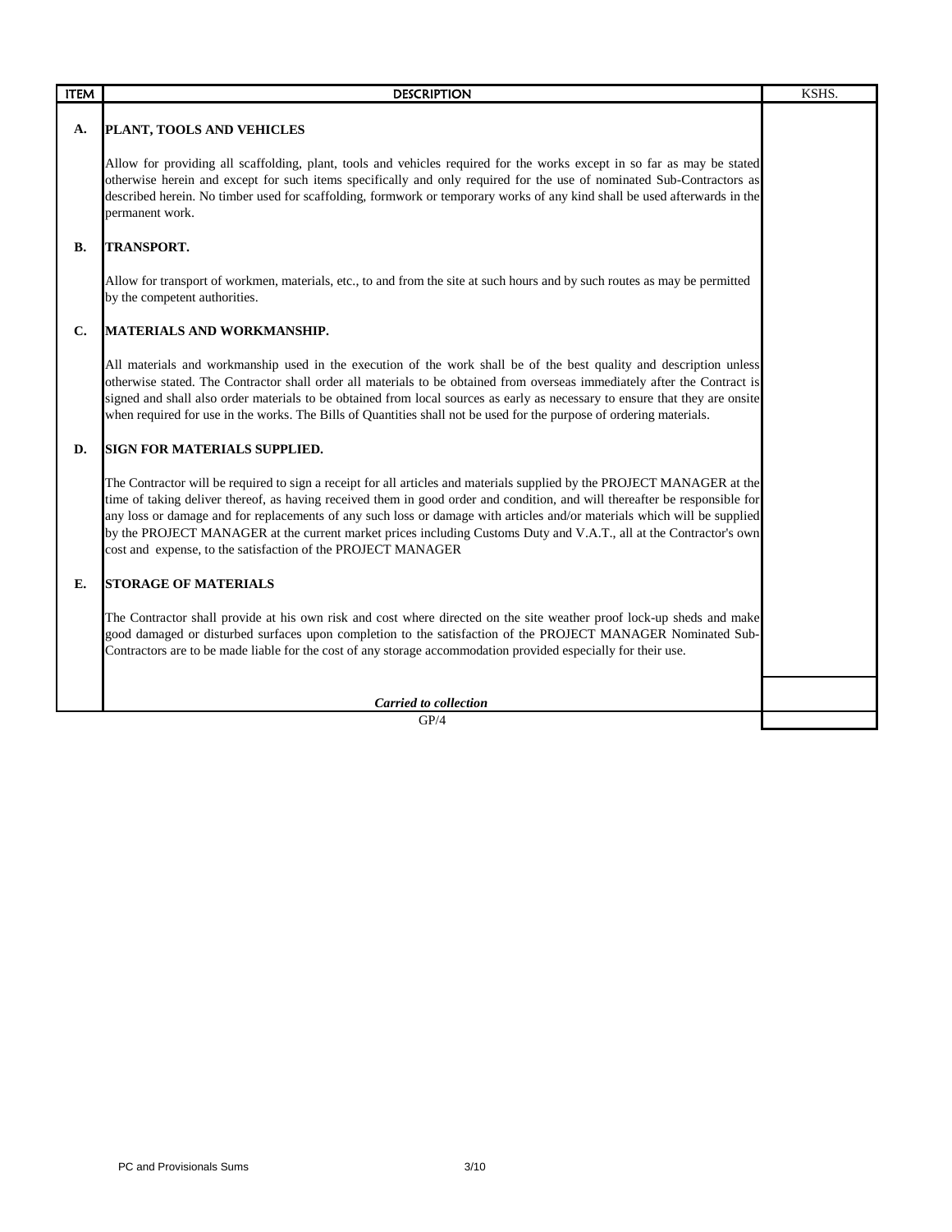| ITEM | DESCRIPTION | KSHS. |
|---|---|---|
| **A.** | **PLANT, TOOLS AND VEHICLES** | |
| | Allow for providing all scaffolding, plant, tools and vehicles required for the works except in so far as may be stated otherwise herein and except for such items specifically and only required for the use of nominated Sub-Contractors as described herein. No timber used for scaffolding, formwork or temporary works of any kind shall be used afterwards in the permanent work. | |
| **B.** | **TRANSPORT.** | |
| | Allow for transport of workmen, materials, etc., to and from the site at such hours and by such routes as may be permitted by the competent authorities. | |
| **C.** | **MATERIALS AND WORKMANSHIP.** | |
| | All materials and workmanship used in the execution of the work shall be of the best quality and description unless otherwise stated. The Contractor shall order all materials to be obtained from overseas immediately after the Contract is signed and shall also order materials to be obtained from local sources as early as necessary to ensure that they are onsite when required for use in the works. The Bills of Quantities shall not be used for the purpose of ordering materials. | |
| **D.** | **SIGN FOR MATERIALS SUPPLIED.** | |
| | The Contractor will be required to sign a receipt for all articles and materials supplied by the PROJECT MANAGER at the time of taking deliver thereof, as having received them in good order and condition, and will thereafter be responsible for any loss or damage and for replacements of any such loss or damage with articles and/or materials which will be supplied by the PROJECT MANAGER at the current market prices including Customs Duty and V.A.T., all at the Contractor's own cost and expense, to the satisfaction of the PROJECT MANAGER | |
| **E.** | **STORAGE OF MATERIALS** | |
| | The Contractor shall provide at his own risk and cost where directed on the site weather proof lock-up sheds and make good damaged or disturbed surfaces upon completion to the satisfaction of the PROJECT MANAGER Nominated Sub-Contractors are to be made liable for the cost of any storage accommodation provided especially for their use. | |
| | ***Carried to collection*** | |

GP/4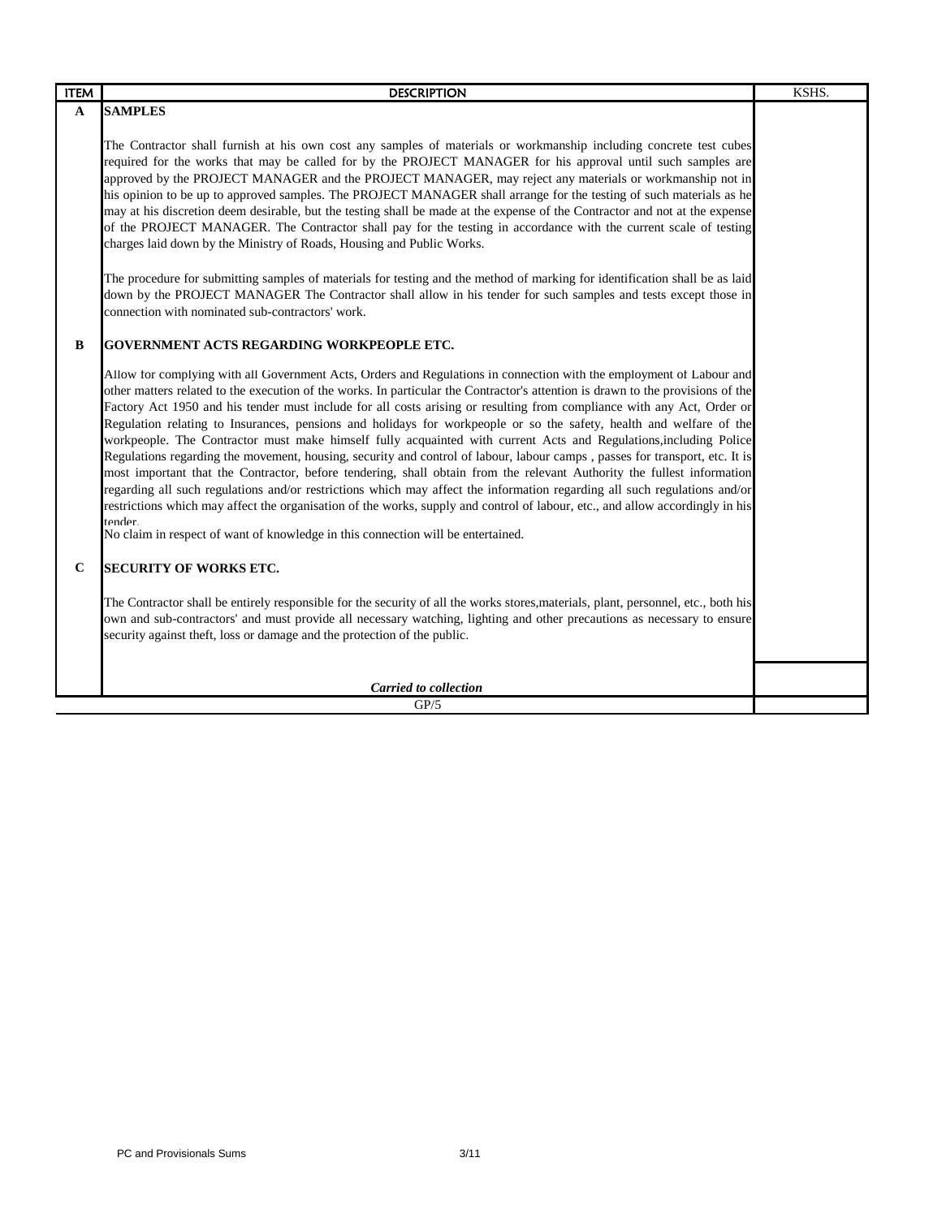| ITEM | DESCRIPTION | KSHS. |
|---|---|---|
| **A** | **SAMPLES** | |
| | The Contractor shall furnish at his own cost any samples of materials or workmanship including concrete test cubes required for the works that may be called for by the PROJECT MANAGER for his approval until such samples are approved by the PROJECT MANAGER and the PROJECT MANAGER, may reject any materials or workmanship not in his opinion to be up to approved samples. The PROJECT MANAGER shall arrange for the testing of such materials as he may at his discretion deem desirable, but the testing shall be made at the expense of the Contractor and not at the expense of the PROJECT MANAGER. The Contractor shall pay for the testing in accordance with the current scale of testing charges laid down by the Ministry of Roads, Housing and Public Works. | |
| | The procedure for submitting samples of materials for testing and the method of marking for identification shall be as laid down by the PROJECT MANAGER The Contractor shall allow in his tender for such samples and tests except those in connection with nominated sub-contractors' work. | |
| **B** | **GOVERNMENT ACTS REGARDING WORKPEOPLE ETC.** | |
| | Allow for complying with all Government Acts, Orders and Regulations in connection with the employment of Labour and other matters related to the execution of the works. In particular the Contractor's attention is drawn to the provisions of the Factory Act 1950 and his tender must include for all costs arising or resulting from compliance with any Act, Order or Regulation relating to Insurances, pensions and holidays for workpeople or so the safety, health and welfare of the workpeople. The Contractor must make himself fully acquainted with current Acts and Regulations,including Police Regulations regarding the movement, housing, security and control of labour, labour camps , passes for transport, etc. It is most important that the Contractor, before tendering, shall obtain from the relevant Authority the fullest information regarding all such regulations and/or restrictions which may affect the information regarding all such regulations and/or restrictions which may affect the organisation of the works, supply and control of labour, etc., and allow accordingly in his tender. | |
| | No claim in respect of want of knowledge in this connection will be entertained. | |
| **C** | **SECURITY OF WORKS ETC.** | |
| | The Contractor shall be entirely responsible for the security of all the works stores,materials, plant, personnel, etc., both his own and sub-contractors' and must provide all necessary watching, lighting and other precautions as necessary to ensure security against theft, loss or damage and the protection of the public. | |
| | ***Carried to collection*** | |
| | GP/5 | |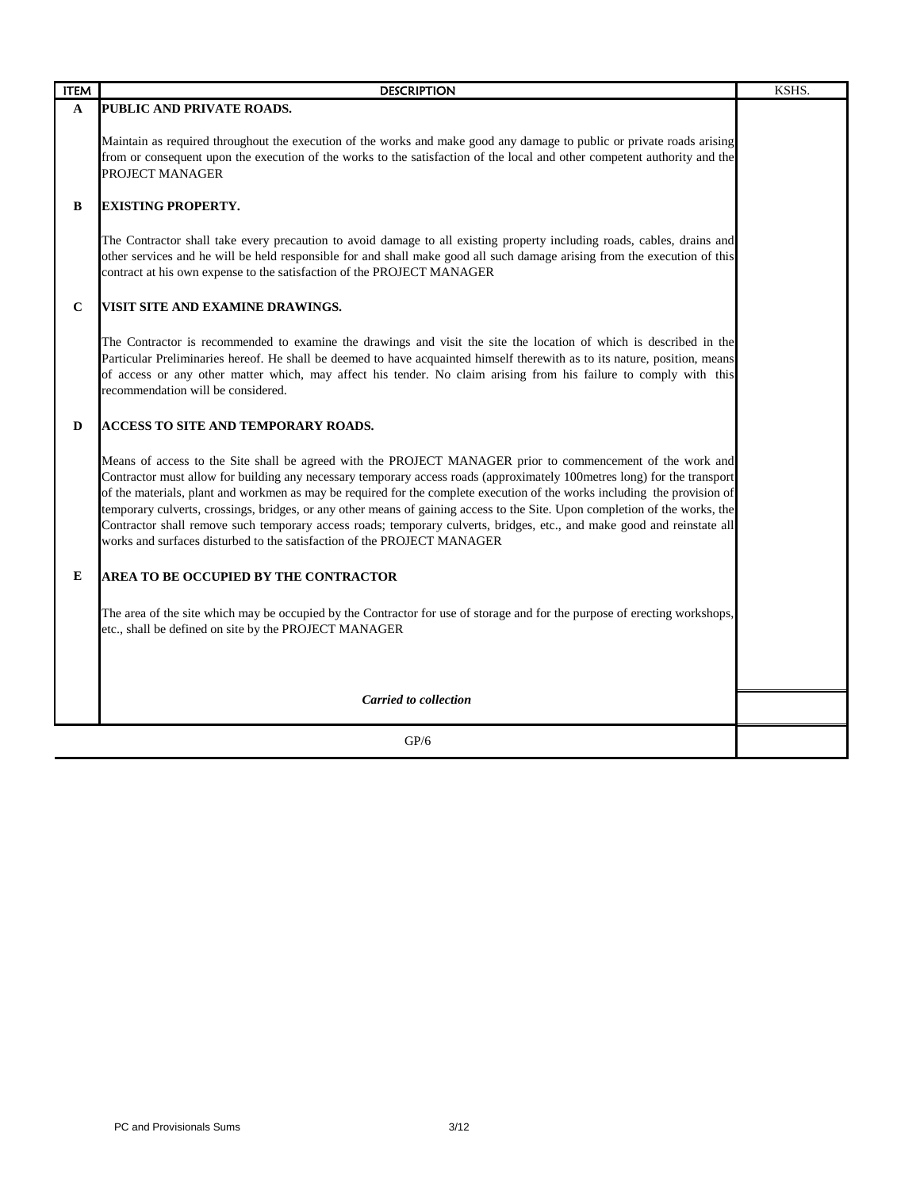| ITEM | DESCRIPTION | KSHS. |
|---|---|---|
| **A** | **PUBLIC AND PRIVATE ROADS.** | |
| | Maintain as required throughout the execution of the works and make good any damage to public or private roads arising from or consequent upon the execution of the works to the satisfaction of the local and other competent authority and the PROJECT MANAGER | |
| **B** | **EXISTING PROPERTY.** | |
| | The Contractor shall take every precaution to avoid damage to all existing property including roads, cables, drains and other services and he will be held responsible for and shall make good all such damage arising from the execution of this contract at his own expense to the satisfaction of the PROJECT MANAGER | |
| **C** | **VISIT SITE AND EXAMINE DRAWINGS.** | |
| | The Contractor is recommended to examine the drawings and visit the site the location of which is described in the Particular Preliminaries hereof. He shall be deemed to have acquainted himself therewith as to its nature, position, means of access or any other matter which, may affect his tender. No claim arising from his failure to comply with this recommendation will be considered. | |
| **D** | **ACCESS TO SITE AND TEMPORARY ROADS.** | |
| | Means of access to the Site shall be agreed with the PROJECT MANAGER prior to commencement of the work and Contractor must allow for building any necessary temporary access roads (approximately 100metres long) for the transport of the materials, plant and workmen as may be required for the complete execution of the works including the provision of temporary culverts, crossings, bridges, or any other means of gaining access to the Site. Upon completion of the works, the Contractor shall remove such temporary access roads; temporary culverts, bridges, etc., and make good and reinstate all works and surfaces disturbed to the satisfaction of the PROJECT MANAGER | |
| **E** | **AREA TO BE OCCUPIED BY THE CONTRACTOR** | |
| | The area of the site which may be occupied by the Contractor for use of storage and for the purpose of erecting workshops, etc., shall be defined on site by the PROJECT MANAGER | |
| | ***Carried to collection*** | |
| | GP/6 | |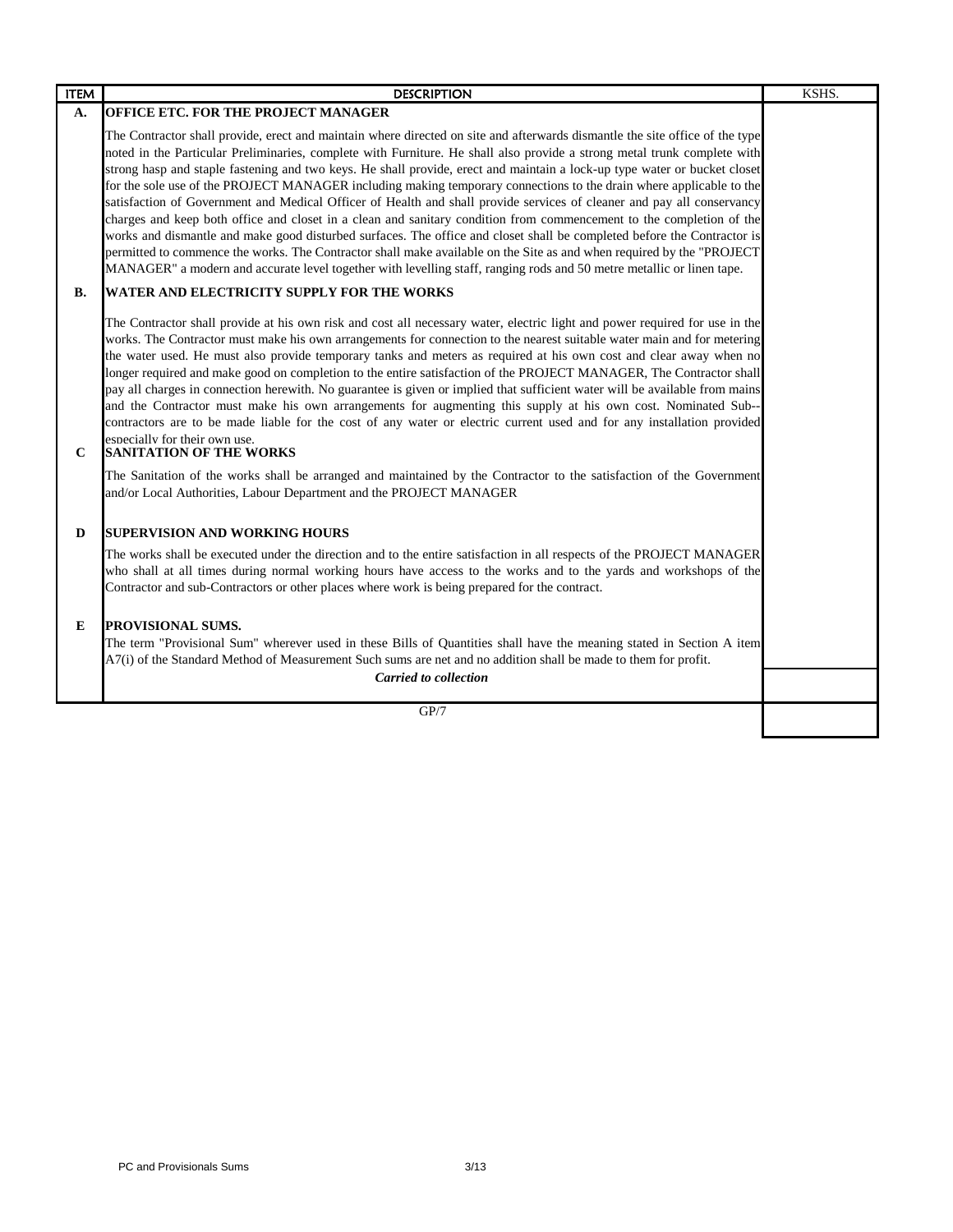| ITEM | DESCRIPTION | KSHS. |
|---|---|---|
| **A.** | **OFFICE ETC. FOR THE PROJECT MANAGER** | |
| | The Contractor shall provide, erect and maintain where directed on site and afterwards dismantle the site office of the type noted in the Particular Preliminaries, complete with Furniture. He shall also provide a strong metal trunk complete with strong hasp and staple fastening and two keys. He shall provide, erect and maintain a lock-up type water or bucket closet for the sole use of the PROJECT MANAGER including making temporary connections to the drain where applicable to the satisfaction of Government and Medical Officer of Health and shall provide services of cleaner and pay all conservancy charges and keep both office and closet in a clean and sanitary condition from commencement to the completion of the works and dismantle and make good disturbed surfaces. The office and closet shall be completed before the Contractor is permitted to commence the works. The Contractor shall make available on the Site as and when required by the "PROJECT MANAGER" a modern and accurate level together with levelling staff, ranging rods and 50 metre metallic or linen tape. | |
| **B.** | **WATER AND ELECTRICITY SUPPLY FOR THE WORKS** | |
| | The Contractor shall provide at his own risk and cost all necessary water, electric light and power required for use in the works. The Contractor must make his own arrangements for connection to the nearest suitable water main and for metering the water used. He must also provide temporary tanks and meters as required at his own cost and clear away when no longer required and make good on completion to the entire satisfaction of the PROJECT MANAGER, The Contractor shall pay all charges in connection herewith. No guarantee is given or implied that sufficient water will be available from mains and the Contractor must make his own arrangements for augmenting this supply at his own cost. Nominated Sub--contractors are to be made liable for the cost of any water or electric current used and for any installation provided especially for their own use. | |
| **C** | **SANITATION OF THE WORKS** | |
| | The Sanitation of the works shall be arranged and maintained by the Contractor to the satisfaction of the Government and/or Local Authorities, Labour Department and the PROJECT MANAGER | |
| **D** | **SUPERVISION AND WORKING HOURS** | |
| | The works shall be executed under the direction and to the entire satisfaction in all respects of the PROJECT MANAGER who shall at all times during normal working hours have access to the works and to the yards and workshops of the Contractor and sub-Contractors or other places where work is being prepared for the contract. | |
| **E** | **PROVISIONAL SUMS.** | |
| | The term "Provisional Sum" wherever used in these Bills of Quantities shall have the meaning stated in Section A item A7(i) of the Standard Method of Measurement Such sums are net and no addition shall be made to them for profit. | |
| | ***Carried to collection*** | |

GP/7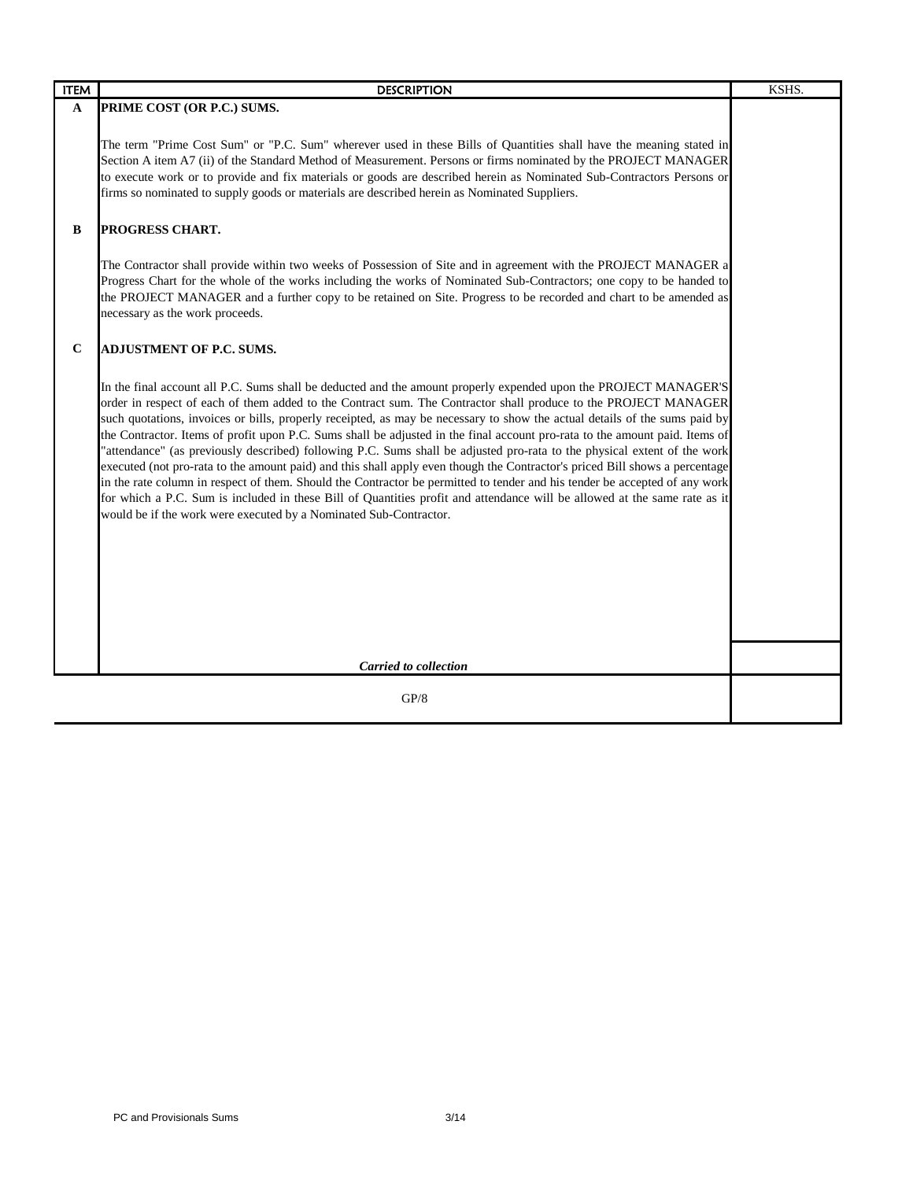| ITEM | DESCRIPTION | KSHS. |
|---|---|---|
| **A** | **PRIME COST (OR P.C.) SUMS.** | |
| | The term "Prime Cost Sum" or "P.C. Sum" wherever used in these Bills of Quantities shall have the meaning stated in Section A item A7 (ii) of the Standard Method of Measurement. Persons or firms nominated by the PROJECT MANAGER to execute work or to provide and fix materials or goods are described herein as Nominated Sub-Contractors Persons or firms so nominated to supply goods or materials are described herein as Nominated Suppliers. | |
| **B** | **PROGRESS CHART.** | |
| | The Contractor shall provide within two weeks of Possession of Site and in agreement with the PROJECT MANAGER a Progress Chart for the whole of the works including the works of Nominated Sub-Contractors; one copy to be handed to the PROJECT MANAGER and a further copy to be retained on Site. Progress to be recorded and chart to be amended as necessary as the work proceeds. | |
| **C** | **ADJUSTMENT OF P.C. SUMS.** | |
| | In the final account all P.C. Sums shall be deducted and the amount properly expended upon the PROJECT MANAGER'S order in respect of each of them added to the Contract sum. The Contractor shall produce to the PROJECT MANAGER such quotations, invoices or bills, properly receipted, as may be necessary to show the actual details of the sums paid by the Contractor. Items of profit upon P.C. Sums shall be adjusted in the final account pro-rata to the amount paid. Items of "attendance" (as previously described) following P.C. Sums shall be adjusted pro-rata to the physical extent of the work executed (not pro-rata to the amount paid) and this shall apply even though the Contractor's priced Bill shows a percentage in the rate column in respect of them. Should the Contractor be permitted to tender and his tender be accepted of any work for which a P.C. Sum is included in these Bill of Quantities profit and attendance will be allowed at the same rate as it would be if the work were executed by a Nominated Sub-Contractor. | |
| | ***Carried to collection*** | |
| | GP/8 | |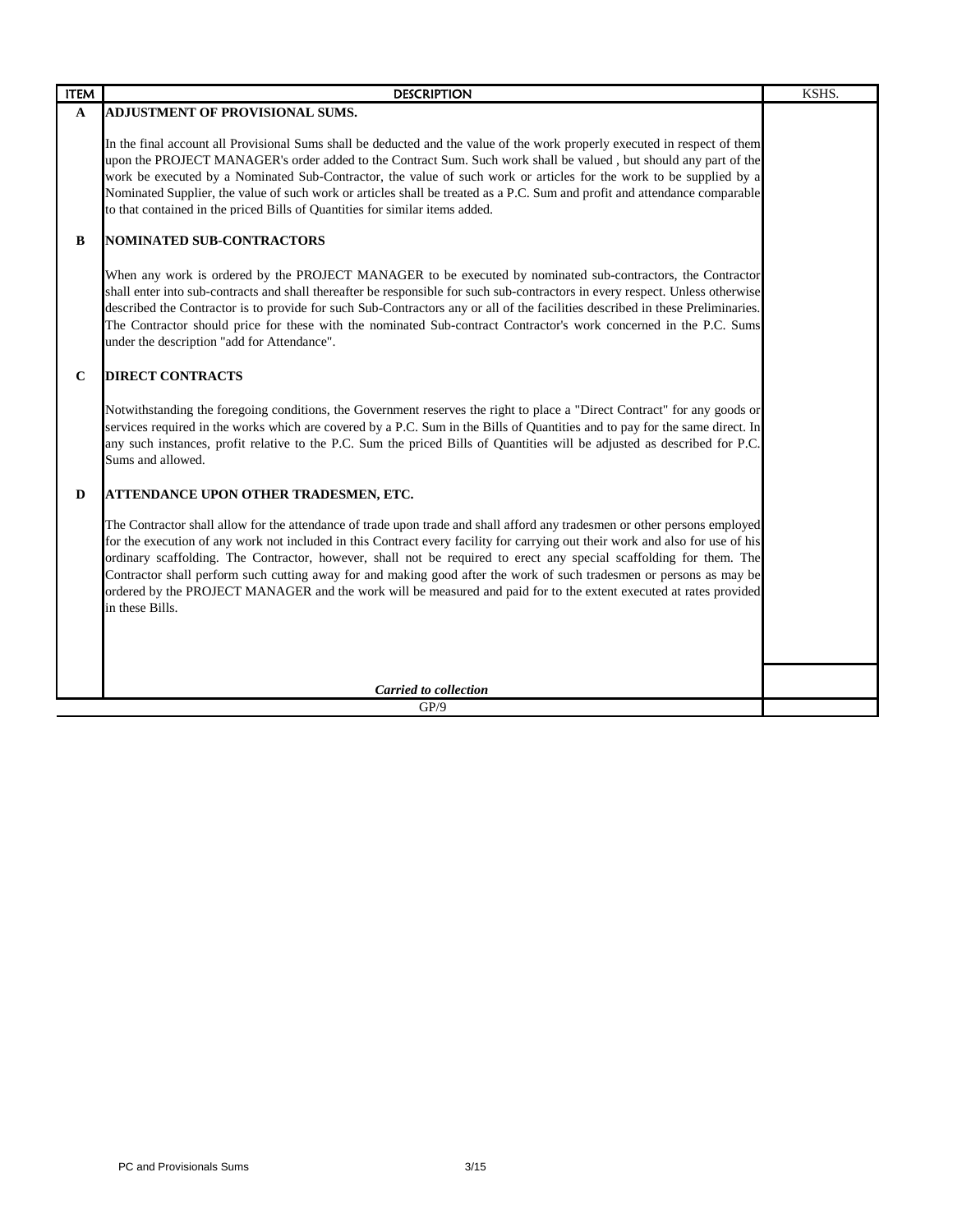| ITEM | DESCRIPTION | KSHS. |
| --- | --- | --- |
| **A** | **ADJUSTMENT OF PROVISIONAL SUMS.** | |
| | In the final account all Provisional Sums shall be deducted and the value of the work properly executed in respect of them upon the PROJECT MANAGER's order added to the Contract Sum. Such work shall be valued , but should any part of the work be executed by a Nominated Sub-Contractor, the value of such work or articles for the work to be supplied by a Nominated Supplier, the value of such work or articles shall be treated as a P.C. Sum and profit and attendance comparable to that contained in the priced Bills of Quantities for similar items added. | |
| **B** | **NOMINATED SUB-CONTRACTORS** | |
| | When any work is ordered by the PROJECT MANAGER to be executed by nominated sub-contractors, the Contractor shall enter into sub-contracts and shall thereafter be responsible for such sub-contractors in every respect. Unless otherwise described the Contractor is to provide for such Sub-Contractors any or all of the facilities described in these Preliminaries. The Contractor should price for these with the nominated Sub-contract Contractor's work concerned in the P.C. Sums under the description "add for Attendance". | |
| **C** | **DIRECT CONTRACTS** | |
| | Notwithstanding the foregoing conditions, the Government reserves the right to place a "Direct Contract" for any goods or services required in the works which are covered by a P.C. Sum in the Bills of Quantities and to pay for the same direct. In any such instances, profit relative to the P.C. Sum the priced Bills of Quantities will be adjusted as described for P.C. Sums and allowed. | |
| **D** | **ATTENDANCE UPON OTHER TRADESMEN, ETC.** | |
| | The Contractor shall allow for the attendance of trade upon trade and shall afford any tradesmen or other persons employed for the execution of any work not included in this Contract every facility for carrying out their work and also for use of his ordinary scaffolding. The Contractor, however, shall not be required to erect any special scaffolding for them. The Contractor shall perform such cutting away for and making good after the work of such tradesmen or persons as may be ordered by the PROJECT MANAGER and the work will be measured and paid for to the extent executed at rates provided in these Bills. | |
| | ***Carried to collection*** | |
| | GP/9 | |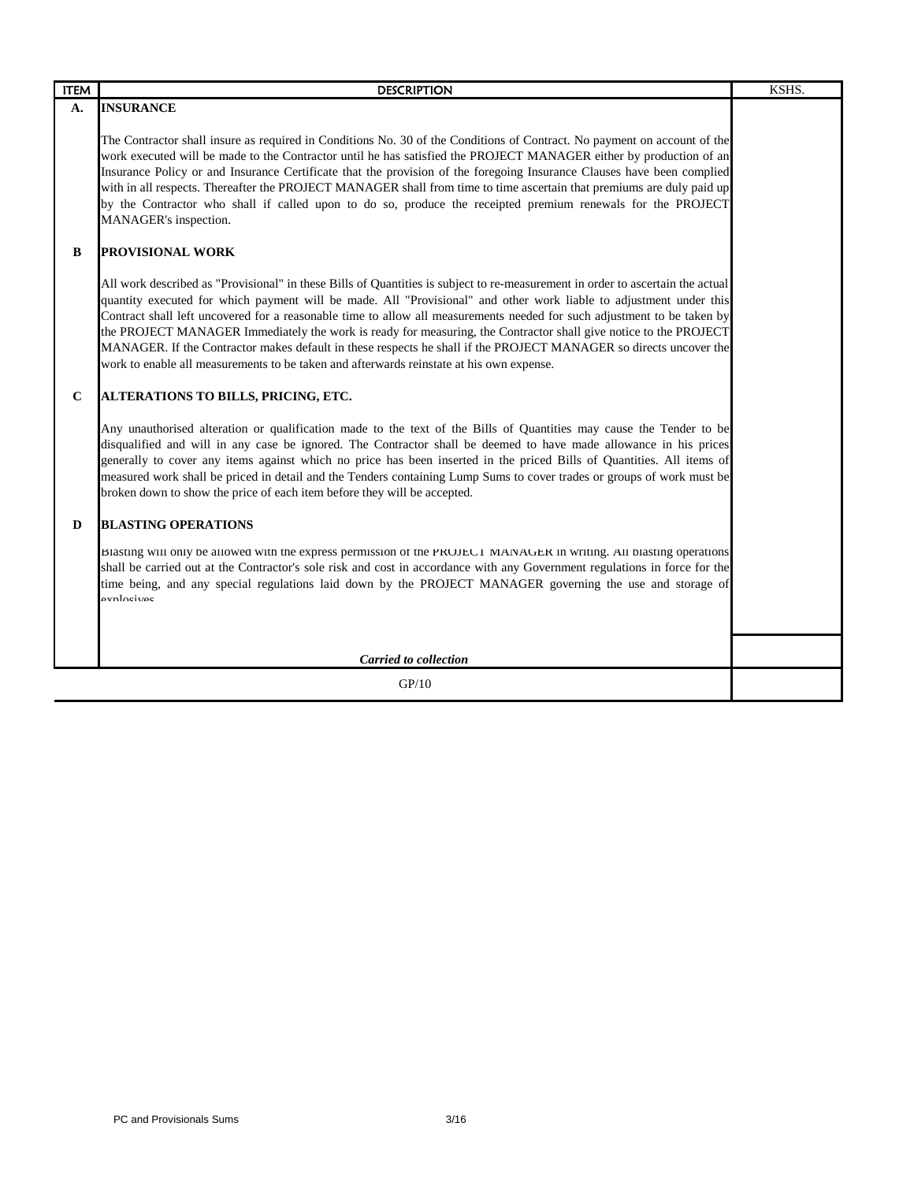| ITEM | DESCRIPTION | KSHS. |
|---|---|---|
| A. | **INSURANCE** | |
| | The Contractor shall insure as required in Conditions No. 30 of the Conditions of Contract. No payment on account of the work executed will be made to the Contractor until he has satisfied the PROJECT MANAGER either by production of an Insurance Policy or and Insurance Certificate that the provision of the foregoing Insurance Clauses have been complied with in all respects. Thereafter the PROJECT MANAGER shall from time to time ascertain that premiums are duly paid up by the Contractor who shall if called upon to do so, produce the receipted premium renewals for the PROJECT MANAGER's inspection. | |
| B | **PROVISIONAL WORK** | |
| | All work described as "Provisional" in these Bills of Quantities is subject to re-measurement in order to ascertain the actual quantity executed for which payment will be made. All "Provisional" and other work liable to adjustment under this Contract shall left uncovered for a reasonable time to allow all measurements needed for such adjustment to be taken by the PROJECT MANAGER Immediately the work is ready for measuring, the Contractor shall give notice to the PROJECT MANAGER. If the Contractor makes default in these respects he shall if the PROJECT MANAGER so directs uncover the work to enable all measurements to be taken and afterwards reinstate at his own expense. | |
| C | **ALTERATIONS TO BILLS, PRICING, ETC.** | |
| | Any unauthorised alteration or qualification made to the text of the Bills of Quantities may cause the Tender to be disqualified and will in any case be ignored. The Contractor shall be deemed to have made allowance in his prices generally to cover any items against which no price has been inserted in the priced Bills of Quantities. All items of measured work shall be priced in detail and the Tenders containing Lump Sums to cover trades or groups of work must be broken down to show the price of each item before they will be accepted. | |
| D | **BLASTING OPERATIONS** | |
| | Blasting will only be allowed with the express permission of the PROJECT MANAGER in writing. All blasting operations shall be carried out at the Contractor's sole risk and cost in accordance with any Government regulations in force for the time being, and any special regulations laid down by the PROJECT MANAGER governing the use and storage of explosives | |
| | ***Carried to collection*** | |
| | GP/10 | |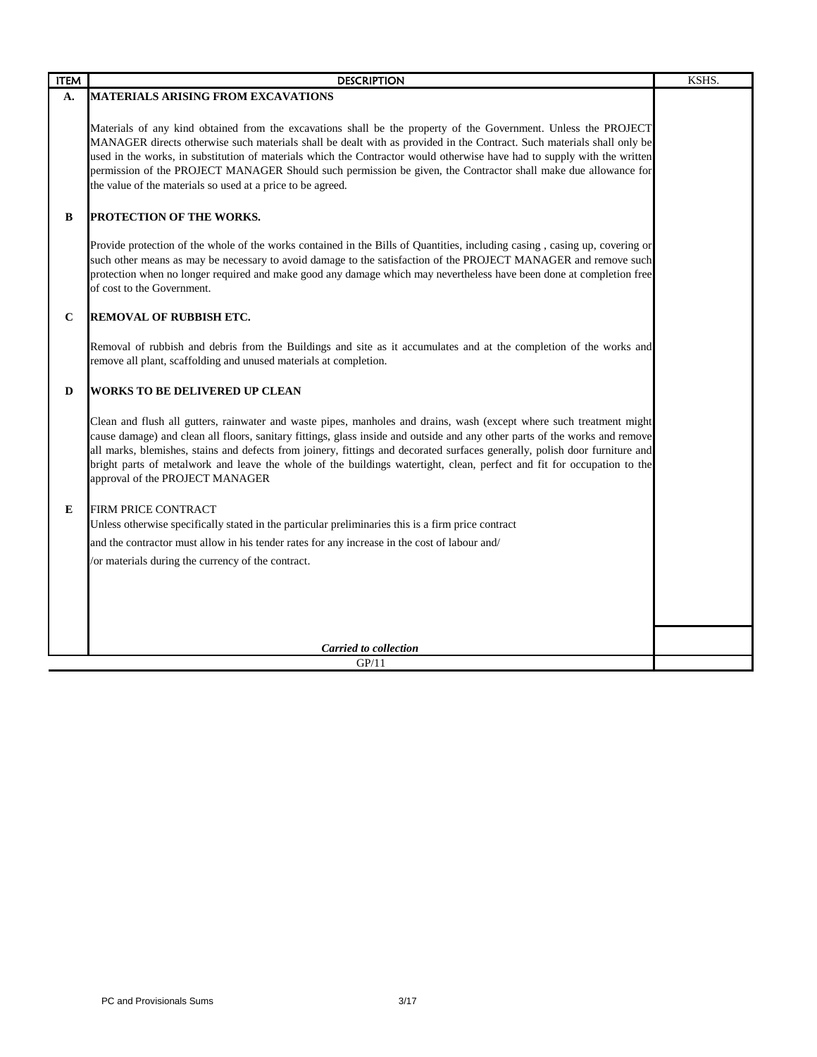| ITEM | DESCRIPTION | KSHS. |
|---|---|---|
| **A.** | **MATERIALS ARISING FROM EXCAVATIONS** | |
| | Materials of any kind obtained from the excavations shall be the property of the Government. Unless the PROJECT MANAGER directs otherwise such materials shall be dealt with as provided in the Contract. Such materials shall only be used in the works, in substitution of materials which the Contractor would otherwise have had to supply with the written permission of the PROJECT MANAGER Should such permission be given, the Contractor shall make due allowance for the value of the materials so used at a price to be agreed. | |
| **B** | **PROTECTION OF THE WORKS.** | |
| | Provide protection of the whole of the works contained in the Bills of Quantities, including casing , casing up, covering or such other means as may be necessary to avoid damage to the satisfaction of the PROJECT MANAGER and remove such protection when no longer required and make good any damage which may nevertheless have been done at completion free of cost to the Government. | |
| **C** | **REMOVAL OF RUBBISH ETC.** | |
| | Removal of rubbish and debris from the Buildings and site as it accumulates and at the completion of the works and remove all plant, scaffolding and unused materials at completion. | |
| **D** | **WORKS TO BE DELIVERED UP CLEAN** | |
| | Clean and flush all gutters, rainwater and waste pipes, manholes and drains, wash (except where such treatment might cause damage) and clean all floors, sanitary fittings, glass inside and outside and any other parts of the works and remove all marks, blemishes, stains and defects from joinery, fittings and decorated surfaces generally, polish door furniture and bright parts of metalwork and leave the whole of the buildings watertight, clean, perfect and fit for occupation to the approval of the PROJECT MANAGER | |
| **E** | FIRM PRICE CONTRACT | |
| | Unless otherwise specifically stated in the particular preliminaries this is a firm price contract and the contractor must allow in his tender rates for any increase in the cost of labour and/ /or materials during the currency of the contract. | |
| | *Carried to collection* | |
| | GP/11 | |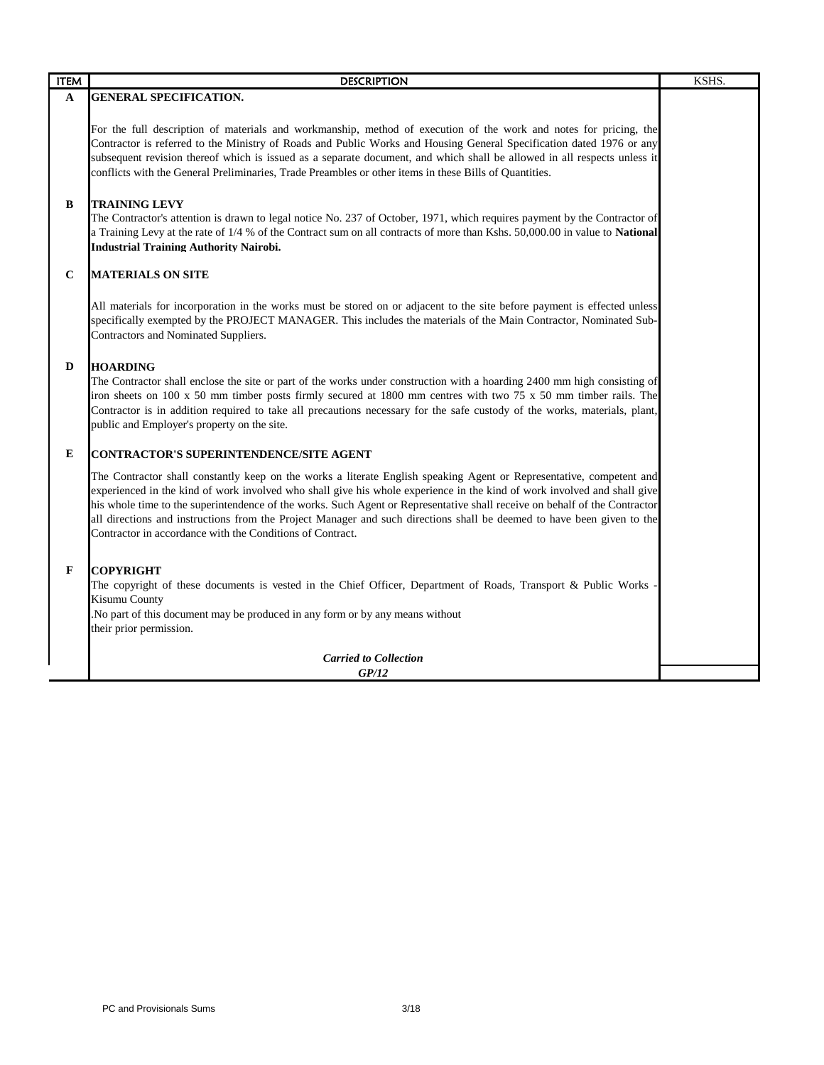| ITEM | DESCRIPTION | KSHS. |
|---|---|---|
| **A** | **GENERAL SPECIFICATION.** | |
| | For the full description of materials and workmanship, method of execution of the work and notes for pricing, the Contractor is referred to the Ministry of Roads and Public Works and Housing General Specification dated 1976 or any subsequent revision thereof which is issued as a separate document, and which shall be allowed in all respects unless it conflicts with the General Preliminaries, Trade Preambles or other items in these Bills of Quantities. | |
| **B** | **TRAINING LEVY** | |
| | The Contractor's attention is drawn to legal notice No. 237 of October, 1971, which requires payment by the Contractor of a Training Levy at the rate of 1/4 % of the Contract sum on all contracts of more than Kshs. 50,000.00 in value to **National Industrial Training Authority Nairobi.** | |
| **C** | **MATERIALS ON SITE** | |
| | All materials for incorporation in the works must be stored on or adjacent to the site before payment is effected unless specifically exempted by the PROJECT MANAGER. This includes the materials of the Main Contractor, Nominated Sub-Contractors and Nominated Suppliers. | |
| **D** | **HOARDING** | |
| | The Contractor shall enclose the site or part of the works under construction with a hoarding 2400 mm high consisting of iron sheets on 100 x 50 mm timber posts firmly secured at 1800 mm centres with two 75 x 50 mm timber rails. The Contractor is in addition required to take all precautions necessary for the safe custody of the works, materials, plant, public and Employer's property on the site. | |
| **E** | **CONTRACTOR'S SUPERINTENDENCE/SITE AGENT** | |
| | The Contractor shall constantly keep on the works a literate English speaking Agent or Representative, competent and experienced in the kind of work involved who shall give his whole experience in the kind of work involved and shall give his whole time to the superintendence of the works. Such Agent or Representative shall receive on behalf of the Contractor all directions and instructions from the Project Manager and such directions shall be deemed to have been given to the Contractor in accordance with the Conditions of Contract. | |
| **F** | **COPYRIGHT** | |
| | The copyright of these documents is vested in the Chief Officer, Department of Roads, Transport & Public Works - Kisumu County .No part of this document may be produced in any form or by any means without their prior permission. | |
| | ***Carried to Collection*** | |
| | ***GP/12*** | |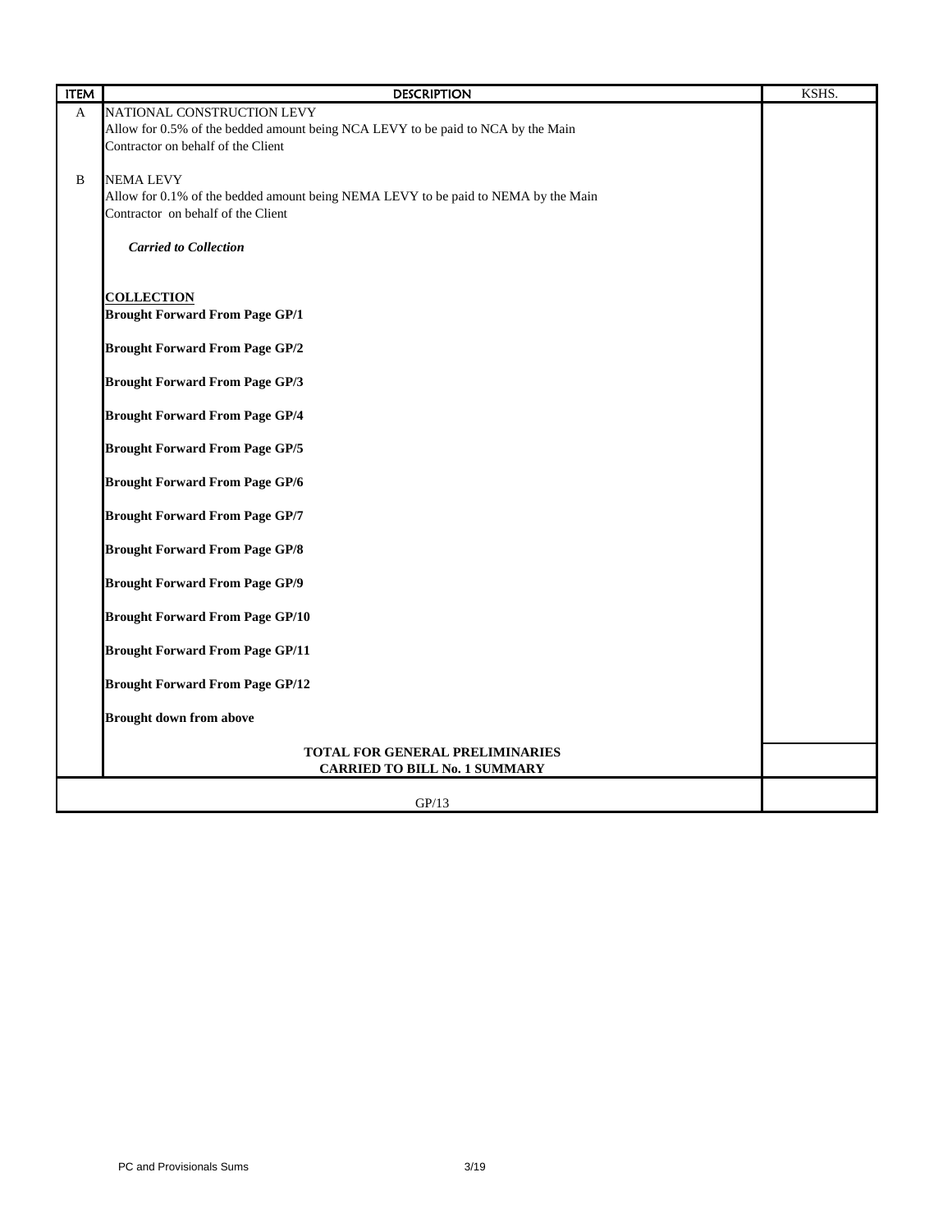| ITEM | DESCRIPTION | KSHS. |
|---|---|---|
| A | NATIONAL CONSTRUCTION LEVY<br>Allow for 0.5% of the bedded amount being NCA LEVY to be paid to NCA by the Main Contractor on behalf of the Client | |
| B | NEMA LEVY<br>Allow for 0.1% of the bedded amount being NEMA LEVY to be paid to NEMA by the Main Contractor on behalf of the Client | |
| | ***Carried to Collection*** | |
| | **COLLECTION** | |
| | **Brought Forward From Page GP/1** | |
| | **Brought Forward From Page GP/2** | |
| | **Brought Forward From Page GP/3** | |
| | **Brought Forward From Page GP/4** | |
| | **Brought Forward From Page GP/5** | |
| | **Brought Forward From Page GP/6** | |
| | **Brought Forward From Page GP/7** | |
| | **Brought Forward From Page GP/8** | |
| | **Brought Forward From Page GP/9** | |
| | **Brought Forward From Page GP/10** | |
| | **Brought Forward From Page GP/11** | |
| | **Brought Forward From Page GP/12** | |
| | **Brought down from above** | |
| | **TOTAL FOR GENERAL PRELIMINARIES**<br>**CARRIED TO BILL No. 1 SUMMARY** | |
| | GP/13 | |

PC and Provisionals Sums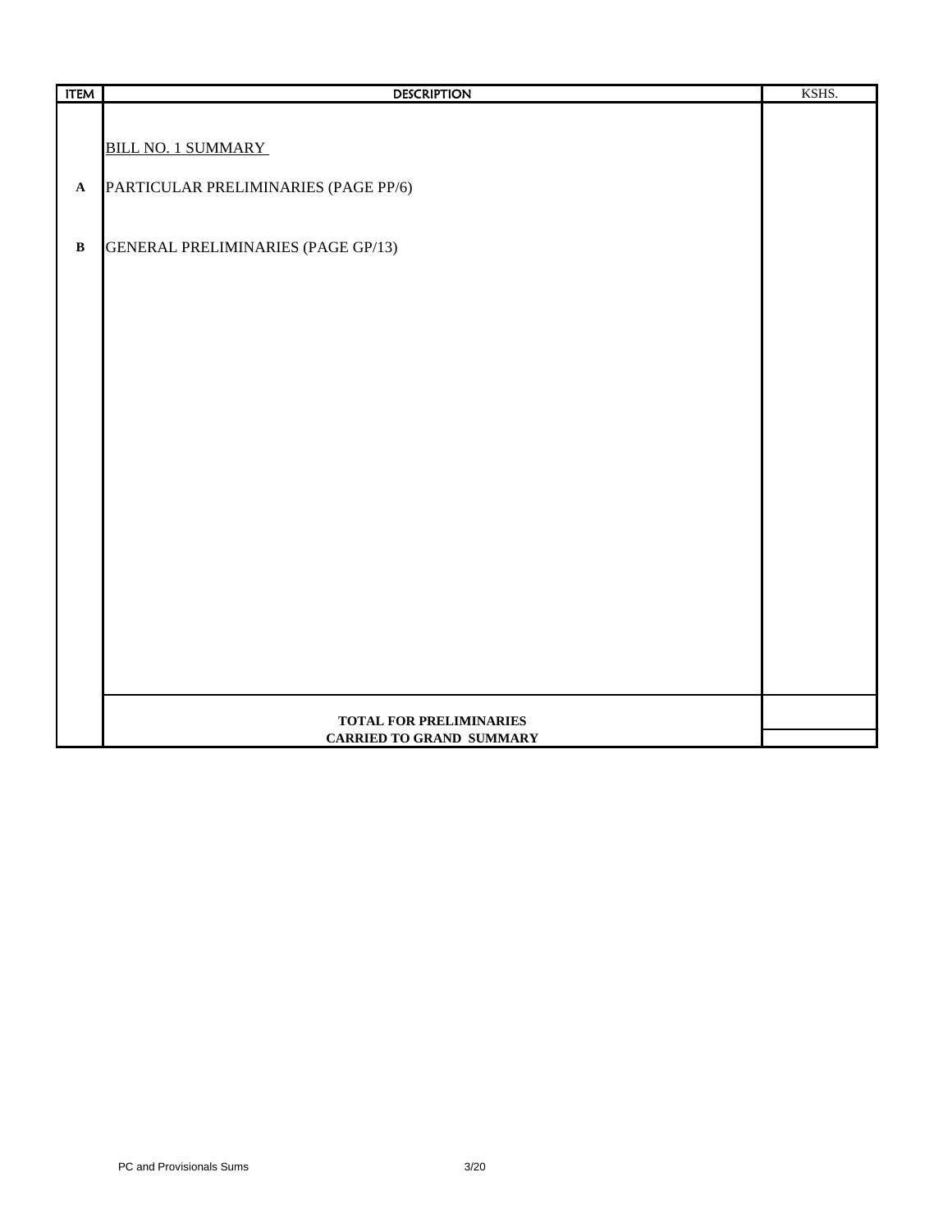| ITEM | DESCRIPTION | KSHS. |
|---|---|---|
| | BILL NO. 1 SUMMARY | |
| A | PARTICULAR PRELIMINARIES (PAGE PP/6) | |
| B | GENERAL PRELIMINARIES (PAGE GP/13) | |
| | **TOTAL FOR PRELIMINARIES** | |
| | **CARRIED TO GRAND SUMMARY** | |

PC and Provisionals Sums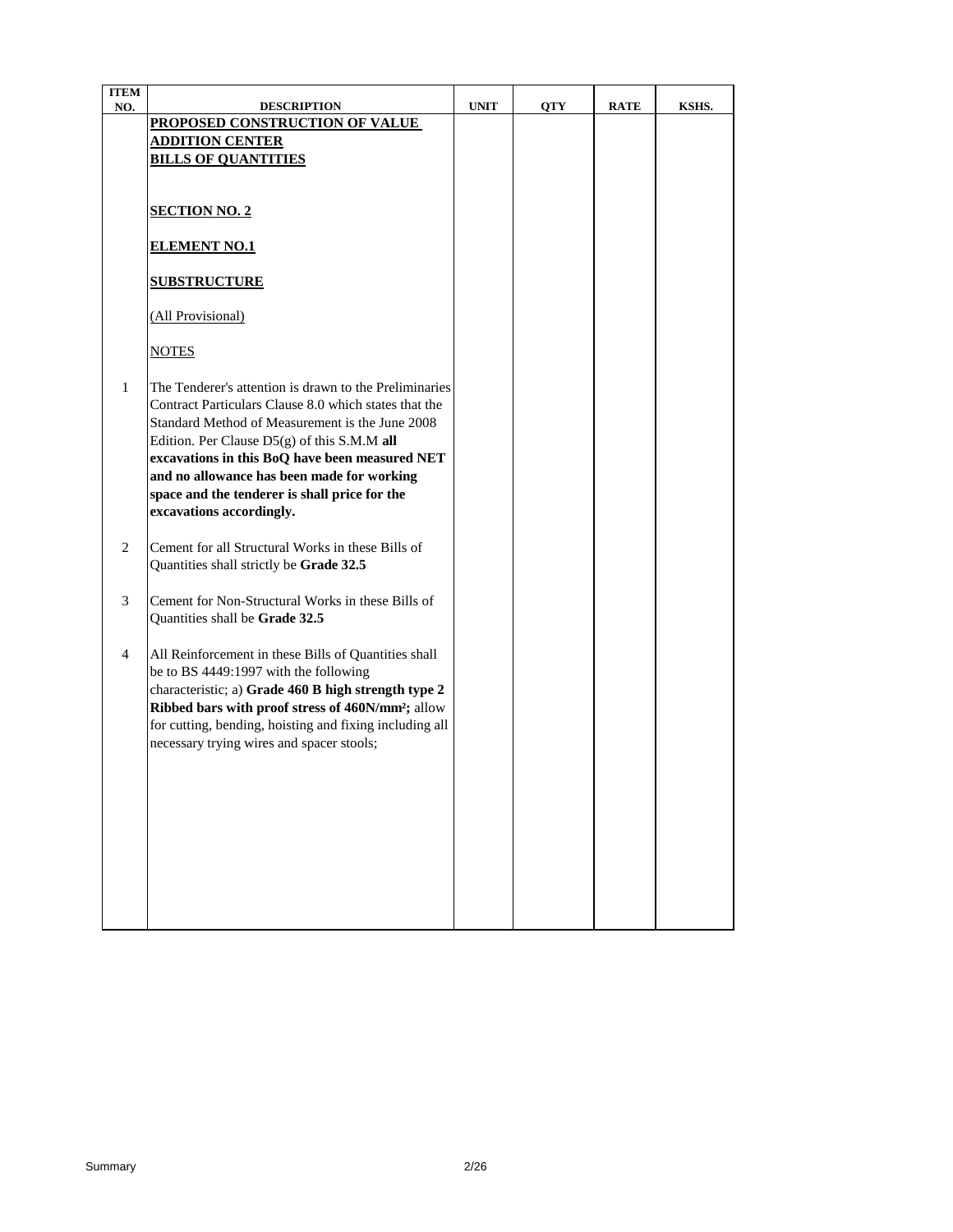| ITEM NO. | DESCRIPTION | UNIT | QTY | RATE | KSHS. |
|---|---|---|---|---|---|
| | **PROPOSED CONSTRUCTION OF VALUE ADDITION CENTER** | | | | |
| | **BILLS OF QUANTITIES** | | | | |
| | **SECTION NO. 2** | | | | |
| | **ELEMENT NO.1** | | | | |
| | **SUBSTRUCTURE** | | | | |
| | (All Provisional) | | | | |
| | NOTES | | | | |
| 1 | The Tenderer's attention is drawn to the Preliminaries Contract Particulars Clause 8.0 which states that the Standard Method of Measurement is the June 2008 Edition. Per Clause D5(g) of this S.M.M **all excavations in this BoQ have been measured NET and no allowance has been made for working space and the tenderer is shall price for the excavations accordingly.** | | | | |
| 2 | Cement for all Structural Works in these Bills of Quantities shall strictly be **Grade 32.5** | | | | |
| 3 | Cement for Non-Structural Works in these Bills of Quantities shall be **Grade 32.5** | | | | |
| 4 | All Reinforcement in these Bills of Quantities shall be to BS 4449:1997 with the following characteristic; a) **Grade 460 B high strength type 2 Ribbed bars with proof stress of 460N/mm²;** allow for cutting, bending, hoisting and fixing including all necessary trying wires and spacer stools; | | | | |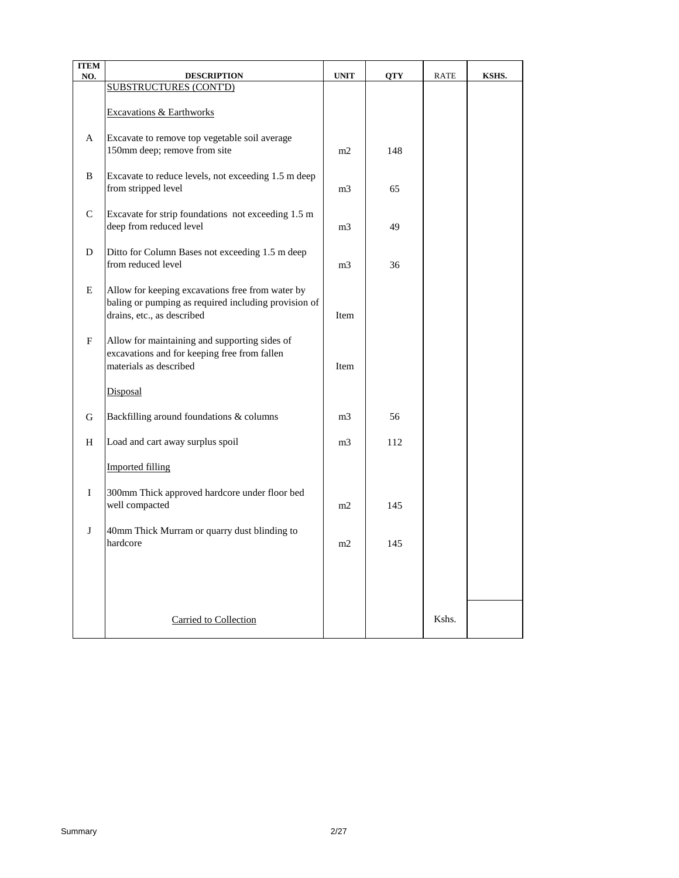| ITEM NO. | DESCRIPTION | UNIT | QTY | RATE | KSHS. |
|---|---|---|---|---|---|
| | SUBSTRUCTURES (CONT'D) | | | | |
| | Excavations & Earthworks | | | | |
| A | Excavate to remove top vegetable soil average 150mm deep; remove from site | m2 | 148 | | |
| B | Excavate to reduce levels, not exceeding 1.5 m deep from stripped level | m3 | 65 | | |
| C | Excavate for strip foundations not exceeding 1.5 m deep from reduced level | m3 | 49 | | |
| D | Ditto for Column Bases not exceeding 1.5 m deep from reduced level | m3 | 36 | | |
| E | Allow for keeping excavations free from water by baling or pumping as required including provision of drains, etc., as described | Item | | | |
| F | Allow for maintaining and supporting sides of excavations and for keeping free from fallen materials as described | Item | | | |
| | Disposal | | | | |
| G | Backfilling around foundations & columns | m3 | 56 | | |
| H | Load and cart away surplus spoil | m3 | 112 | | |
| | Imported filling | | | | |
| I | 300mm Thick approved hardcore under floor bed well compacted | m2 | 145 | | |
| J | 40mm Thick Murram or quarry dust blinding to hardcore | m2 | 145 | | |
| | Carried to Collection | | | Kshs. | |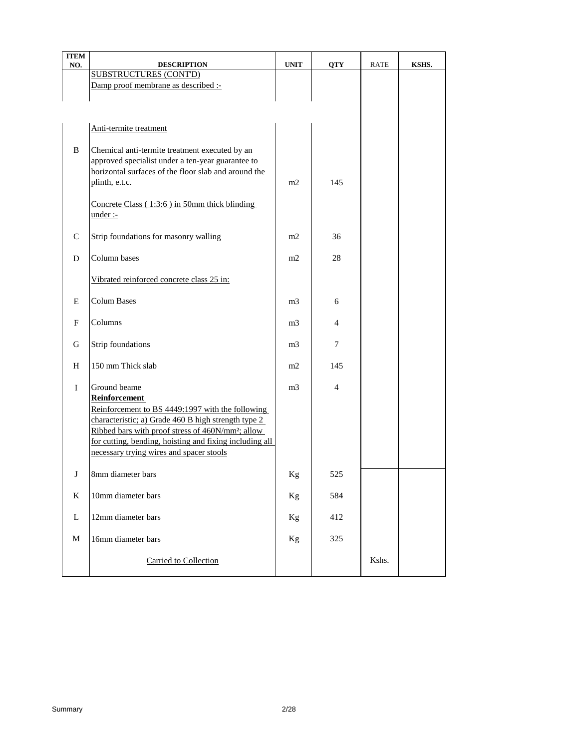| ITEM NO. | DESCRIPTION | UNIT | QTY | RATE | KSHS. |
|---|---|---|---|---|---|
| | SUBSTRUCTURES (CONT'D) | | | | |
| | Damp proof membrane as described :- | | | | |
| | Anti-termite treatment | | | | |
| B | Chemical anti-termite treatment executed by an approved specialist under a ten-year guarantee to horizontal surfaces of the floor slab and around the plinth, e.t.c. | m2 | 145 | | |
| | Concrete Class ( 1:3:6 ) in 50mm thick blinding under :- | | | | |
| C | Strip foundations for masonry walling | m2 | 36 | | |
| D | Column bases | m2 | 28 | | |
| | Vibrated reinforced concrete class 25 in: | | | | |
| E | Colum Bases | m3 | 6 | | |
| F | Columns | m3 | 4 | | |
| G | Strip foundations | m3 | 7 | | |
| H | 150 mm Thick slab | m2 | 145 | | |
| I | Ground beame | m3 | 4 | | |
| | **Reinforcement** | | | | |
| | Reinforcement to BS 4449:1997 with the following characteristic; a) Grade 460 B high strength type 2 Ribbed bars with proof stress of 460N/mm²; allow for cutting, bending, hoisting and fixing including all necessary trying wires and spacer stools | | | | |
| J | 8mm diameter bars | Kg | 525 | | |
| K | 10mm diameter bars | Kg | 584 | | |
| L | 12mm diameter bars | Kg | 412 | | |
| M | 16mm diameter bars | Kg | 325 | | |
| | Carried to Collection | | | Kshs. | |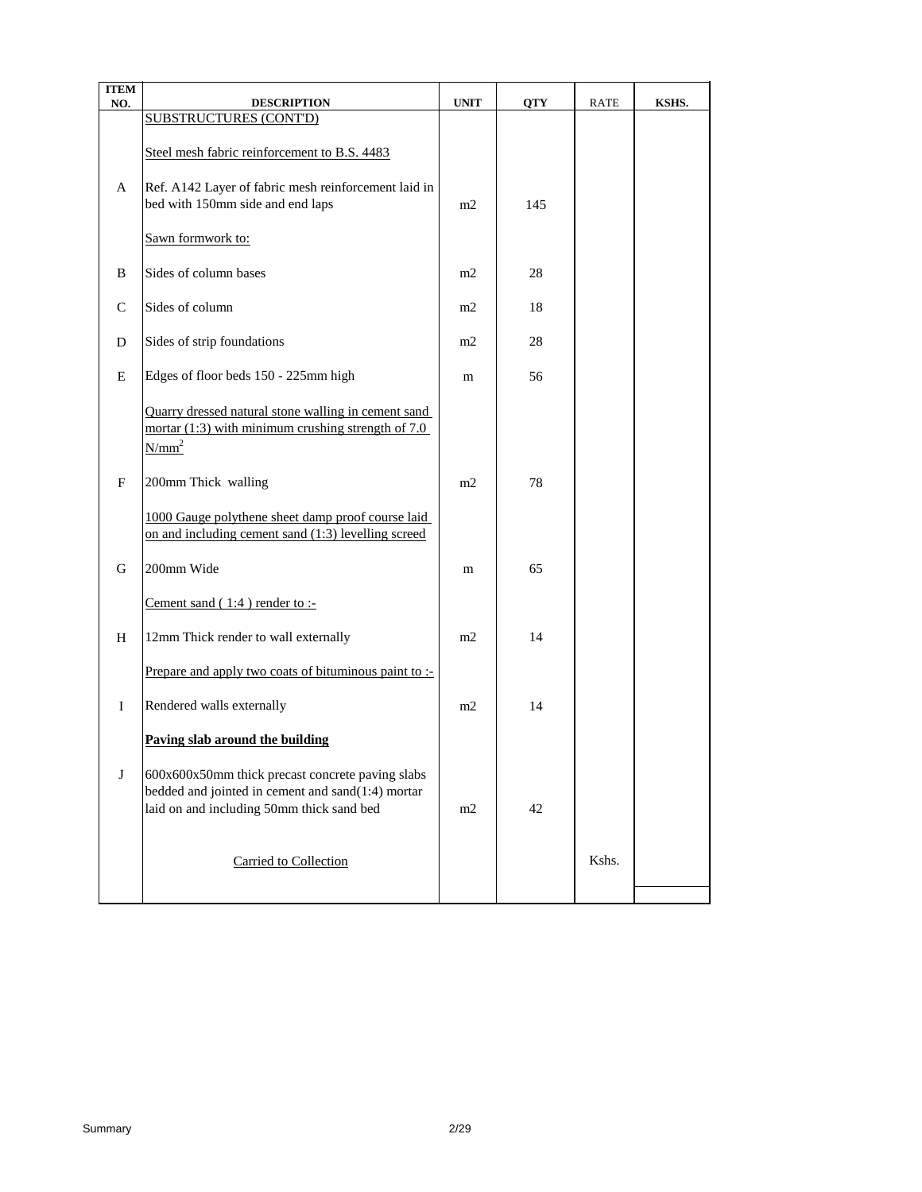| ITEM NO. | DESCRIPTION | UNIT | QTY | RATE | KSHS. |
|---|---|---|---|---|---|
| | SUBSTRUCTURES (CONT'D) | | | | |
| | Steel mesh fabric reinforcement to B.S. 4483 | | | | |
| A | Ref. A142 Layer of fabric mesh reinforcement laid in bed with 150mm side and end laps | m2 | 145 | | |
| | Sawn formwork to: | | | | |
| B | Sides of column bases | m2 | 28 | | |
| C | Sides of column | m2 | 18 | | |
| D | Sides of strip foundations | m2 | 28 | | |
| E | Edges of floor beds 150 - 225mm high | m | 56 | | |
| | Quarry dressed natural stone walling in cement sand mortar (1:3) with minimum crushing strength of 7.0 $N/mm^2$ | | | | |
| F | 200mm Thick walling | m2 | 78 | | |
| | 1000 Gauge polythene sheet damp proof course laid on and including cement sand (1:3) levelling screed | | | | |
| G | 200mm Wide | m | 65 | | |
| | Cement sand ( 1:4 ) render to :- | | | | |
| H | 12mm Thick render to wall externally | m2 | 14 | | |
| | Prepare and apply two coats of bituminous paint to :- | | | | |
| I | Rendered walls externally | m2 | 14 | | |
| | **Paving slab around the building** | | | | |
| J | 600x600x50mm thick precast concrete paving slabs bedded and jointed in cement and sand(1:4) mortar laid on and including 50mm thick sand bed | m2 | 42 | | |
| | Carried to Collection | | | Kshs. | |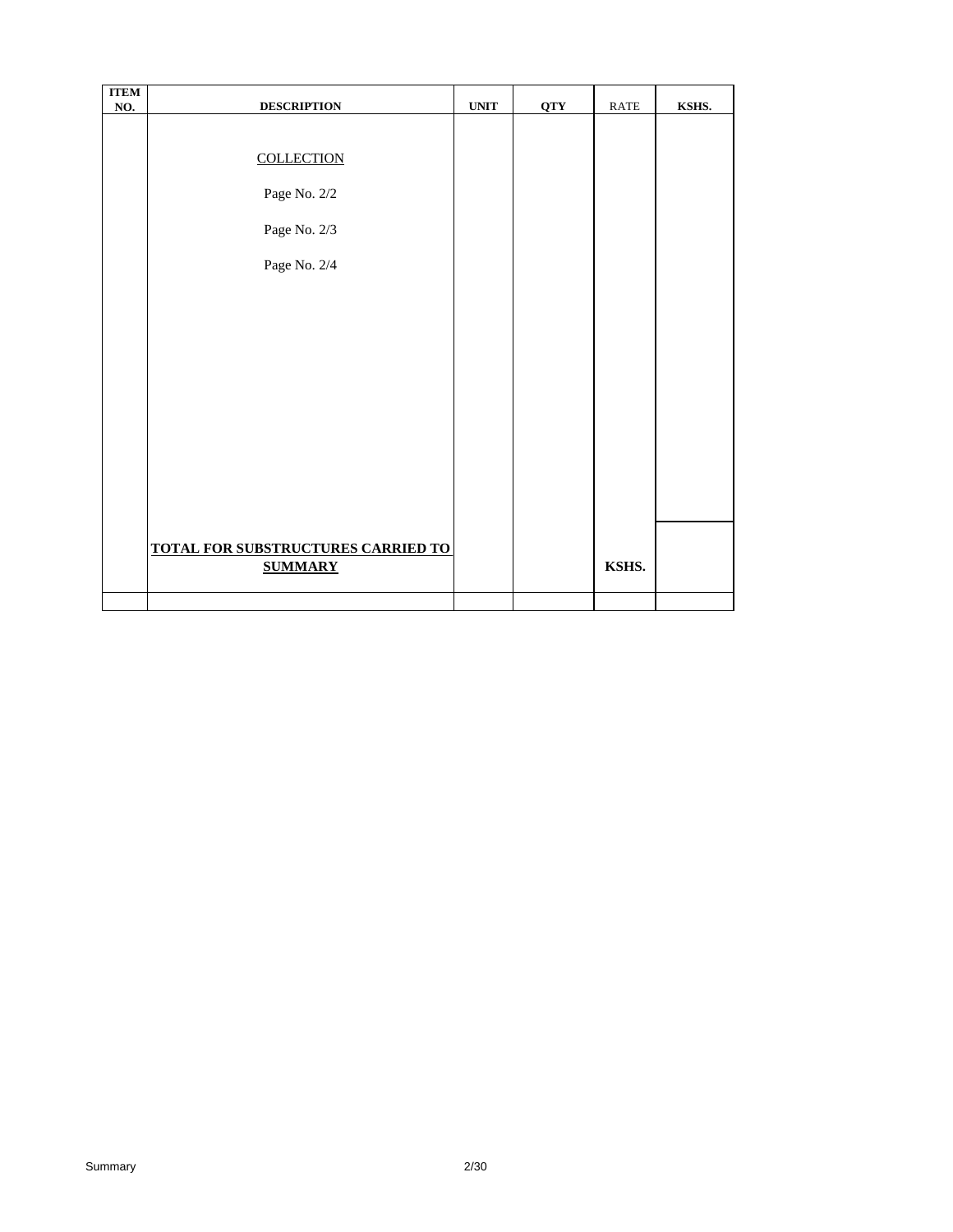| ITEM NO. | DESCRIPTION | UNIT | QTY | RATE | KSHS. |
|---|---|---|---|---|---|
| | COLLECTION | | | | |
| | Page No. 2/2 | | | | |
| | Page No. 2/3 | | | | |
| | Page No. 2/4 | | | | |
| | **TOTAL FOR SUBSTRUCTURES CARRIED TO SUMMARY** | | | **KSHS.** | |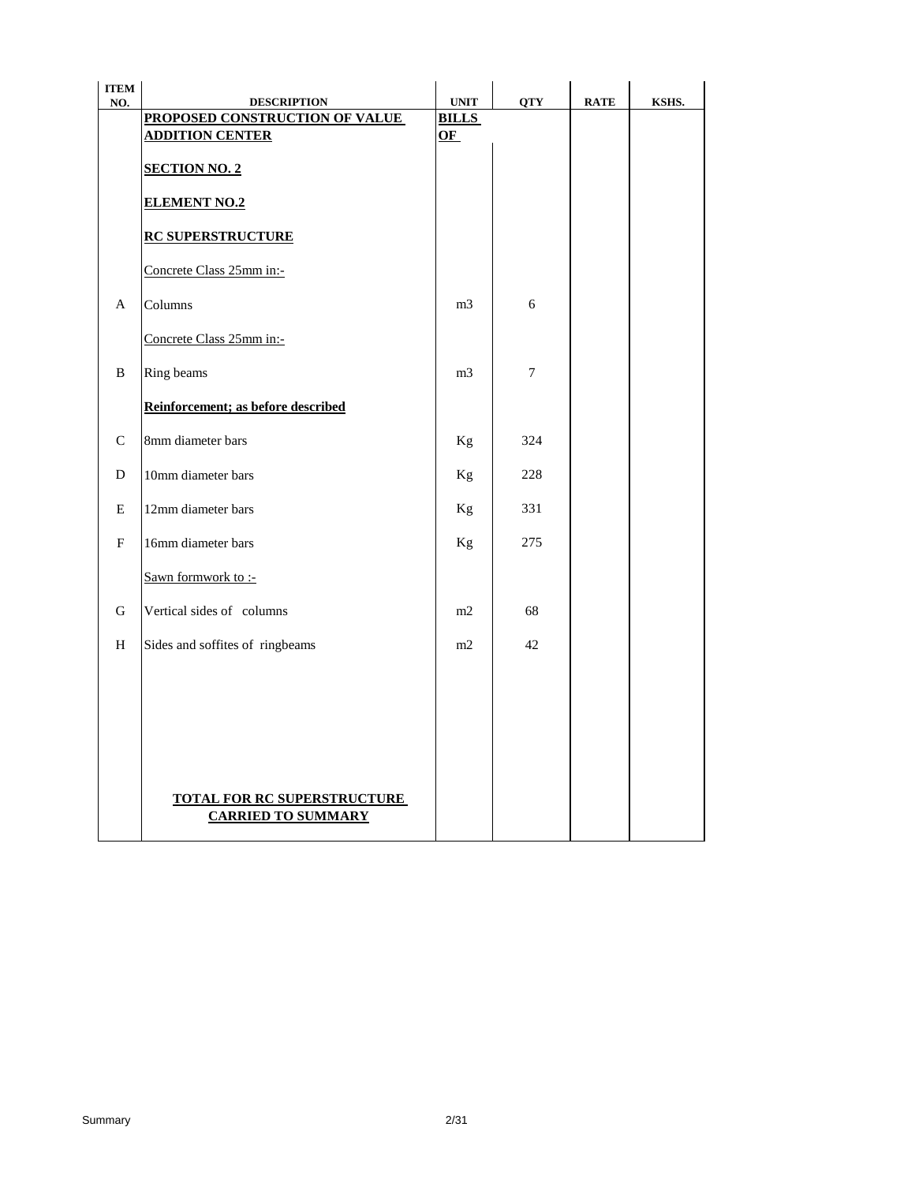| ITEM NO. | DESCRIPTION | UNIT | QTY | RATE | KSHS. |
|---|---|---|---|---|---|
| | **PROPOSED CONSTRUCTION OF VALUE ADDITION CENTER** | **BILLS OF** | | | |
| | **SECTION NO. 2** | | | | |
| | **ELEMENT NO.2** | | | | |
| | **RC SUPERSTRUCTURE** | | | | |
| | Concrete Class 25mm in:- | | | | |
| A | Columns | m3 | 6 | | |
| | Concrete Class 25mm in:- | | | | |
| B | Ring beams | m3 | 7 | | |
| | **Reinforcement; as before described** | | | | |
| C | 8mm diameter bars | Kg | 324 | | |
| D | 10mm diameter bars | Kg | 228 | | |
| E | 12mm diameter bars | Kg | 331 | | |
| F | 16mm diameter bars | Kg | 275 | | |
| | Sawn formwork to :- | | | | |
| G | Vertical sides of columns | m2 | 68 | | |
| H | Sides and soffites of ringbeams | m2 | 42 | | |
| | **TOTAL FOR RC SUPERSTRUCTURE CARRIED TO SUMMARY** | | | | |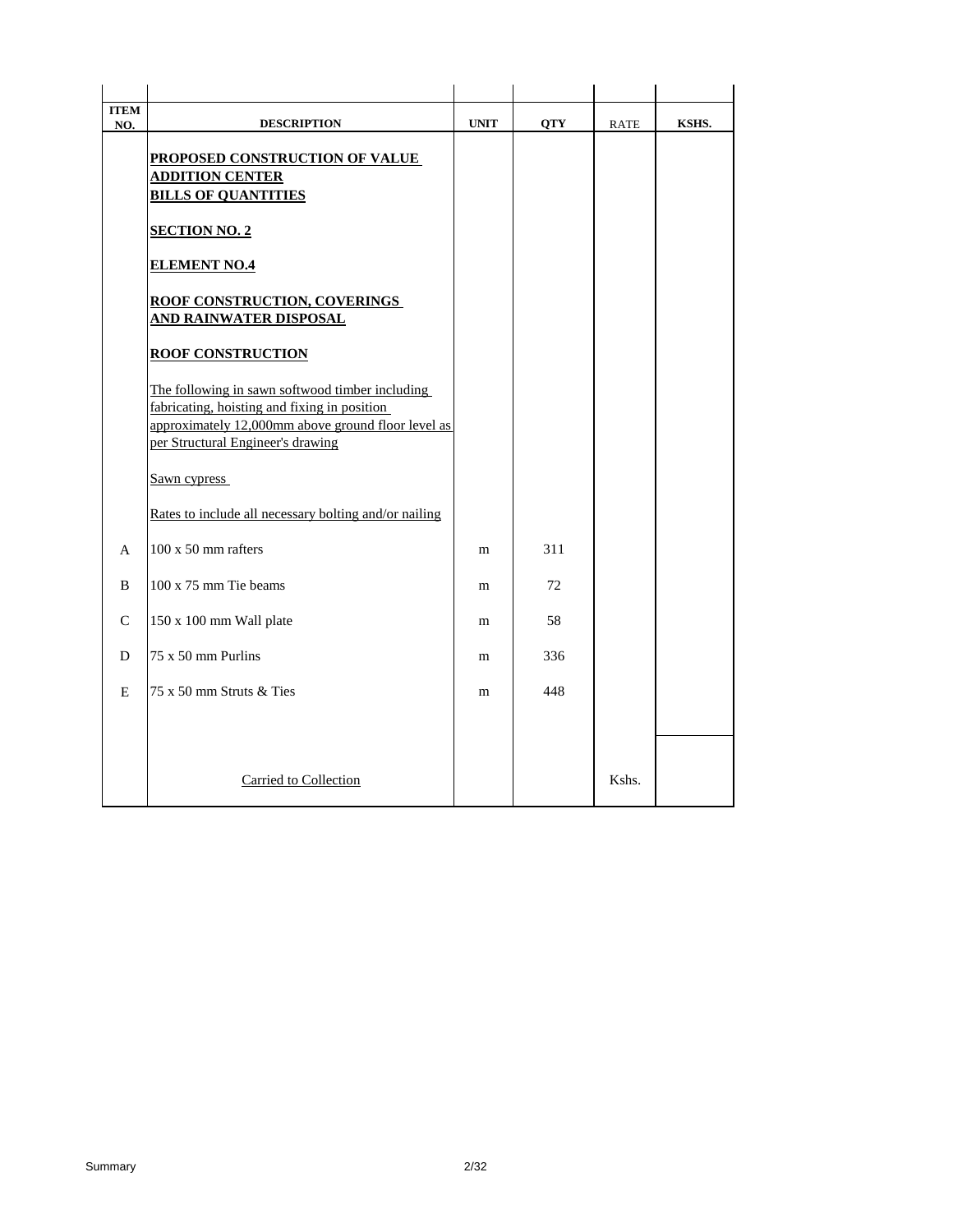| ITEM NO. | DESCRIPTION | UNIT | QTY | RATE | KSHS. |
|---|---|---|---|---|---|
| | **PROPOSED CONSTRUCTION OF VALUE ADDITION CENTER** | | | | |
| | **BILLS OF QUANTITIES** | | | | |
| | **SECTION NO. 2** | | | | |
| | **ELEMENT NO.4** | | | | |
| | **ROOF CONSTRUCTION, COVERINGS AND RAINWATER DISPOSAL** | | | | |
| | **ROOF CONSTRUCTION** | | | | |
| | The following in sawn softwood timber including fabricating, hoisting and fixing in position approximately 12,000mm above ground floor level as per Structural Engineer's drawing | | | | |
| | Sawn cypress | | | | |
| | Rates to include all necessary bolting and/or nailing | | | | |
| A | 100 x 50 mm rafters | m | 311 | | |
| B | 100 x 75 mm Tie beams | m | 72 | | |
| C | 150 x 100 mm Wall plate | m | 58 | | |
| D | 75 x 50 mm Purlins | m | 336 | | |
| E | 75 x 50 mm Struts & Ties | m | 448 | | |
| | Carried to Collection | | | Kshs. | |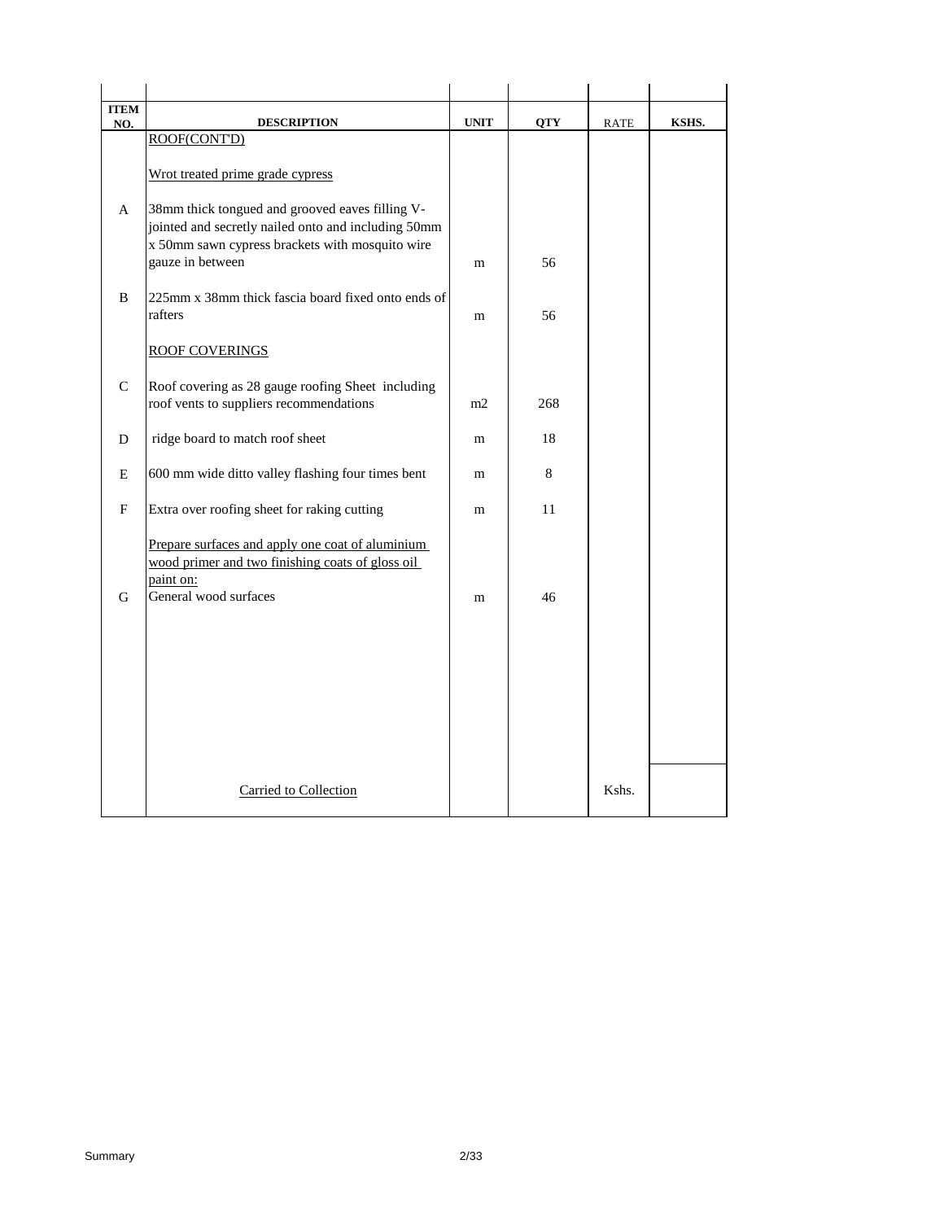| ITEM NO. | DESCRIPTION | UNIT | QTY | RATE | KSHS. |
|---|---|---|---|---|---|
| | ROOF(CONT'D) | | | | |
| | Wrot treated prime grade cypress | | | | |
| A | 38mm thick tongued and grooved eaves filling V-jointed and secretly nailed onto and including 50mm x 50mm sawn cypress brackets with mosquito wire gauze in between | m | 56 | | |
| B | 225mm x 38mm thick fascia board fixed onto ends of rafters | m | 56 | | |
| | ROOF COVERINGS | | | | |
| C | Roof covering as 28 gauge roofing Sheet including roof vents to suppliers recommendations | m2 | 268 | | |
| D | ridge board to match roof sheet | m | 18 | | |
| E | 600 mm wide ditto valley flashing four times bent | m | 8 | | |
| F | Extra over roofing sheet for raking cutting | m | 11 | | |
| | Prepare surfaces and apply one coat of aluminium wood primer and two finishing coats of gloss oil paint on: | | | | |
| G | General wood surfaces | m | 46 | | |
| | Carried to Collection | | | Kshs. | |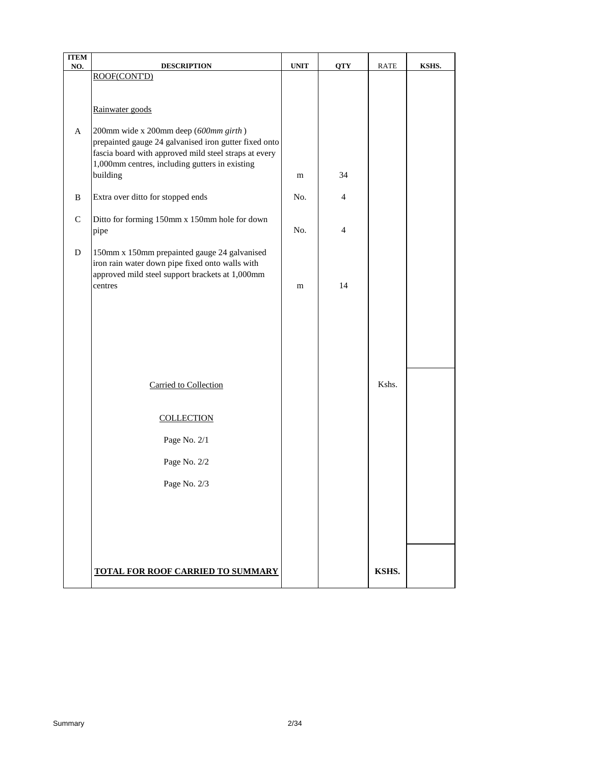| ITEM NO. | DESCRIPTION | UNIT | QTY | RATE | KSHS. |
|---|---|---|---|---|---|
| | ROOF(CONT'D) | | | | |
| | Rainwater goods | | | | |
| A | 200mm wide x 200mm deep (*600mm girth*) prepainted gauge 24 galvanised iron gutter fixed onto fascia board with approved mild steel straps at every 1,000mm centres, including gutters in existing building | m | 34 | | |
| B | Extra over ditto for stopped ends | No. | 4 | | |
| C | Ditto for forming 150mm x 150mm hole for down pipe | No. | 4 | | |
| D | 150mm x 150mm prepainted gauge 24 galvanised iron rain water down pipe fixed onto walls with approved mild steel support brackets at 1,000mm centres | m | 14 | | |
| | Carried to Collection | | | Kshs. | |
| | COLLECTION | | | | |
| | Page No. 2/1 | | | | |
| | Page No. 2/2 | | | | |
| | Page No. 2/3 | | | | |
| | **TOTAL FOR ROOF CARRIED TO SUMMARY** | | | **KSHS.** | |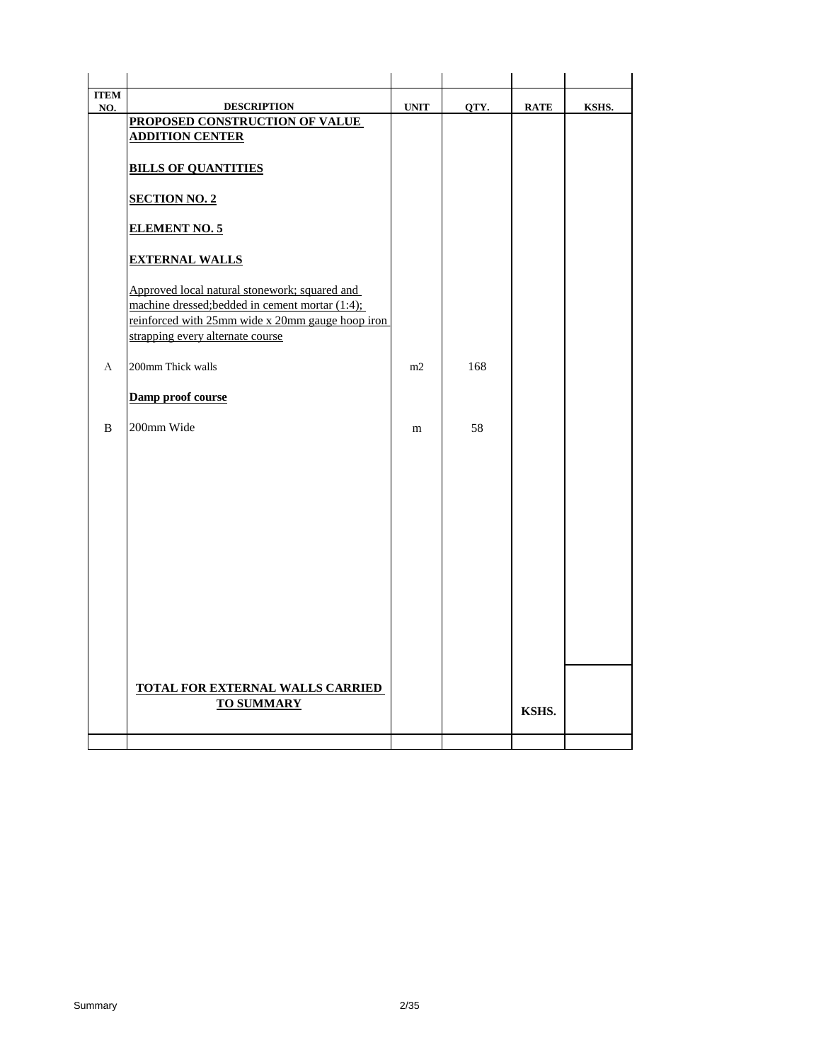| ITEM NO. | DESCRIPTION | UNIT | QTY. | RATE | KSHS. |
|---|---|---|---|---|---|
| | **PROPOSED CONSTRUCTION OF VALUE ADDITION CENTER** | | | | |
| | **BILLS OF QUANTITIES** | | | | |
| | **SECTION NO. 2** | | | | |
| | **ELEMENT NO. 5** | | | | |
| | **EXTERNAL WALLS** | | | | |
| | Approved local natural stonework; squared and machine dressed;bedded in cement mortar (1:4); reinforced with 25mm wide x 20mm gauge hoop iron strapping every alternate course | | | | |
| A | 200mm Thick walls | m2 | 168 | | |
| | **Damp proof course** | | | | |
| B | 200mm Wide | m | 58 | | |
| | **TOTAL FOR EXTERNAL WALLS CARRIED TO SUMMARY** | | | KSHS. | |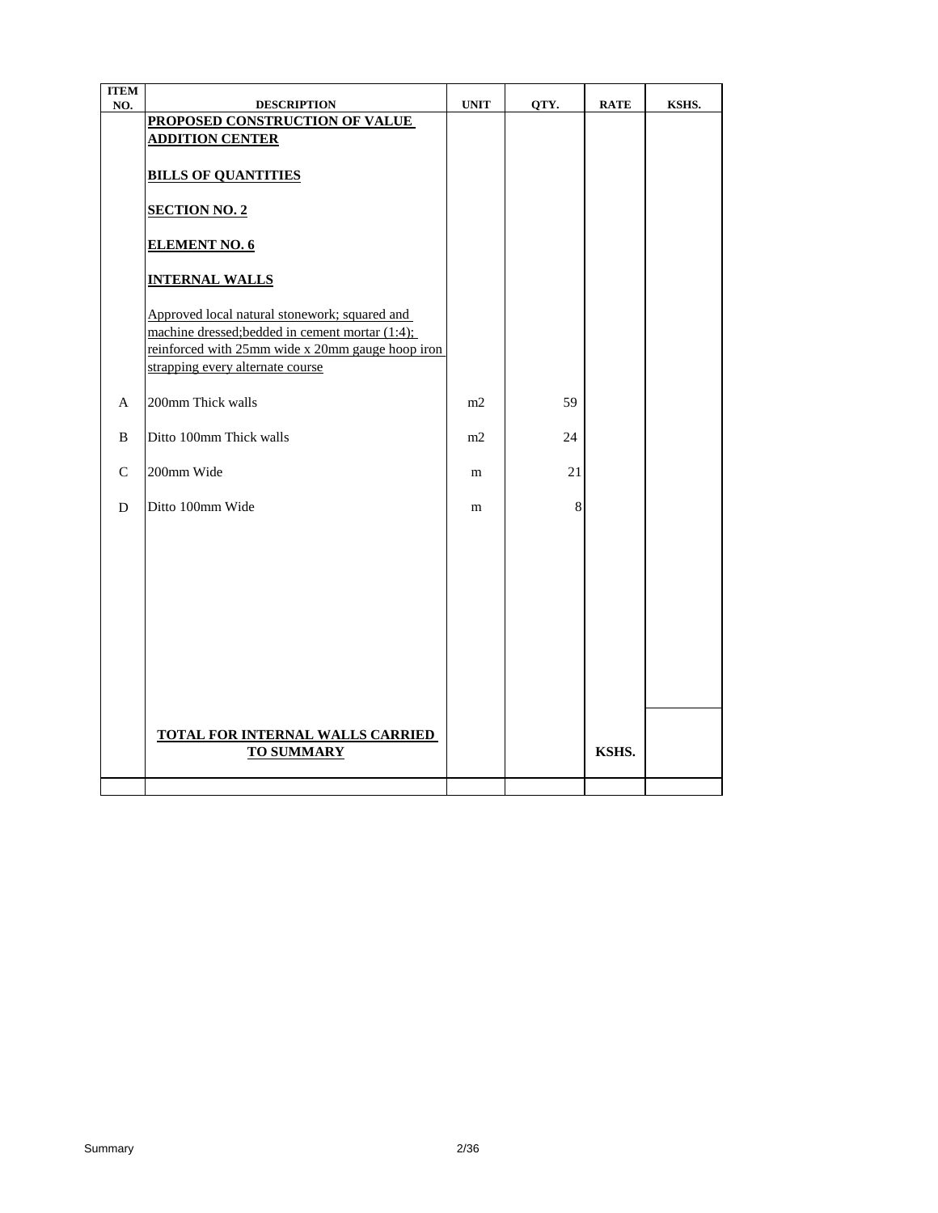| ITEM NO. | DESCRIPTION | UNIT | QTY. | RATE | KSHS. |
|---|---|---|---|---|---|
| | **PROPOSED CONSTRUCTION OF VALUE ADDITION CENTER** | | | | |
| | **BILLS OF QUANTITIES** | | | | |
| | **SECTION NO. 2** | | | | |
| | **ELEMENT NO. 6** | | | | |
| | **INTERNAL WALLS** | | | | |
| | Approved local natural stonework; squared and machine dressed;bedded in cement mortar (1:4); reinforced with 25mm wide x 20mm gauge hoop iron strapping every alternate course | | | | |
| A | 200mm Thick walls | m2 | 59 | | |
| B | Ditto 100mm Thick walls | m2 | 24 | | |
| C | 200mm Wide | m | 21 | | |
| D | Ditto 100mm Wide | m | 8 | | |
| | **TOTAL FOR INTERNAL WALLS CARRIED TO SUMMARY** | | | KSHS. | |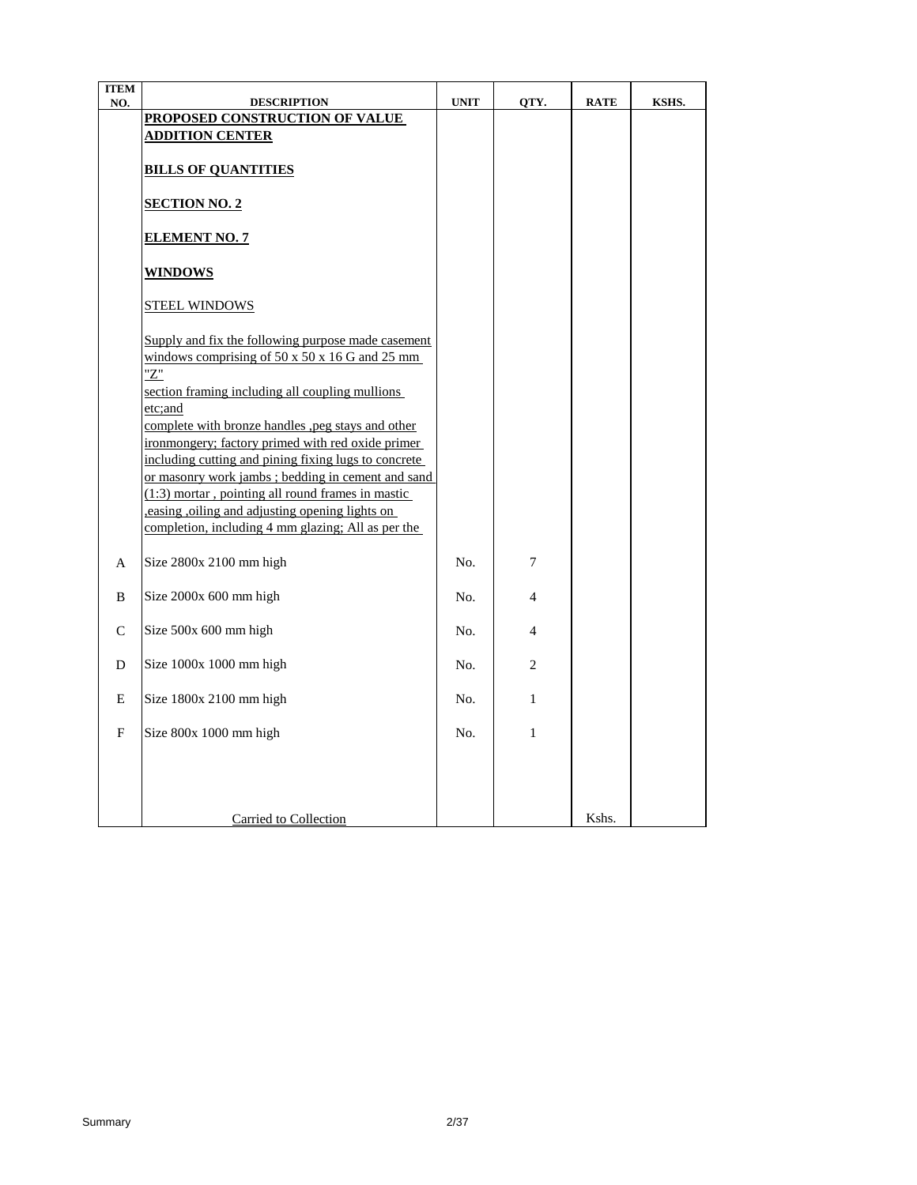| ITEM NO. | DESCRIPTION | UNIT | QTY. | RATE | KSHS. |
|---|---|---|---|---|---|
| | **PROPOSED CONSTRUCTION OF VALUE ADDITION CENTER** | | | | |
| | **BILLS OF QUANTITIES** | | | | |
| | **SECTION NO. 2** | | | | |
| | **ELEMENT NO. 7** | | | | |
| | **WINDOWS** | | | | |
| | STEEL WINDOWS | | | | |
| | Supply and fix the following purpose made casement windows comprising of 50 x 50 x 16 G and 25 mm "Z" section framing including all coupling mullions etc;and complete with bronze handles ,peg stays and other ironmongery; factory primed with red oxide primer including cutting and pining fixing lugs to concrete or masonry work jambs ; bedding in cement and sand (1:3) mortar , pointing all round frames in mastic ,easing ,oiling and adjusting opening lights on completion, including 4 mm glazing; All as per the | | | | |
| A | Size 2800x 2100 mm high | No. | 7 | | |
| B | Size 2000x 600 mm high | No. | 4 | | |
| C | Size 500x 600 mm high | No. | 4 | | |
| D | Size 1000x 1000 mm high | No. | 2 | | |
| E | Size 1800x 2100 mm high | No. | 1 | | |
| F | Size 800x 1000 mm high | No. | 1 | | |
| | Carried to Collection | | | Kshs. | |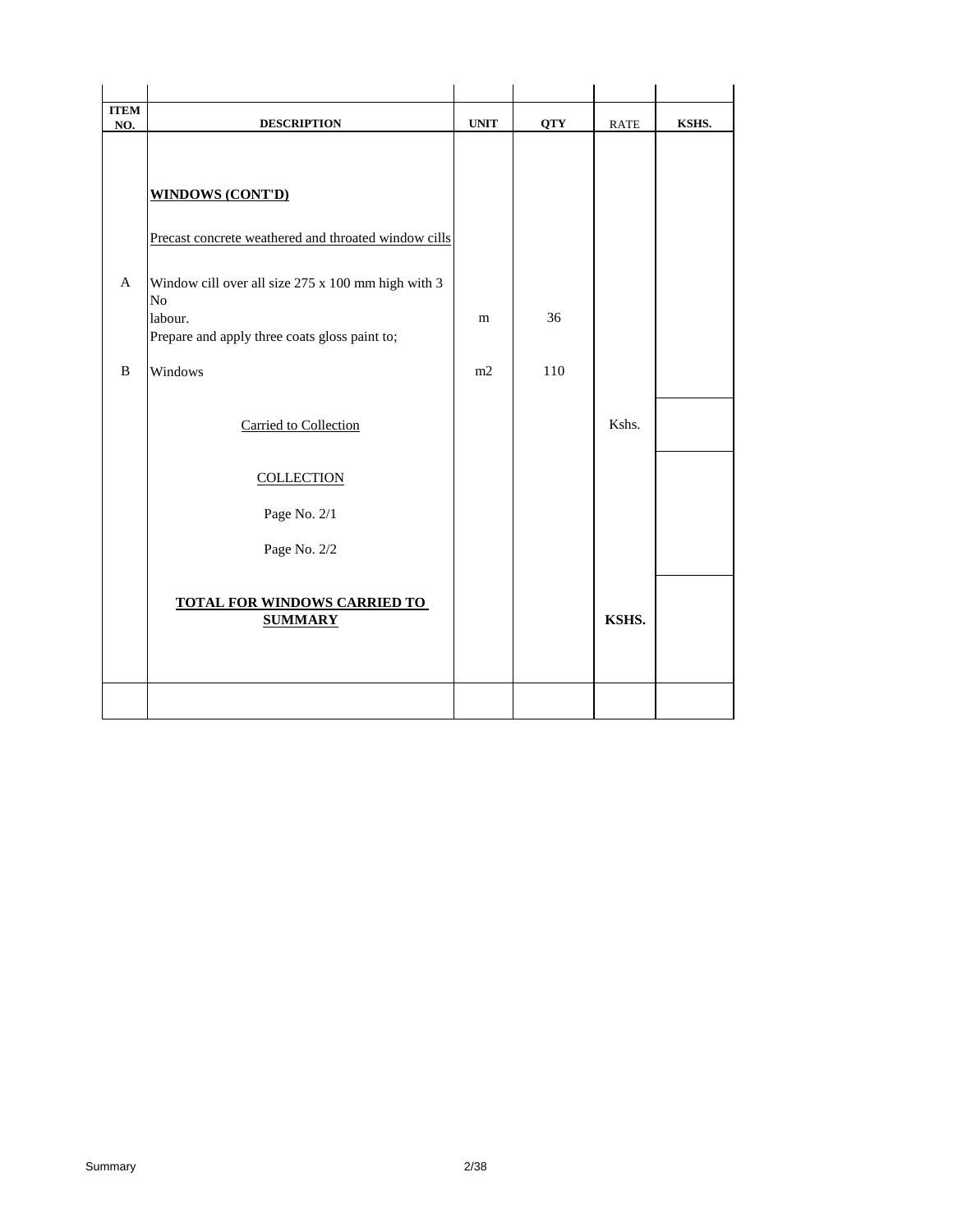| ITEM NO. | DESCRIPTION | UNIT | QTY | RATE | KSHS. |
|---|---|---|---|---|---|
| | **WINDOWS (CONT'D)** | | | | |
| | Precast concrete weathered and throated window cills | | | | |
| A | Window cill over all size 275 x 100 mm high with 3 No labour. | m | 36 | | |
| | Prepare and apply three coats gloss paint to; | | | | |
| B | Windows | m2 | 110 | | |
| | Carried to Collection | | | Kshs. | |
| | COLLECTION | | | | |
| | Page No. 2/1 | | | | |
| | Page No. 2/2 | | | | |
| | **TOTAL FOR WINDOWS CARRIED TO SUMMARY** | | | **KSHS.** | |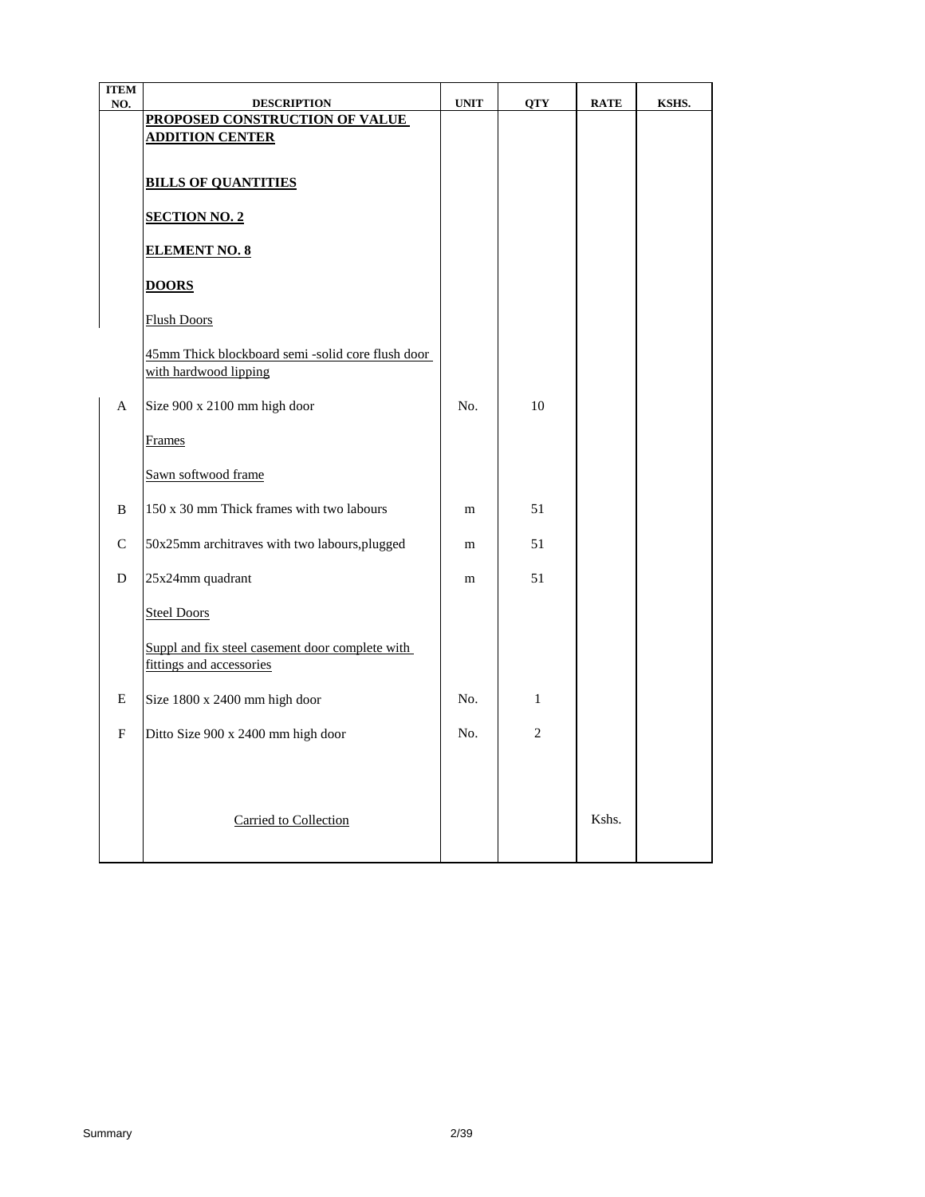| ITEM NO. | DESCRIPTION | UNIT | QTY | RATE | KSHS. |
|---|---|---|---|---|---|
| | **PROPOSED CONSTRUCTION OF VALUE ADDITION CENTER** | | | | |
| | **BILLS OF QUANTITIES** | | | | |
| | **SECTION NO. 2** | | | | |
| | **ELEMENT NO. 8** | | | | |
| | **DOORS** | | | | |
| | Flush Doors | | | | |
| | 45mm Thick blockboard semi -solid core flush door with hardwood lipping | | | | |
| A | Size 900 x 2100 mm high door | No. | 10 | | |
| | Frames | | | | |
| | Sawn softwood frame | | | | |
| B | 150 x 30 mm Thick frames with two labours | m | 51 | | |
| C | 50x25mm architraves with two labours,plugged | m | 51 | | |
| D | 25x24mm quadrant | m | 51 | | |
| | Steel Doors | | | | |
| | Suppl and fix steel casement door complete with fittings and accessories | | | | |
| E | Size 1800 x 2400 mm high door | No. | 1 | | |
| F | Ditto Size 900 x 2400 mm high door | No. | 2 | | |
| | Carried to Collection | | | Kshs. | |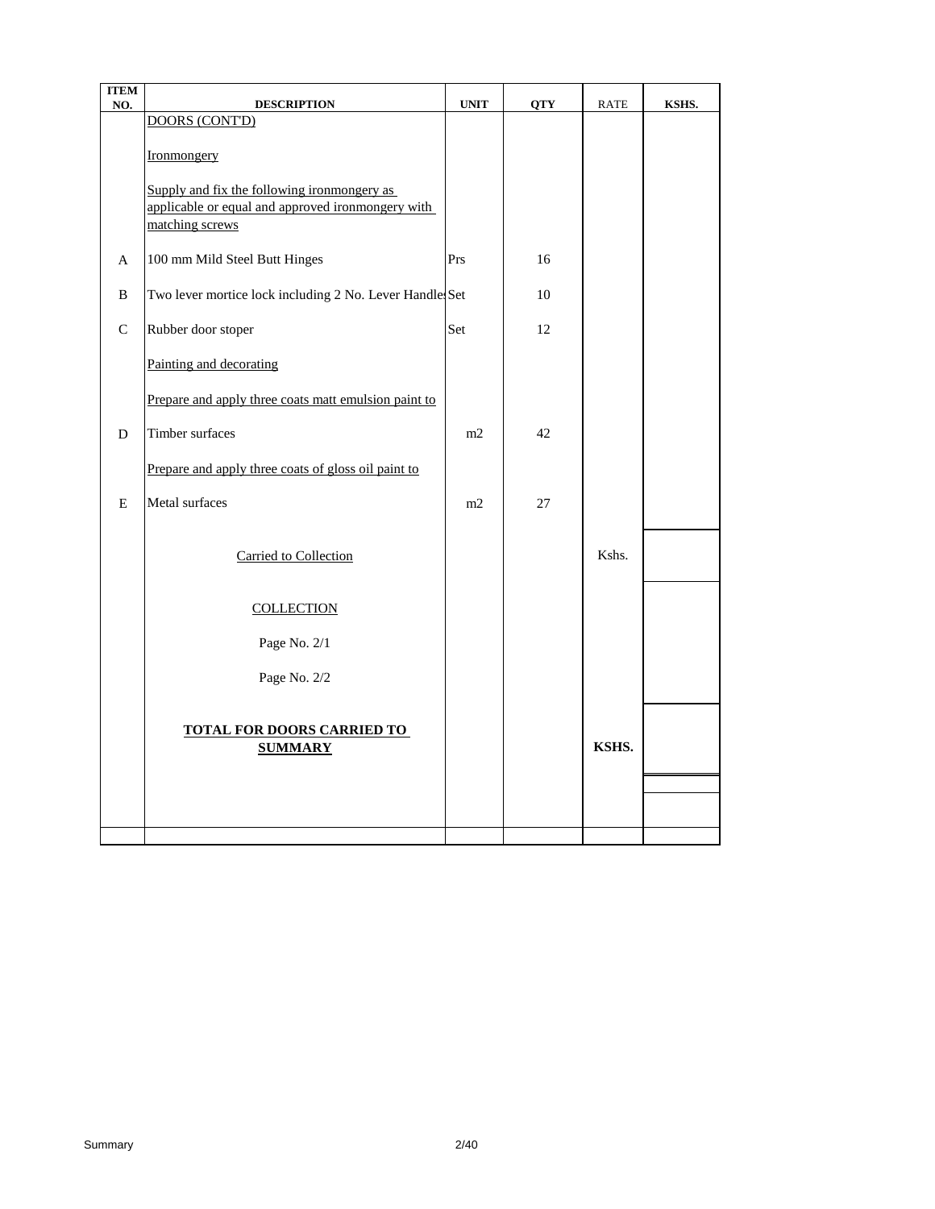| ITEM NO. | DESCRIPTION | UNIT | QTY | RATE | KSHS. |
|---|---|---|---|---|---|
| | DOORS (CONT'D) | | | | |
| | Ironmongery | | | | |
| | Supply and fix the following ironmongery as applicable or equal and approved ironmongery with matching screws | | | | |
| A | 100 mm Mild Steel Butt Hinges | Prs | 16 | | |
| B | Two lever mortice lock including 2 No. Lever Handles | Set | 10 | | |
| C | Rubber door stoper | Set | 12 | | |
| | Painting and decorating | | | | |
| | Prepare and apply three coats matt emulsion paint to | | | | |
| D | Timber surfaces | m2 | 42 | | |
| | Prepare and apply three coats of gloss oil paint to | | | | |
| E | Metal surfaces | m2 | 27 | | |
| | Carried to Collection | | | Kshs. | |
| | COLLECTION | | | | |
| | Page No. 2/1 | | | | |
| | Page No. 2/2 | | | | |
| | **TOTAL FOR DOORS CARRIED TO SUMMARY** | | | **KSHS.** | |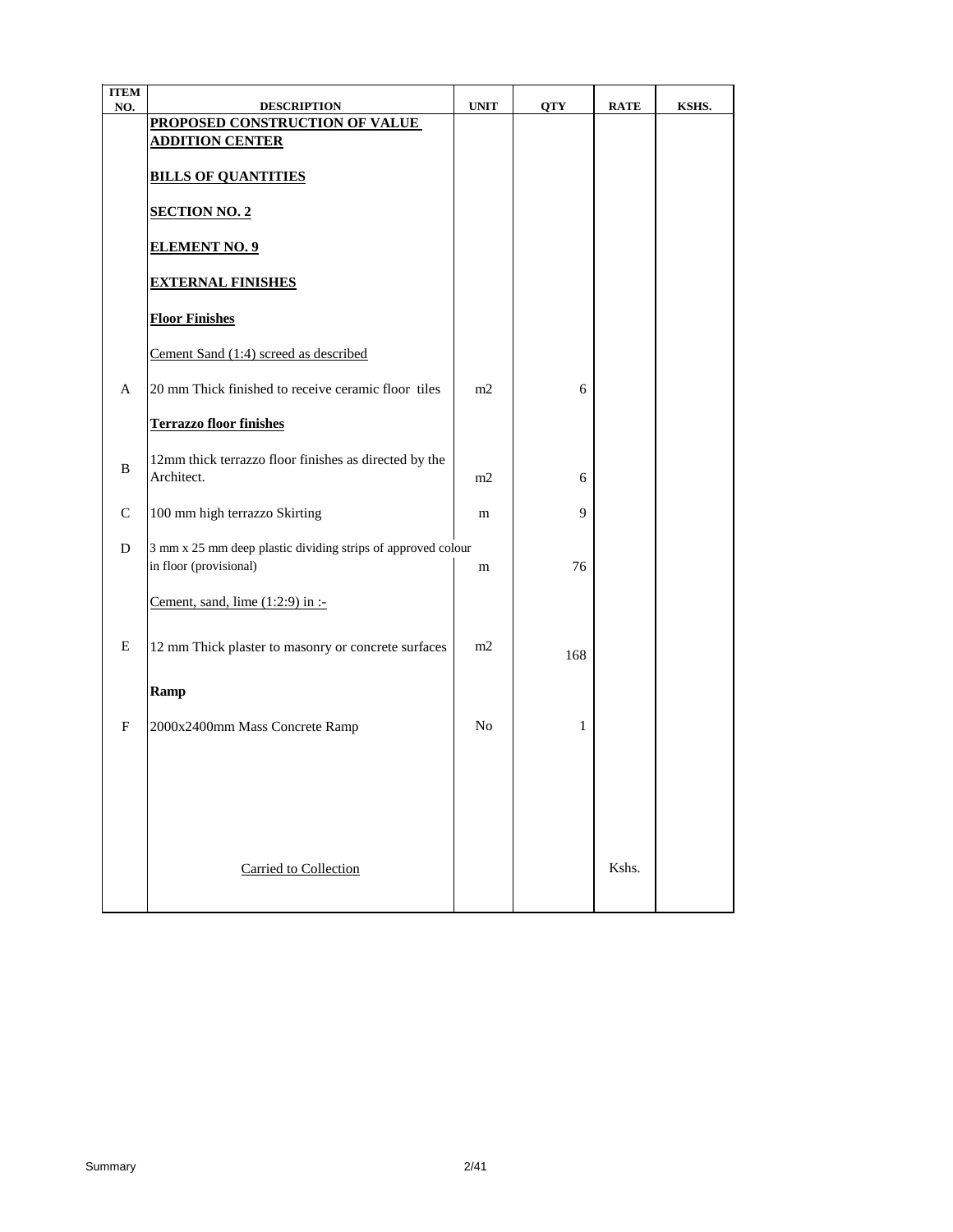| ITEM NO. | DESCRIPTION | UNIT | QTY | RATE | KSHS. |
|---|---|---|---|---|---|
| | **PROPOSED CONSTRUCTION OF VALUE ADDITION CENTER** | | | | |
| | **BILLS OF QUANTITIES** | | | | |
| | **SECTION NO. 2** | | | | |
| | **ELEMENT NO. 9** | | | | |
| | **EXTERNAL FINISHES** | | | | |
| | **Floor Finishes** | | | | |
| | Cement Sand (1:4) screed as described | | | | |
| A | 20 mm Thick finished to receive ceramic floor tiles | m2 | 6 | | |
| | **Terrazzo floor finishes** | | | | |
| B | 12mm thick terrazzo floor finishes as directed by the Architect. | m2 | 6 | | |
| C | 100 mm high terrazzo Skirting | m | 9 | | |
| D | 3 mm x 25 mm deep plastic dividing strips of approved colour in floor (provisional) | m | 76 | | |
| | Cement, sand, lime (1:2:9) in :- | | | | |
| E | 12 mm Thick plaster to masonry or concrete surfaces | m2 | 168 | | |
| | **Ramp** | | | | |
| F | 2000x2400mm Mass Concrete Ramp | No | 1 | | |
| | Carried to Collection | | | Kshs. | |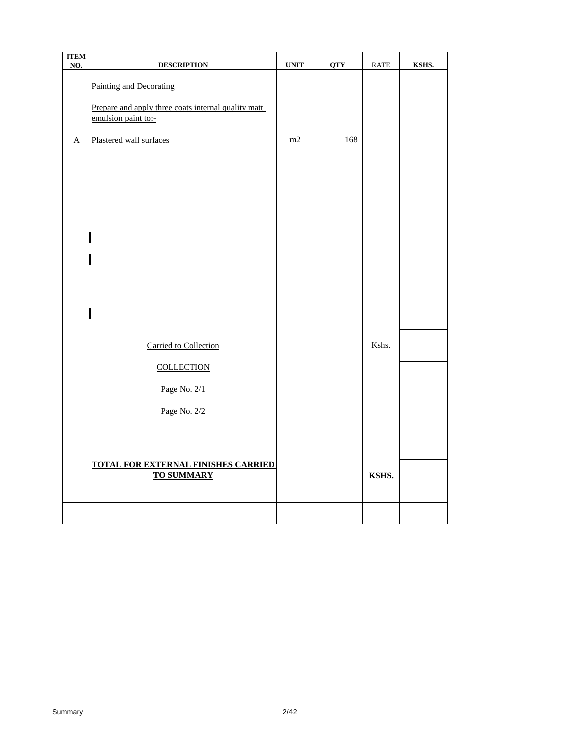| ITEM NO. | DESCRIPTION | UNIT | QTY | RATE | KSHS. |
|---|---|---|---|---|---|
| | Painting and Decorating | | | | |
| | Prepare and apply three coats internal quality matt emulsion paint to:- | | | | |
| A | Plastered wall surfaces | m2 | 168 | | |
| | Carried to Collection | | | Kshs. | |
| | COLLECTION | | | | |
| | Page No. 2/1 | | | | |
| | Page No. 2/2 | | | | |
| | **TOTAL FOR EXTERNAL FINISHES CARRIED TO SUMMARY** | | | **KSHS.** | |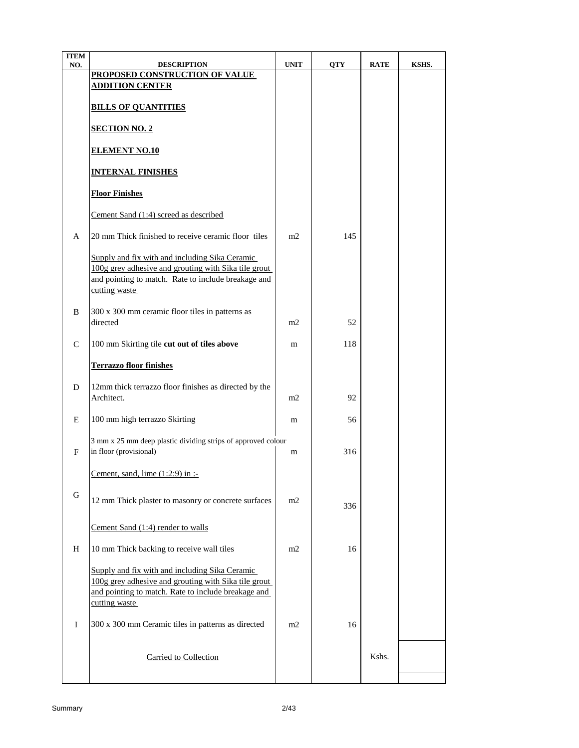| ITEM NO. | DESCRIPTION | UNIT | QTY | RATE | KSHS. |
|---|---|---|---|---|---|
| | **PROPOSED CONSTRUCTION OF VALUE ADDITION CENTER** | | | | |
| | **BILLS OF QUANTITIES** | | | | |
| | **SECTION NO. 2** | | | | |
| | **ELEMENT NO.10** | | | | |
| | **INTERNAL FINISHES** | | | | |
| | **Floor Finishes** | | | | |
| | Cement Sand (1:4) screed as described | | | | |
| A | 20 mm Thick finished to receive ceramic floor tiles | m2 | 145 | | |
| | Supply and fix with and including Sika Ceramic 100g grey adhesive and grouting with Sika tile grout and pointing to match. Rate to include breakage and cutting waste | | | | |
| B | 300 x 300 mm ceramic floor tiles in patterns as directed | m2 | 52 | | |
| C | 100 mm Skirting tile **cut out of tiles above** | m | 118 | | |
| | **Terrazzo floor finishes** | | | | |
| D | 12mm thick terrazzo floor finishes as directed by the Architect. | m2 | 92 | | |
| E | 100 mm high terrazzo Skirting | m | 56 | | |
| F | 3 mm x 25 mm deep plastic dividing strips of approved colour in floor (provisional) | m | 316 | | |
| | Cement, sand, lime (1:2:9) in :- | | | | |
| G | 12 mm Thick plaster to masonry or concrete surfaces | m2 | 336 | | |
| | Cement Sand (1:4) render to walls | | | | |
| H | 10 mm Thick backing to receive wall tiles | m2 | 16 | | |
| | Supply and fix with and including Sika Ceramic 100g grey adhesive and grouting with Sika tile grout and pointing to match. Rate to include breakage and cutting waste | | | | |
| I | 300 x 300 mm Ceramic tiles in patterns as directed | m2 | 16 | | |
| | Carried to Collection | | | Kshs. | |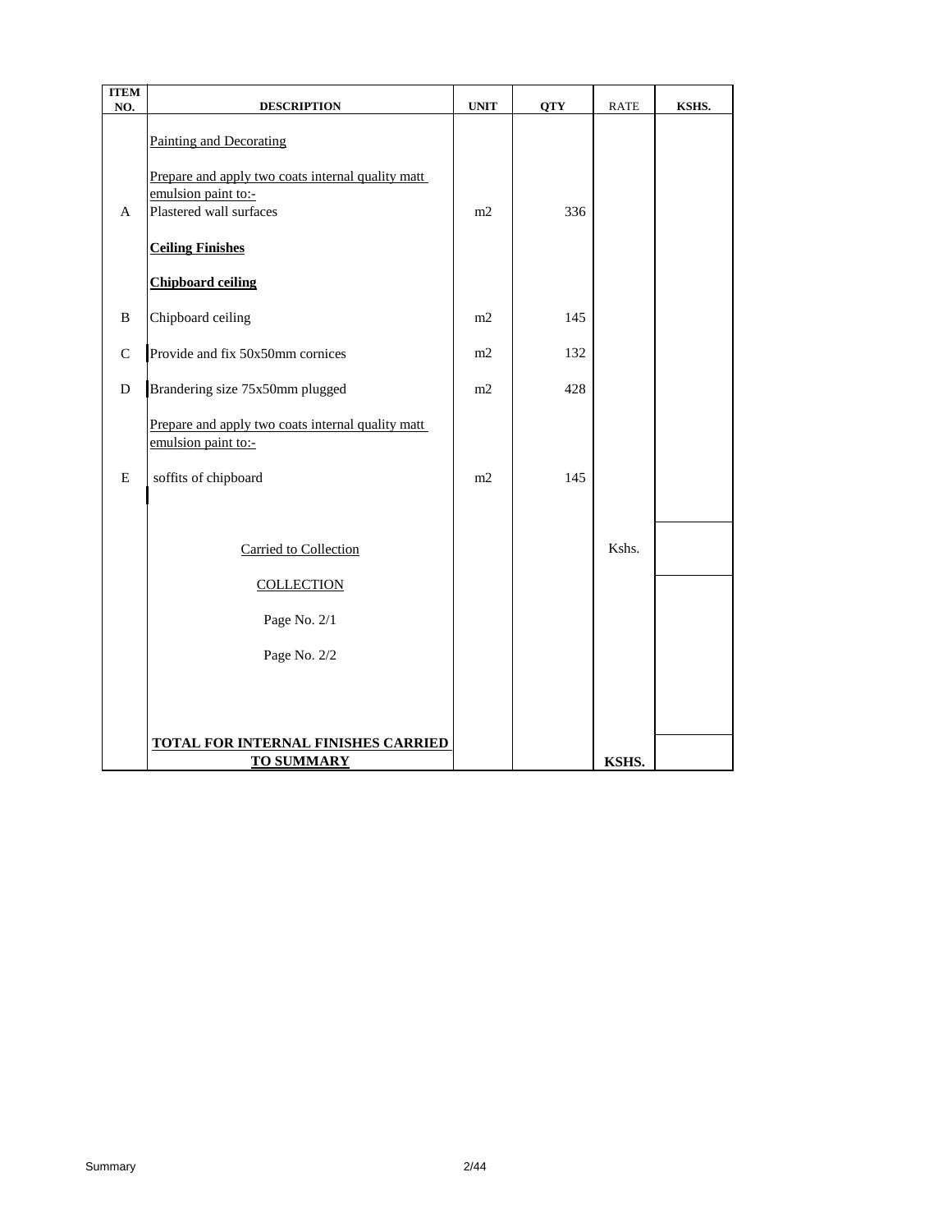| ITEM NO. | DESCRIPTION | UNIT | QTY | RATE | KSHS. |
|---|---|---|---|---|---|
| | Painting and Decorating | | | | |
| | Prepare and apply two coats internal quality matt emulsion paint to:- | | | | |
| A | Plastered wall surfaces | m2 | 336 | | |
| | **Ceiling Finishes** | | | | |
| | **Chipboard ceiling** | | | | |
| B | Chipboard ceiling | m2 | 145 | | |
| C | Provide and fix 50x50mm cornices | m2 | 132 | | |
| D | Brandering size 75x50mm plugged | m2 | 428 | | |
| | Prepare and apply two coats internal quality matt emulsion paint to:- | | | | |
| E | soffits of chipboard | m2 | 145 | | |
| | Carried to Collection | | | Kshs. | |
| | COLLECTION | | | | |
| | Page No. 2/1 | | | | |
| | Page No. 2/2 | | | | |
| | **TOTAL FOR INTERNAL FINISHES CARRIED TO SUMMARY** | | | **KSHS.** | |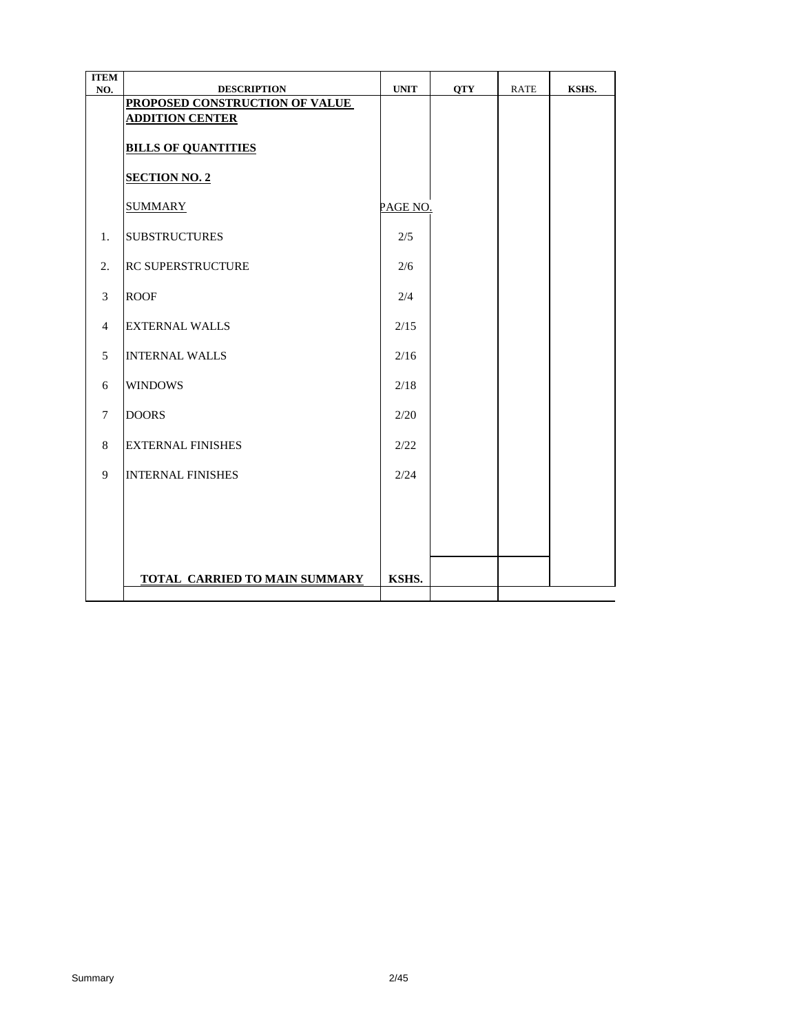| ITEM NO. | DESCRIPTION | UNIT | QTY | RATE | KSHS. |
|---|---|---|---|---|---|
| | **PROPOSED CONSTRUCTION OF VALUE ADDITION CENTER** | | | | |
| | **BILLS OF QUANTITIES** | | | | |
| | **SECTION NO. 2** | | | | |
| | SUMMARY | PAGE NO. | | | |
| 1. | SUBSTRUCTURES | 2/5 | | | |
| 2. | RC SUPERSTRUCTURE | 2/6 | | | |
| 3 | ROOF | 2/4 | | | |
| 4 | EXTERNAL WALLS | 2/15 | | | |
| 5 | INTERNAL WALLS | 2/16 | | | |
| 6 | WINDOWS | 2/18 | | | |
| 7 | DOORS | 2/20 | | | |
| 8 | EXTERNAL FINISHES | 2/22 | | | |
| 9 | INTERNAL FINISHES | 2/24 | | | |
| | **TOTAL CARRIED TO MAIN SUMMARY** | **KSHS.** | | | |

Summary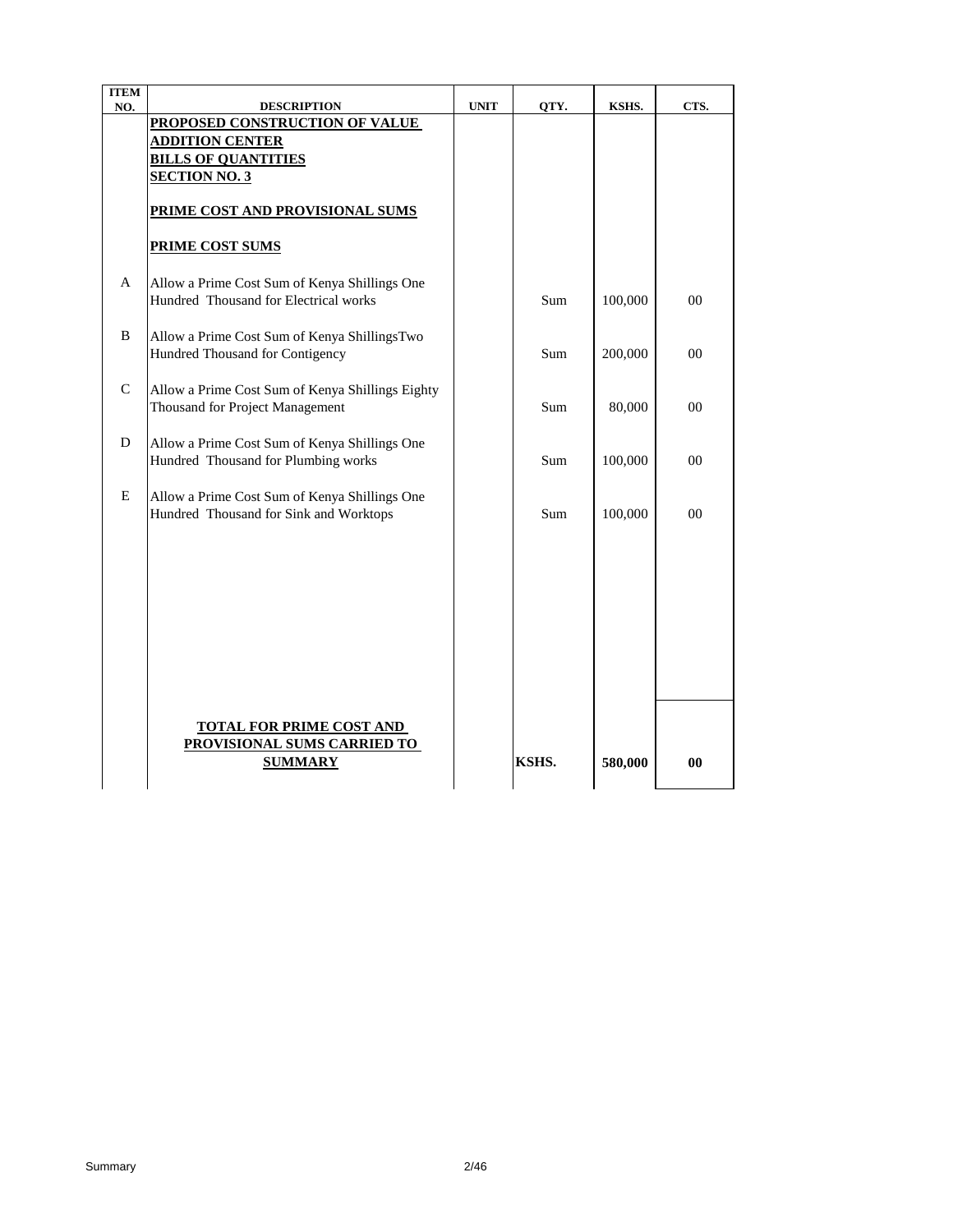| ITEM NO. | DESCRIPTION | UNIT | QTY. | KSHS. | CTS. |
|---|---|---|---|---|---|
| | **PROPOSED CONSTRUCTION OF VALUE ADDITION CENTER** | | | | |
| | **BILLS OF QUANTITIES** | | | | |
| | **SECTION NO. 3** | | | | |
| | **PRIME COST AND PROVISIONAL SUMS** | | | | |
| | **PRIME COST SUMS** | | | | |
| A | Allow a Prime Cost Sum of Kenya Shillings One Hundred Thousand for Electrical works | | Sum | 100,000 | 00 |
| B | Allow a Prime Cost Sum of Kenya ShillingsTwo Hundred Thousand for Contigency | | Sum | 200,000 | 00 |
| C | Allow a Prime Cost Sum of Kenya Shillings Eighty Thousand for Project Management | | Sum | 80,000 | 00 |
| D | Allow a Prime Cost Sum of Kenya Shillings One Hundred Thousand for Plumbing works | | Sum | 100,000 | 00 |
| E | Allow a Prime Cost Sum of Kenya Shillings One Hundred Thousand for Sink and Worktops | | Sum | 100,000 | 00 |
| | **TOTAL FOR PRIME COST AND PROVISIONAL SUMS CARRIED TO SUMMARY** | | **KSHS.** | **580,000** | **00** |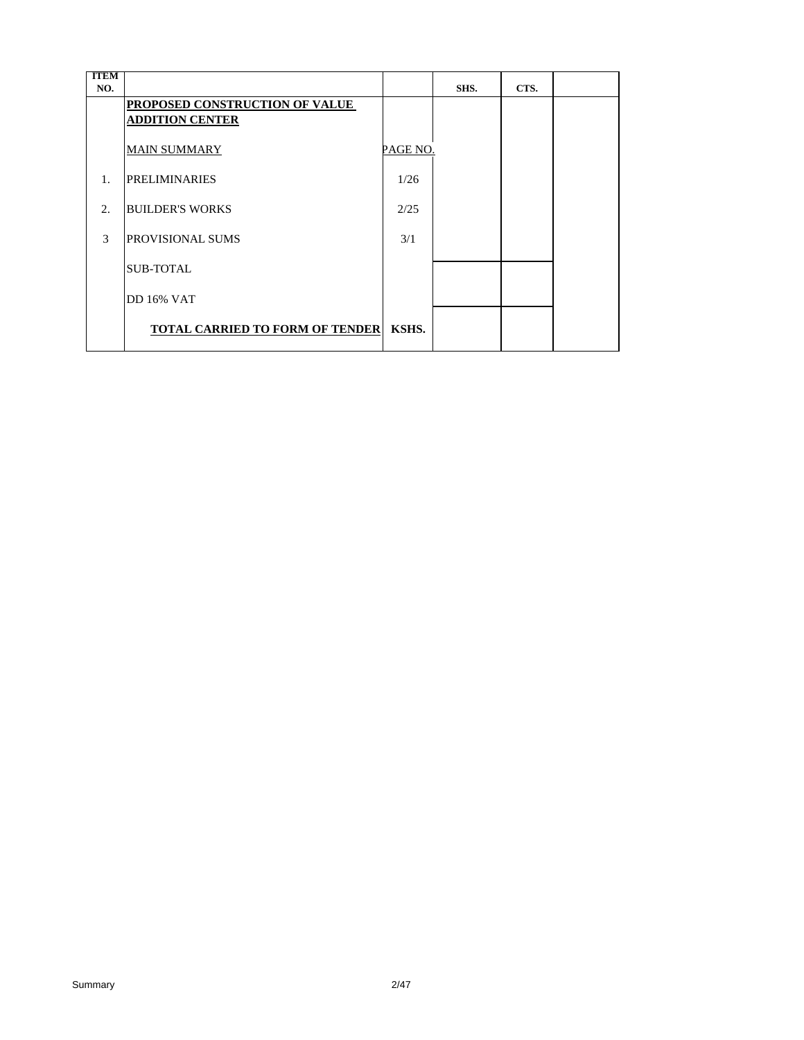| ITEM NO. | | | SHS. | CTS. | |
|---|---|---|---|---|---|
| | **PROPOSED CONSTRUCTION OF VALUE ADDITION CENTER** | | | | |
| | MAIN SUMMARY | PAGE NO. | | | |
| 1. | PRELIMINARIES | 1/26 | | | |
| 2. | BUILDER'S WORKS | 2/25 | | | |
| 3 | PROVISIONAL SUMS | 3/1 | | | |
| | SUB-TOTAL | | | | |
| | DD 16% VAT | | | | |
| | **TOTAL CARRIED TO FORM OF TENDER** | **KSHS.** | | | |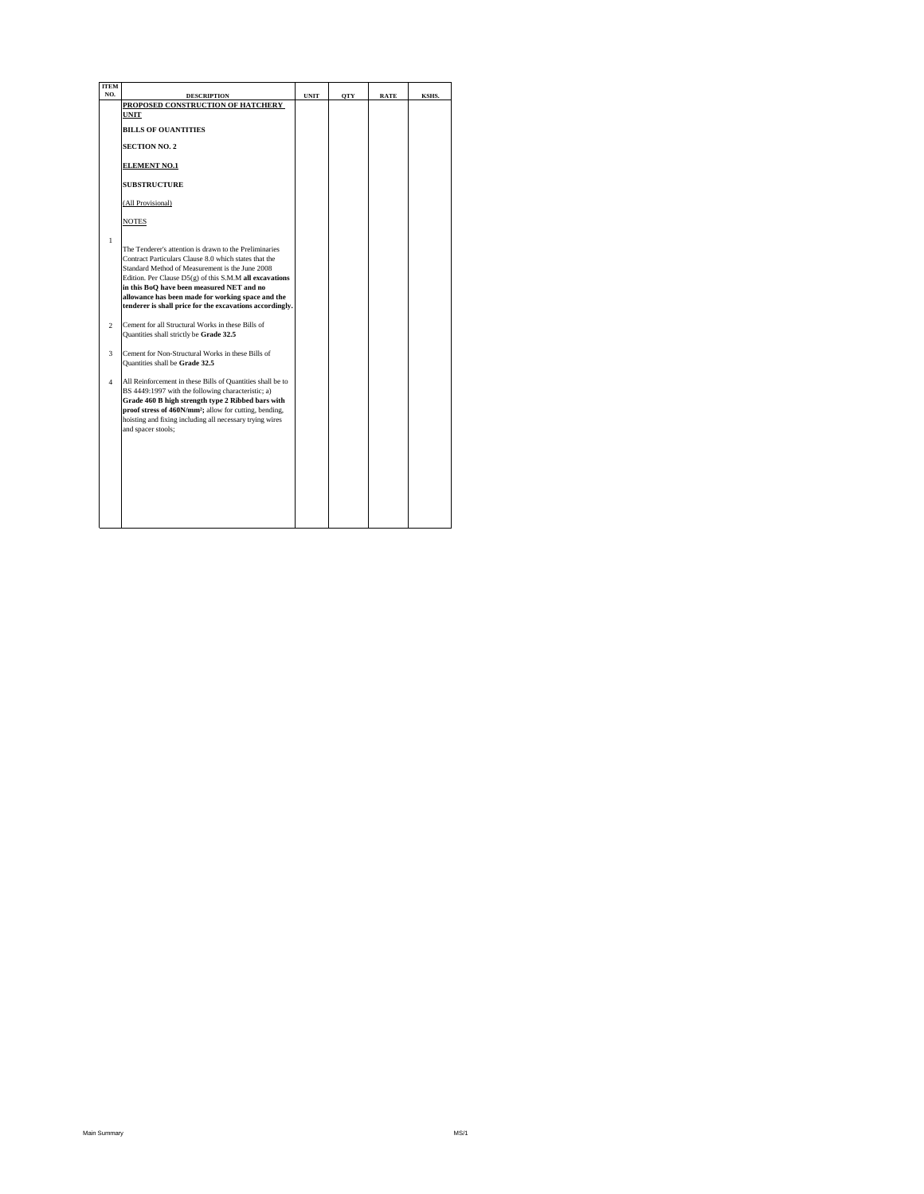| ITEM NO. | DESCRIPTION | UNIT | QTY | RATE | KSHS. |
|---|---|---|---|---|---|
| | **PROPOSED CONSTRUCTION OF HATCHERY UNIT** | | | | |
| | **BILLS OF QUANTITIES** | | | | |
| | **SECTION NO. 2** | | | | |
| | **ELEMENT NO.1** | | | | |
| | **SUBSTRUCTURE** | | | | |
| | (All Provisional) | | | | |
| | NOTES | | | | |
| 1 | The Tenderer's attention is drawn to the Preliminaries Contract Particulars Clause 8.0 which states that the Standard Method of Measurement is the June 2008 Edition. Per Clause D5(g) of this S.M.M **all excavations in this BoQ have been measured NET and no allowance has been made for working space and the tenderer is shall price for the excavations accordingly.** | | | | |
| 2 | Cement for all Structural Works in these Bills of Quantities shall strictly be **Grade 32.5** | | | | |
| 3 | Cement for Non-Structural Works in these Bills of Quantities shall be **Grade 32.5** | | | | |
| 4 | All Reinforcement in these Bills of Quantities shall be to BS 4449:1997 with the following characteristic; a) **Grade 460 B high strength type 2 Ribbed bars with proof stress of 460N/mm²;** allow for cutting, bending, hoisting and fixing including all necessary trying wires and spacer stools; | | | | |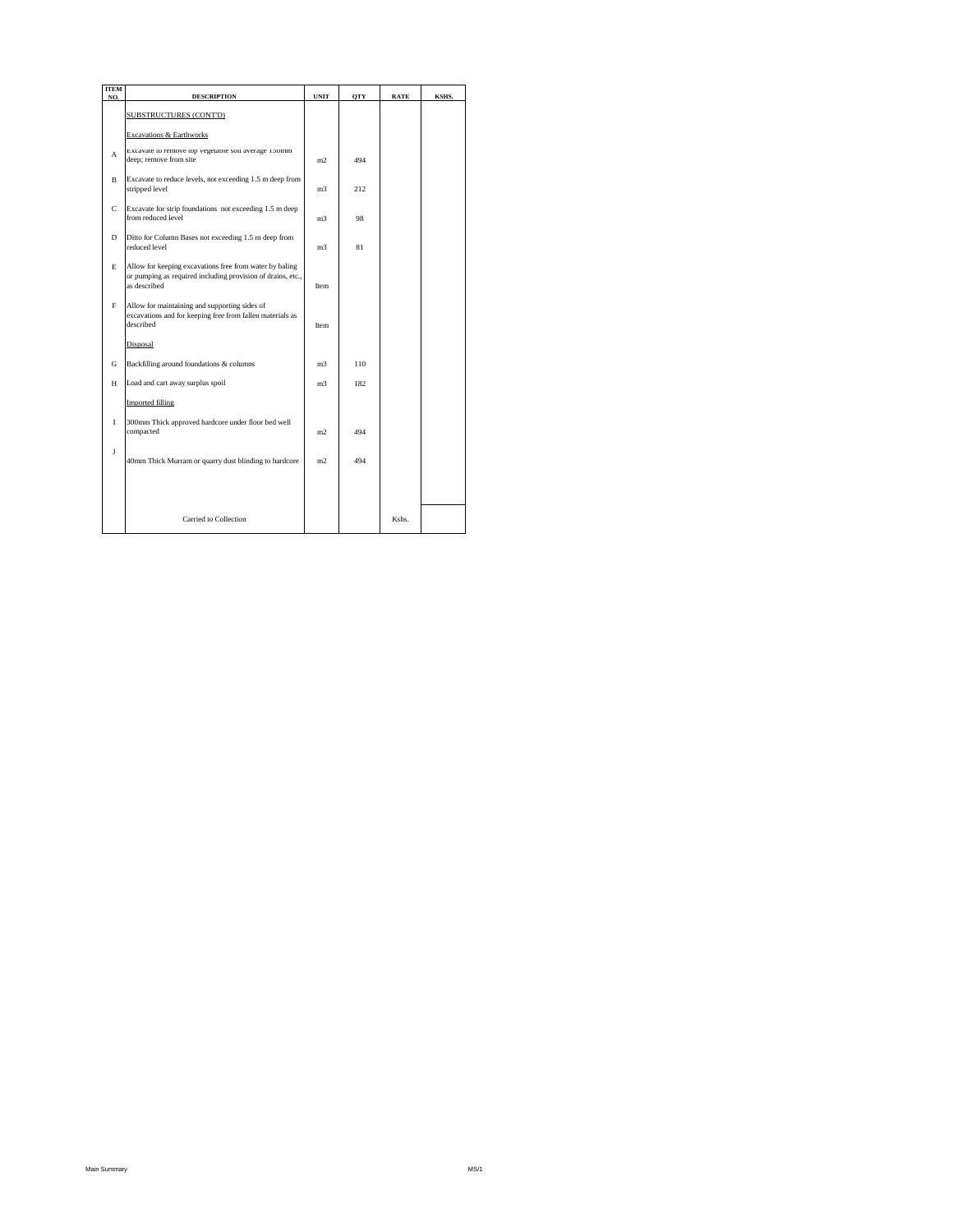| ITEM NO. | DESCRIPTION | UNIT | QTY | RATE | KSHS. |
|---|---|---|---|---|---|
| | SUBSTRUCTURES (CONT'D) | | | | |
| | Excavations & Earthworks | | | | |
| A | Excavate to remove top vegetable soil average 150mm deep; remove from site | m2 | 494 | | |
| B | Excavate to reduce levels, not exceeding 1.5 m deep from stripped level | m3 | 212 | | |
| C | Excavate for strip foundations not exceeding 1.5 m deep from reduced level | m3 | 98 | | |
| D | Ditto for Column Bases not exceeding 1.5 m deep from reduced level | m3 | 81 | | |
| E | Allow for keeping excavations free from water by baling or pumping as required including provision of drains, etc., as described | Item | | | |
| F | Allow for maintaining and supporting sides of excavations and for keeping free from fallen materials as described | Item | | | |
| | Disposal | | | | |
| G | Backfilling around foundations & columns | m3 | 110 | | |
| H | Load and cart away surplus spoil | m3 | 182 | | |
| | Imported filling | | | | |
| I | 300mm Thick approved hardcore under floor bed well compacted | m2 | 494 | | |
| J | 40mm Thick Murram or quarry dust blinding to hardcore | m2 | 494 | | |
| | Carried to Collection | | | Kshs. | |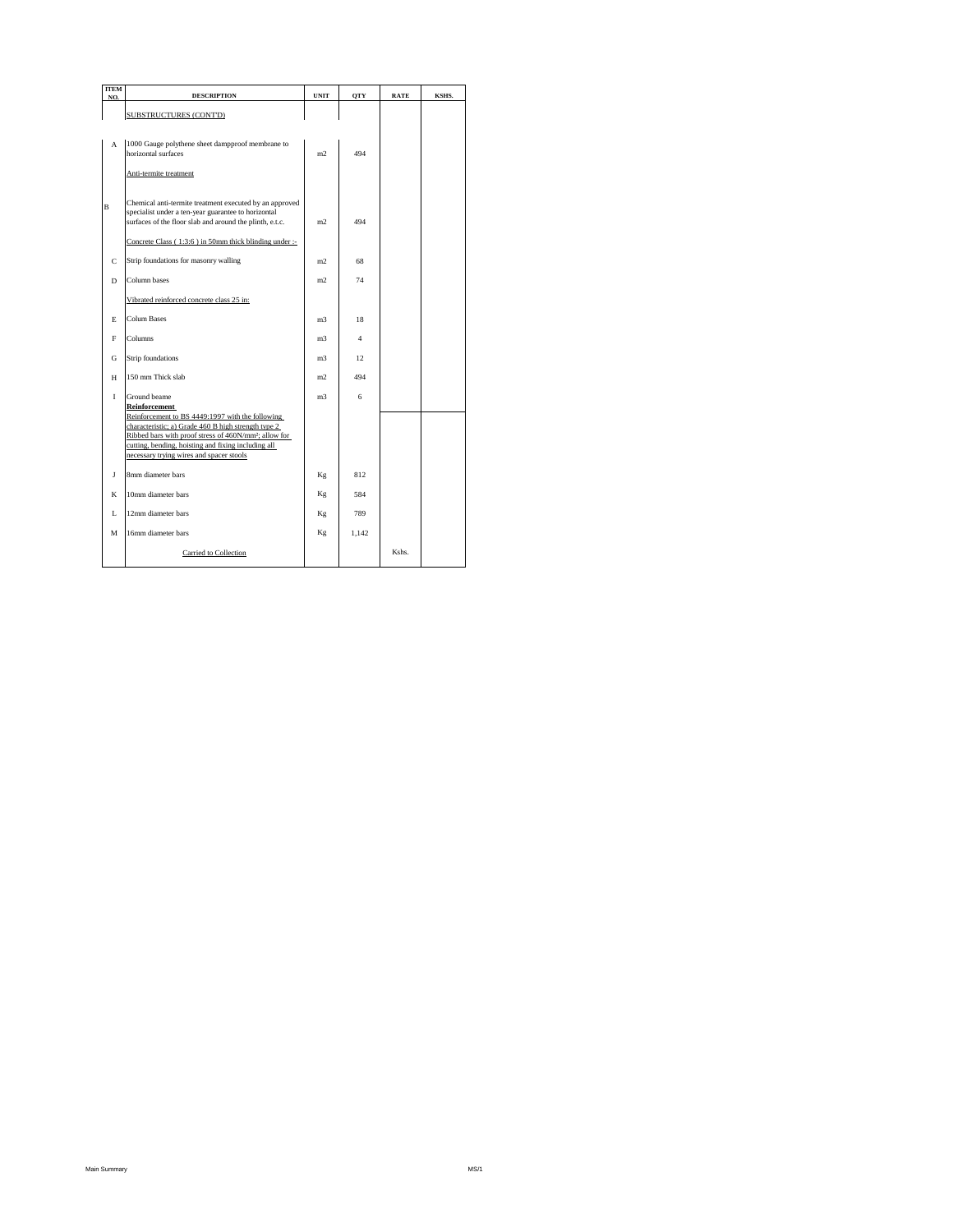| ITEM NO. | DESCRIPTION | UNIT | QTY | RATE | KSHS. |
|---|---|---|---|---|---|
| | SUBSTRUCTURES (CONT'D) | | | | |
| A | 1000 Gauge polythene sheet dampproof membrane to horizontal surfaces | m2 | 494 | | |
| | Anti-termite treatment | | | | |
| B | Chemical anti-termite treatment executed by an approved specialist under a ten-year guarantee to horizontal surfaces of the floor slab and around the plinth, e.t.c. | m2 | 494 | | |
| | Concrete Class ( 1:3:6 ) in 50mm thick blinding under :- | | | | |
| C | Strip foundations for masonry walling | m2 | 68 | | |
| D | Column bases | m2 | 74 | | |
| | Vibrated reinforced concrete class 25 in: | | | | |
| E | Colum Bases | m3 | 18 | | |
| F | Columns | m3 | 4 | | |
| G | Strip foundations | m3 | 12 | | |
| H | 150 mm Thick slab | m2 | 494 | | |
| I | Ground beame | m3 | 6 | | |
| | **Reinforcement** | | | | |
| | Reinforcement to BS 4449:1997 with the following characteristic; a) Grade 460 B high strength type 2 Ribbed bars with proof stress of 460N/mm²; allow for cutting, bending, hoisting and fixing including all necessary trying wires and spacer stools | | | | |
| J | 8mm diameter bars | Kg | 812 | | |
| K | 10mm diameter bars | Kg | 584 | | |
| L | 12mm diameter bars | Kg | 789 | | |
| M | 16mm diameter bars | Kg | 1,142 | | |
| | Carried to Collection | | | Kshs. | |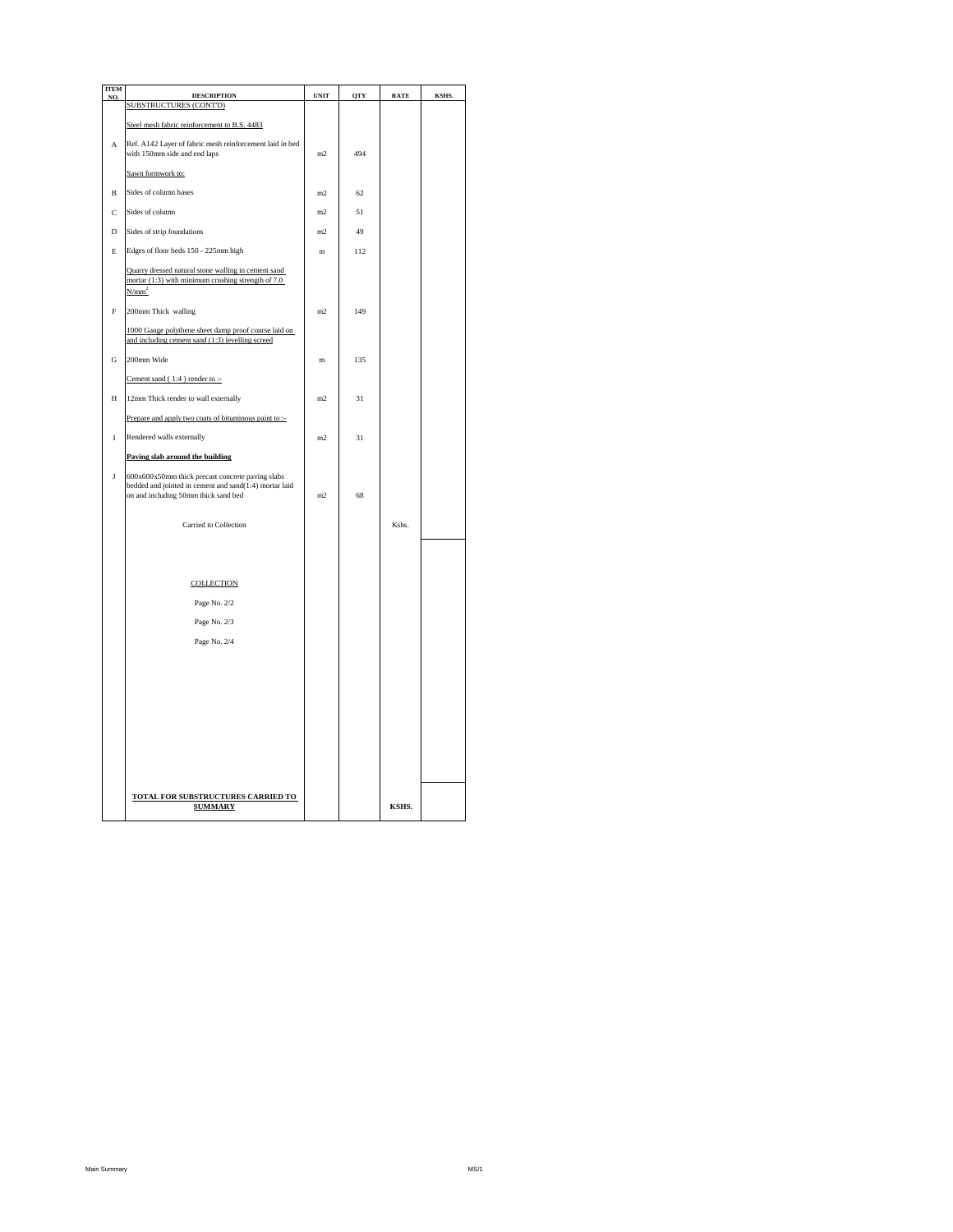| ITEM NO. | DESCRIPTION | UNIT | QTY | RATE | KSHS. |
|---|---|---|---|---|---|
| | SUBSTRUCTURES (CONT'D) | | | | |
| | Steel mesh fabric reinforcement to B.S. 4483 | | | | |
| A | Ref. A142 Layer of fabric mesh reinforcement laid in bed with 150mm side and end laps | m2 | 494 | | |
| | Sawn formwork to: | | | | |
| B | Sides of column bases | m2 | 62 | | |
| C | Sides of column | m2 | 51 | | |
| D | Sides of strip foundations | m2 | 49 | | |
| E | Edges of floor beds 150 - 225mm high | m | 112 | | |
| | Quarry dressed natural stone walling in cement sand mortar (1:3) with minimum crushing strength of 7.0 $N/mm^2$ | | | | |
| F | 200mm Thick walling | m2 | 149 | | |
| | 1000 Gauge polythene sheet damp proof course laid on and including cement sand (1:3) levelling screed | | | | |
| G | 200mm Wide | m | 135 | | |
| | Cement sand ( 1:4 ) render to :- | | | | |
| H | 12mm Thick render to wall externally | m2 | 31 | | |
| | Prepare and apply two coats of bituminous paint to :- | | | | |
| I | Rendered walls externally | m2 | 31 | | |
| | **Paving slab around the building** | | | | |
| J | 600x600x50mm thick precast concrete paving slabs bedded and jointed in cement and sand(1:4) mortar laid on and including 50mm thick sand bed | m2 | 68 | | |
| | Carried to Collection | | | Kshs. | |
| | COLLECTION | | | | |
| | Page No. 2/2 | | | | |
| | Page No. 2/3 | | | | |
| | Page No. 2/4 | | | | |
| | **TOTAL FOR SUBSTRUCTURES CARRIED TO SUMMARY** | | | **KSHS.** | |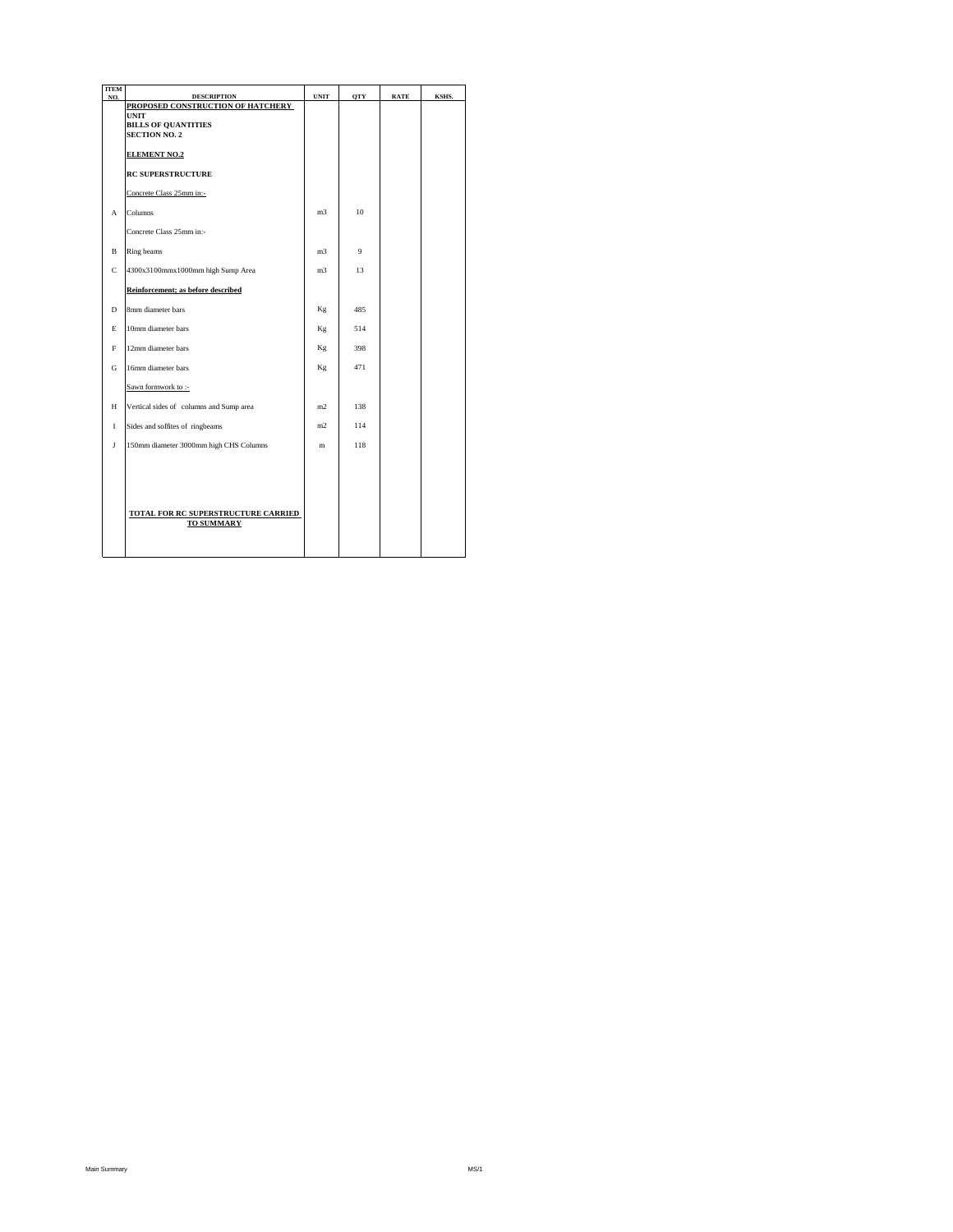| ITEM NO. | DESCRIPTION | UNIT | QTY | RATE | KSHS. |
| --- | --- | --- | --- | --- | --- |
| | **PROPOSED CONSTRUCTION OF HATCHERY UNIT** | | | | |
| | **BILLS OF QUANTITIES** | | | | |
| | **SECTION NO. 2** | | | | |
| | **ELEMENT NO.2** | | | | |
| | **RC SUPERSTRUCTURE** | | | | |
| | Concrete Class 25mm in:- | | | | |
| A | Columns | m3 | 10 | | |
| | Concrete Class 25mm in:- | | | | |
| B | Ring beams | m3 | 9 | | |
| C | 4300x3100mmx1000mm high Sump Area | m3 | 13 | | |
| | **Reinforcement; as before described** | | | | |
| D | 8mm diameter bars | Kg | 485 | | |
| E | 10mm diameter bars | Kg | 514 | | |
| F | 12mm diameter bars | Kg | 398 | | |
| G | 16mm diameter bars | Kg | 471 | | |
| | Sawn formwork to :- | | | | |
| H | Vertical sides of columns and Sump area | m2 | 138 | | |
| I | Sides and soffites of ringbeams | m2 | 114 | | |
| J | 150mm diameter 3000mm high CHS Columns | m | 118 | | |
| | **TOTAL FOR RC SUPERSTRUCTURE CARRIED TO SUMMARY** | | | | |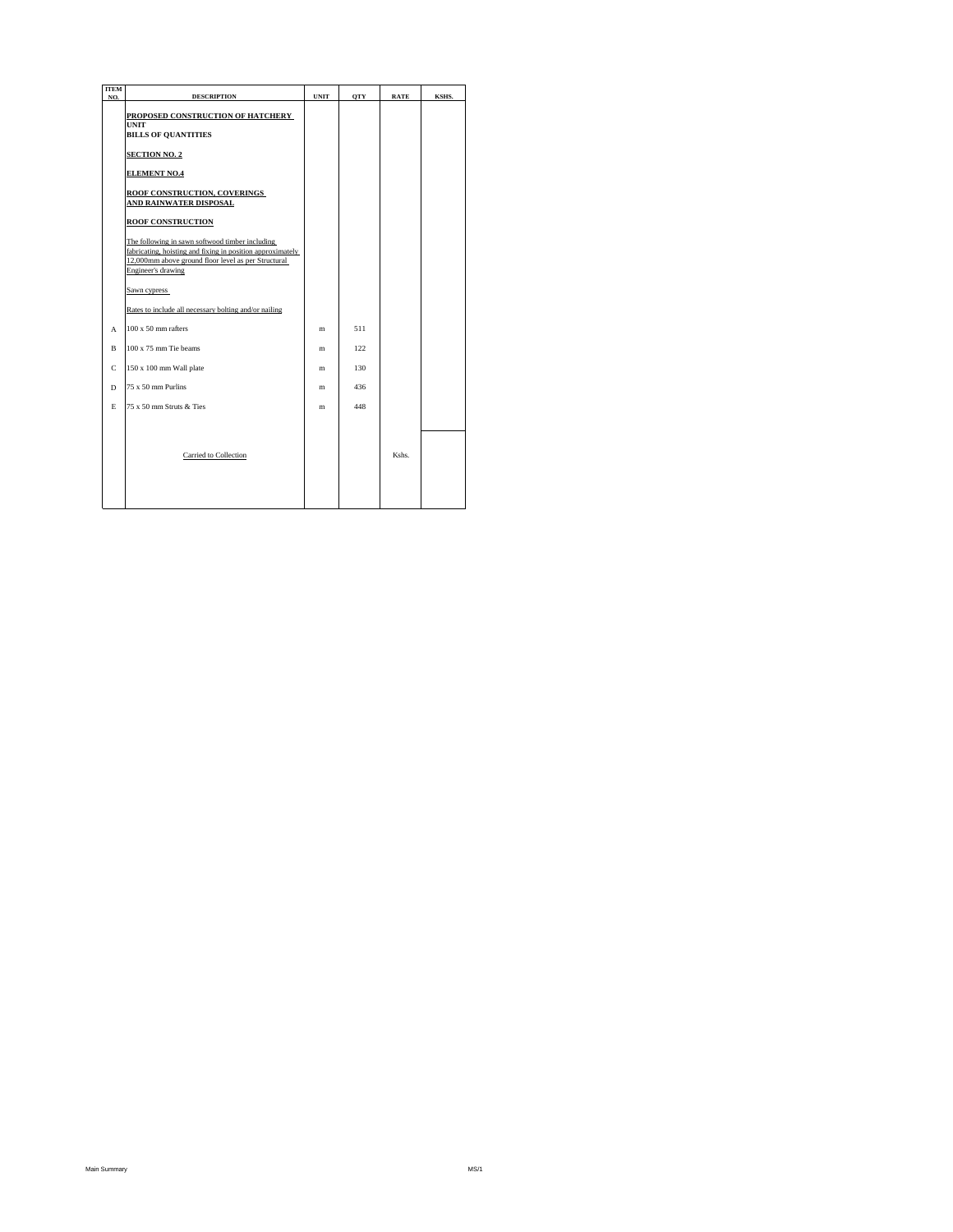| ITEM NO. | DESCRIPTION | UNIT | QTY | RATE | KSHS. |
|---|---|---|---|---|---|
| | **PROPOSED CONSTRUCTION OF HATCHERY UNIT** | | | | |
| | **BILLS OF QUANTITIES** | | | | |
| | **SECTION NO. 2** | | | | |
| | **ELEMENT NO.4** | | | | |
| | **ROOF CONSTRUCTION, COVERINGS AND RAINWATER DISPOSAL** | | | | |
| | **ROOF CONSTRUCTION** | | | | |
| | The following in sawn softwood timber including fabricating, hoisting and fixing in position approximately 12,000mm above ground floor level as per Structural Engineer's drawing | | | | |
| | Sawn cypress | | | | |
| | Rates to include all necessary bolting and/or nailing | | | | |
| A | 100 x 50 mm rafters | m | 511 | | |
| B | 100 x 75 mm Tie beams | m | 122 | | |
| C | 150 x 100 mm Wall plate | m | 130 | | |
| D | 75 x 50 mm Purlins | m | 436 | | |
| E | 75 x 50 mm Struts & Ties | m | 448 | | |
| | Carried to Collection | | | Kshs. | |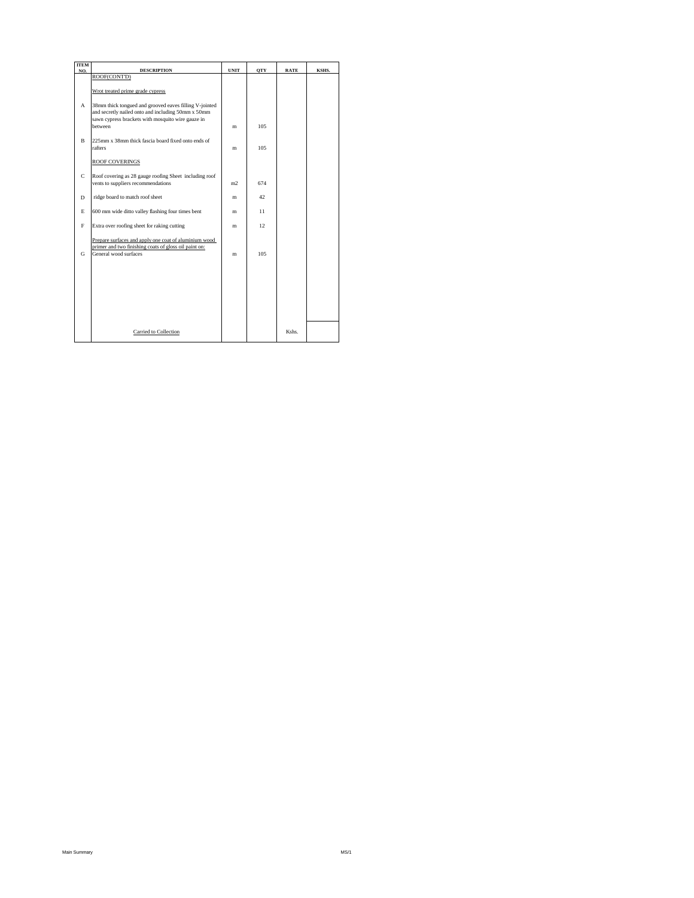| ITEM NO. | DESCRIPTION | UNIT | QTY | RATE | KSHS. |
|---|---|---|---|---|---|
| | ROOF(CONT'D) | | | | |
| | Wrot treated prime grade cypress | | | | |
| A | 38mm thick tongued and grooved eaves filling V-jointed and secretly nailed onto and including 50mm x 50mm sawn cypress brackets with mosquito wire gauze in between | m | 105 | | |
| B | 225mm x 38mm thick fascia board fixed onto ends of rafters | m | 105 | | |
| | ROOF COVERINGS | | | | |
| C | Roof covering as 28 gauge roofing Sheet including roof vents to suppliers recommendations | m2 | 674 | | |
| D | ridge board to match roof sheet | m | 42 | | |
| E | 600 mm wide ditto valley flashing four times bent | m | 11 | | |
| F | Extra over roofing sheet for raking cutting | m | 12 | | |
| | Prepare surfaces and apply one coat of aluminium wood primer and two finishing coats of gloss oil paint on: | | | | |
| G | General wood surfaces | m | 105 | | |
| | Carried to Collection | | | Kshs. | |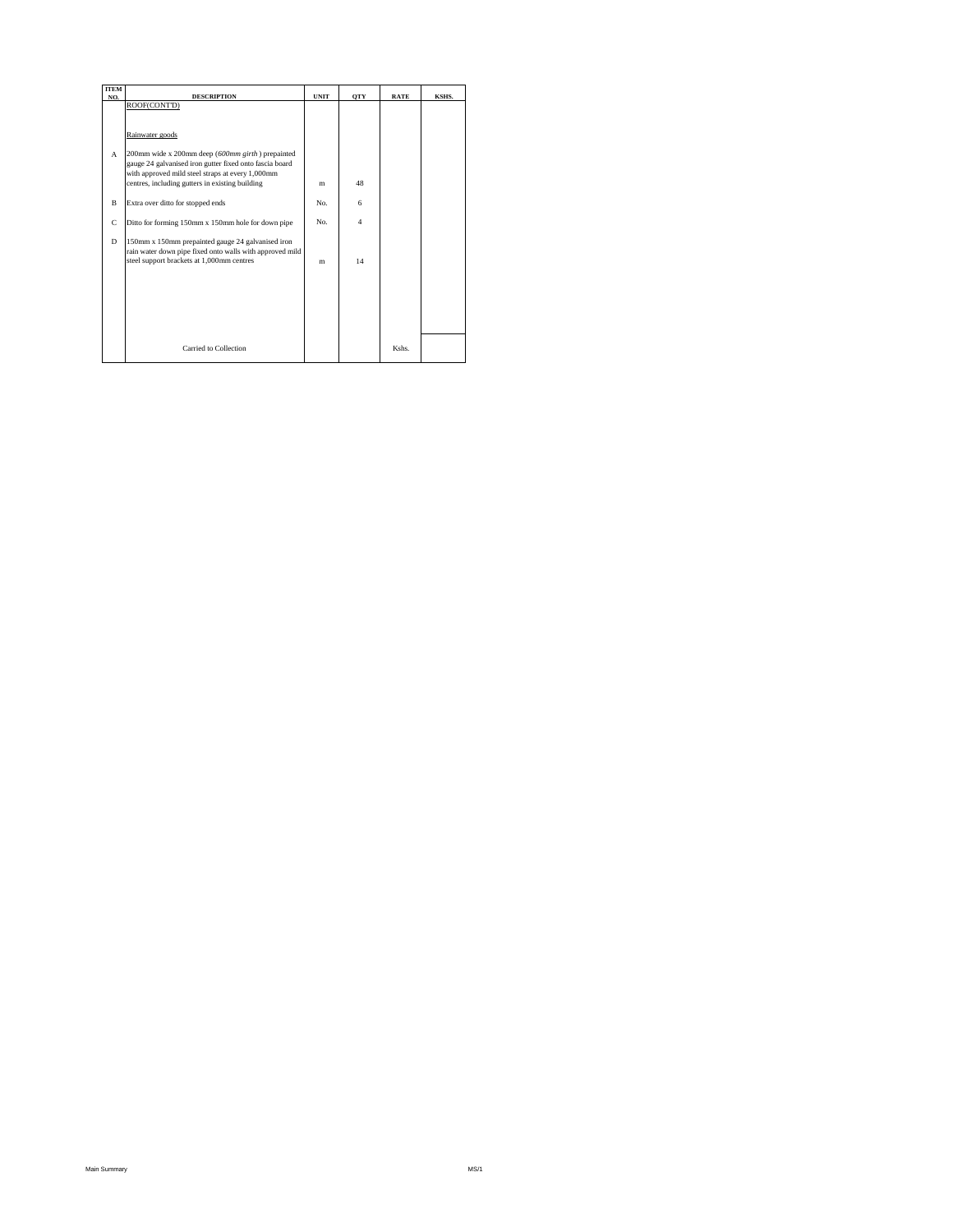| ITEM NO. | DESCRIPTION | UNIT | QTY | RATE | KSHS. |
|---|---|---|---|---|---|
| | ROOF(CONT'D) | | | | |
| | Rainwater goods | | | | |
| A | 200mm wide x 200mm deep (*600mm girth*) prepainted gauge 24 galvanised iron gutter fixed onto fascia board with approved mild steel straps at every 1,000mm centres, including gutters in existing building | m | 48 | | |
| B | Extra over ditto for stopped ends | No. | 6 | | |
| C | Ditto for forming 150mm x 150mm hole for down pipe | No. | 4 | | |
| D | 150mm x 150mm prepainted gauge 24 galvanised iron rain water down pipe fixed onto walls with approved mild steel support brackets at 1,000mm centres | m | 14 | | |
| | Carried to Collection | | | Kshs. | |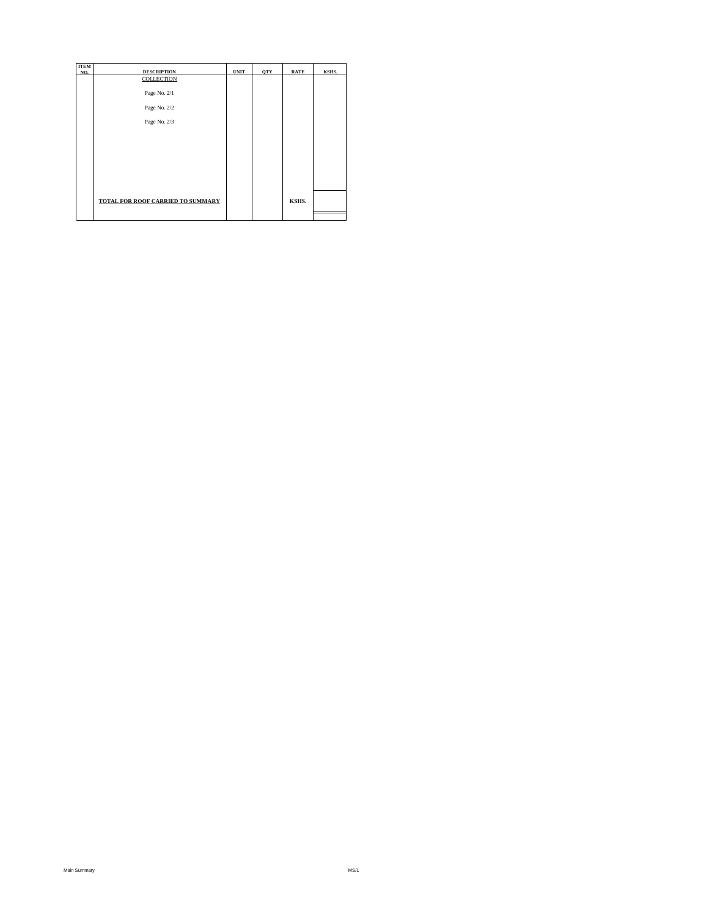| ITEM NO. | DESCRIPTION | UNIT | QTY | RATE | KSHS. |
|---|---|---|---|---|---|
| | COLLECTION | | | | |
| | Page No. 2/1 | | | | |
| | Page No. 2/2 | | | | |
| | Page No. 2/3 | | | | |
| | **TOTAL FOR ROOF CARRIED TO SUMMARY** | | | **KSHS.** | |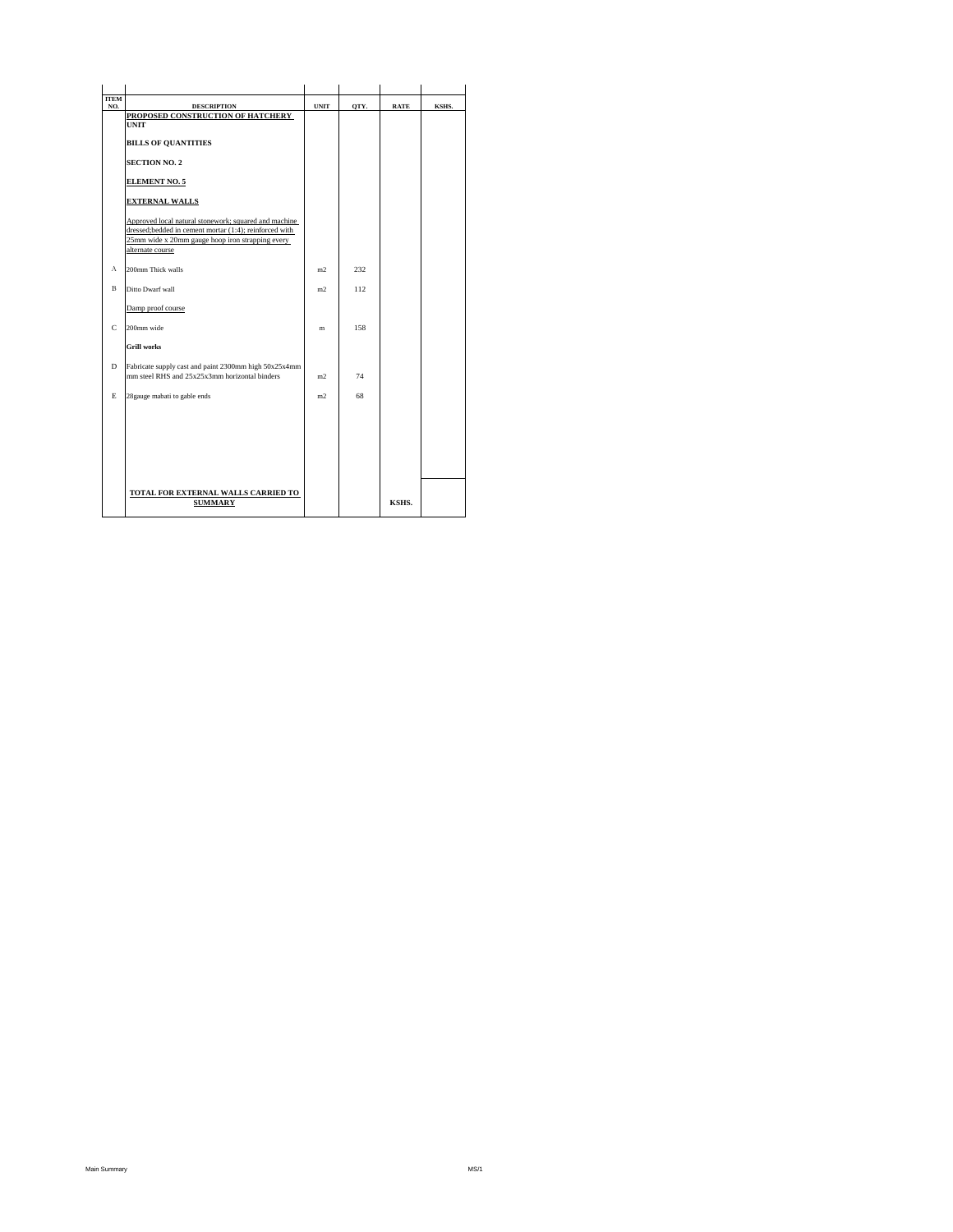| ITEM NO. | DESCRIPTION | UNIT | QTY. | RATE | KSHS. |
|---|---|---|---|---|---|
| | **PROPOSED CONSTRUCTION OF HATCHERY UNIT** | | | | |
| | **BILLS OF QUANTITIES** | | | | |
| | **SECTION NO. 2** | | | | |
| | **ELEMENT NO. 5** | | | | |
| | **EXTERNAL WALLS** | | | | |
| | Approved local natural stonework; squared and machine dressed;bedded in cement mortar (1:4); reinforced with 25mm wide x 20mm gauge hoop iron strapping every alternate course | | | | |
| A | 200mm Thick walls | m2 | 232 | | |
| B | Ditto Dwarf wall | m2 | 112 | | |
| | Damp proof course | | | | |
| C | 200mm wide | m | 158 | | |
| | **Grill works** | | | | |
| D | Fabricate supply cast and paint 2300mm high 50x25x4mm mm steel RHS and 25x25x3mm horizontal binders | m2 | 74 | | |
| E | 28gauge mabati to gable ends | m2 | 68 | | |
| | **TOTAL FOR EXTERNAL WALLS CARRIED TO SUMMARY** | | | KSHS. | |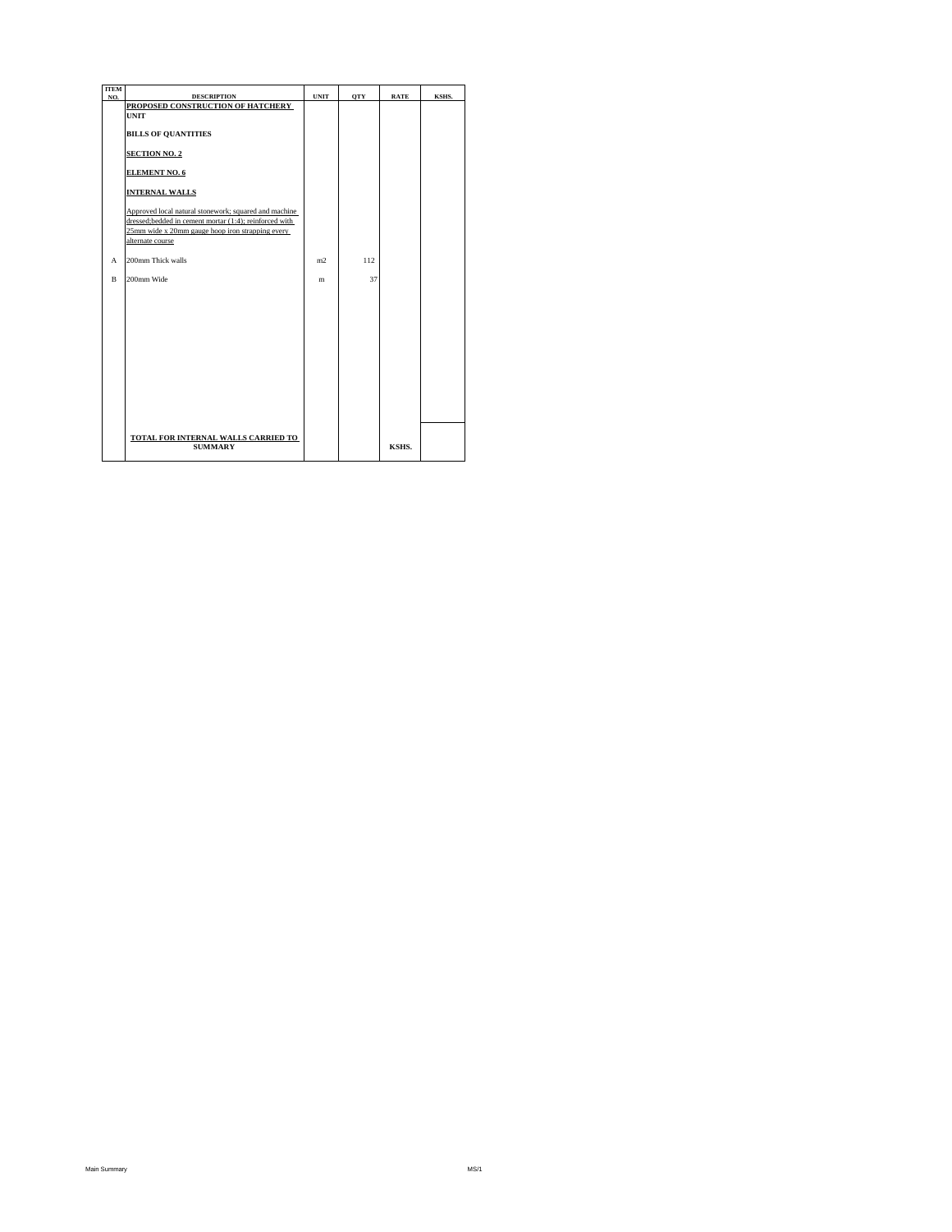| ITEM NO. | DESCRIPTION | UNIT | QTY | RATE | KSHS. |
|---|---|---|---|---|---|
| | **PROPOSED CONSTRUCTION OF HATCHERY UNIT** | | | | |
| | **BILLS OF QUANTITIES** | | | | |
| | **SECTION NO. 2** | | | | |
| | **ELEMENT NO. 6** | | | | |
| | **INTERNAL WALLS** | | | | |
| | Approved local natural stonework; squared and machine dressed;bedded in cement mortar (1:4); reinforced with 25mm wide x 20mm gauge hoop iron strapping every alternate course | | | | |
| A | 200mm Thick walls | m2 | 112 | | |
| B | 200mm Wide | m | 37 | | |
| | **TOTAL FOR INTERNAL WALLS CARRIED TO SUMMARY** | | | KSHS. | |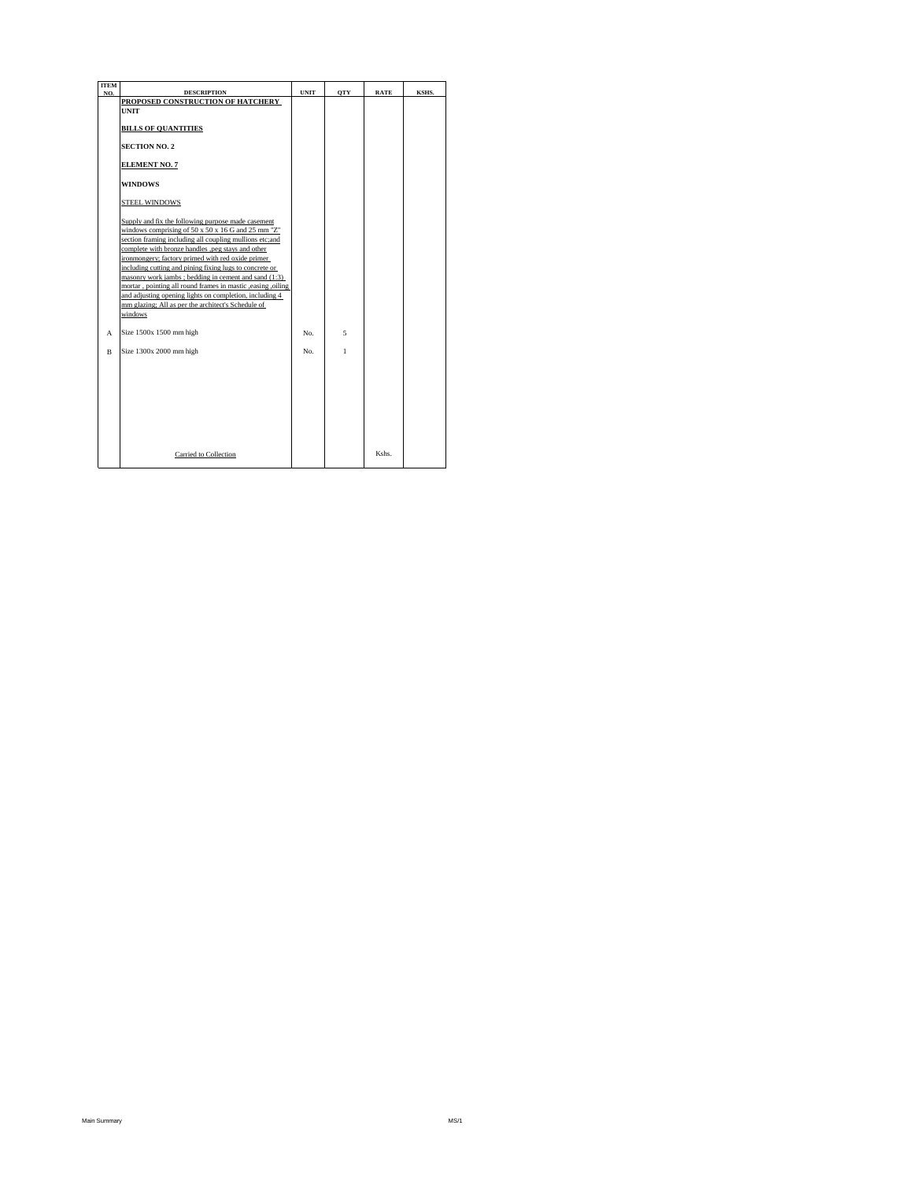| ITEM NO. | DESCRIPTION | UNIT | QTY | RATE | KSHS. |
|---|---|---|---|---|---|
| | **PROPOSED CONSTRUCTION OF HATCHERY UNIT** | | | | |
| | **BILLS OF QUANTITIES** | | | | |
| | **SECTION NO. 2** | | | | |
| | **ELEMENT NO. 7** | | | | |
| | **WINDOWS** | | | | |
| | STEEL WINDOWS | | | | |
| | Supply and fix the following purpose made casement windows comprising of 50 x 50 x 16 G and 25 mm "Z" section framing including all coupling mullions etc;and complete with bronze handles ,peg stays and other ironmongery; factory primed with red oxide primer including cutting and pining fixing lugs to concrete or masonry work jambs ; bedding in cement and sand (1:3) mortar , pointing all round frames in mastic ,easing ,oiling and adjusting opening lights on completion, including 4 mm glazing; All as per the architect's Schedule of windows | | | | |
| A | Size 1500x 1500 mm high | No. | 5 | | |
| B | Size 1300x 2000 mm high | No. | 1 | | |
| | Carried to Collection | | | Kshs. | |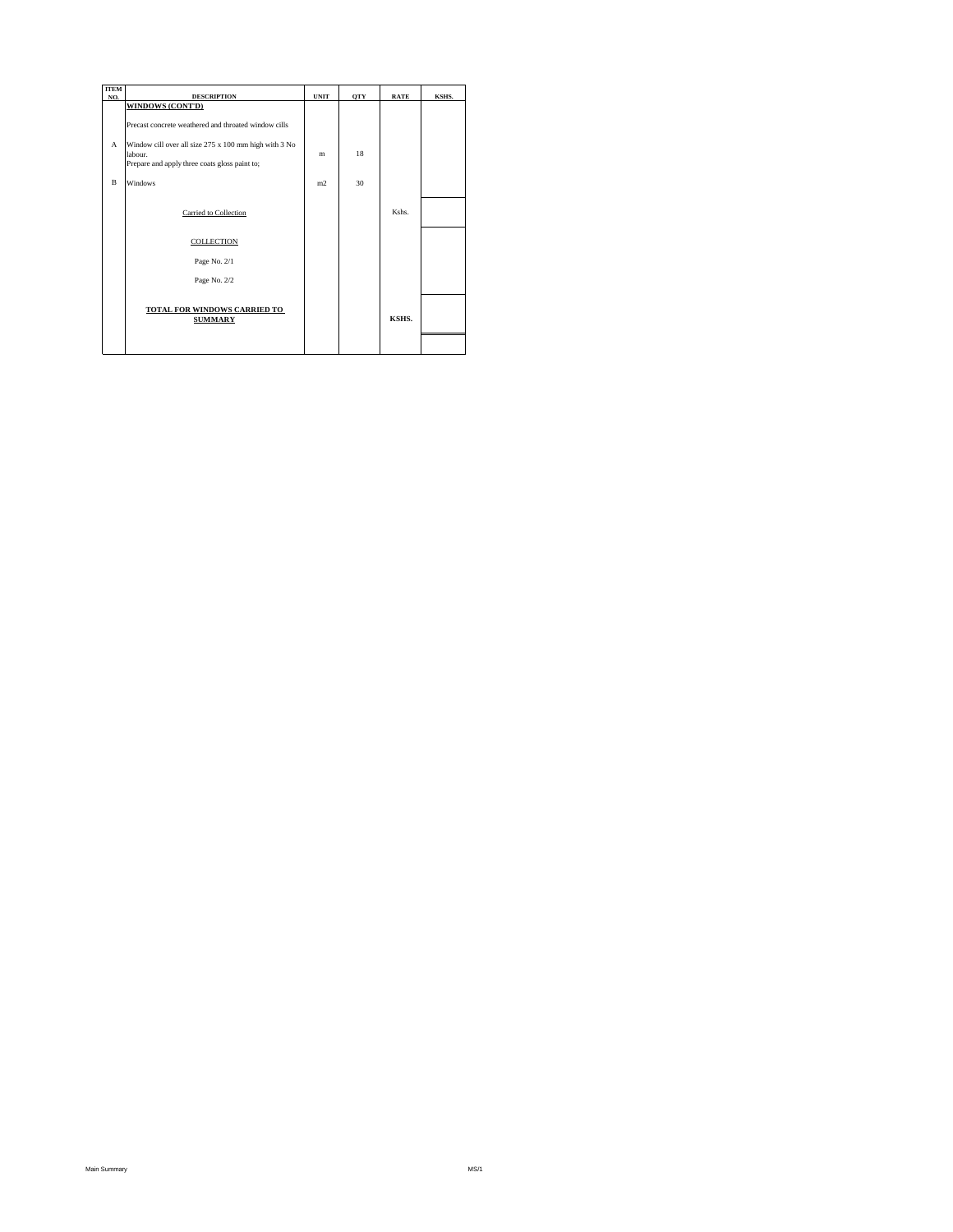| ITEM NO. | DESCRIPTION | UNIT | QTY | RATE | KSHS. |
|---|---|---|---|---|---|
| | **WINDOWS (CONT'D)** | | | | |
| | Precast concrete weathered and throated window cills | | | | |
| A | Window cill over all size 275 x 100 mm high with 3 No labour. | m | 18 | | |
| | Prepare and apply three coats gloss paint to; | | | | |
| B | Windows | m2 | 30 | | |
| | Carried to Collection | | | Kshs. | |
| | COLLECTION | | | | |
| | Page No. 2/1 | | | | |
| | Page No. 2/2 | | | | |
| | **TOTAL FOR WINDOWS CARRIED TO SUMMARY** | | | **KSHS.** | |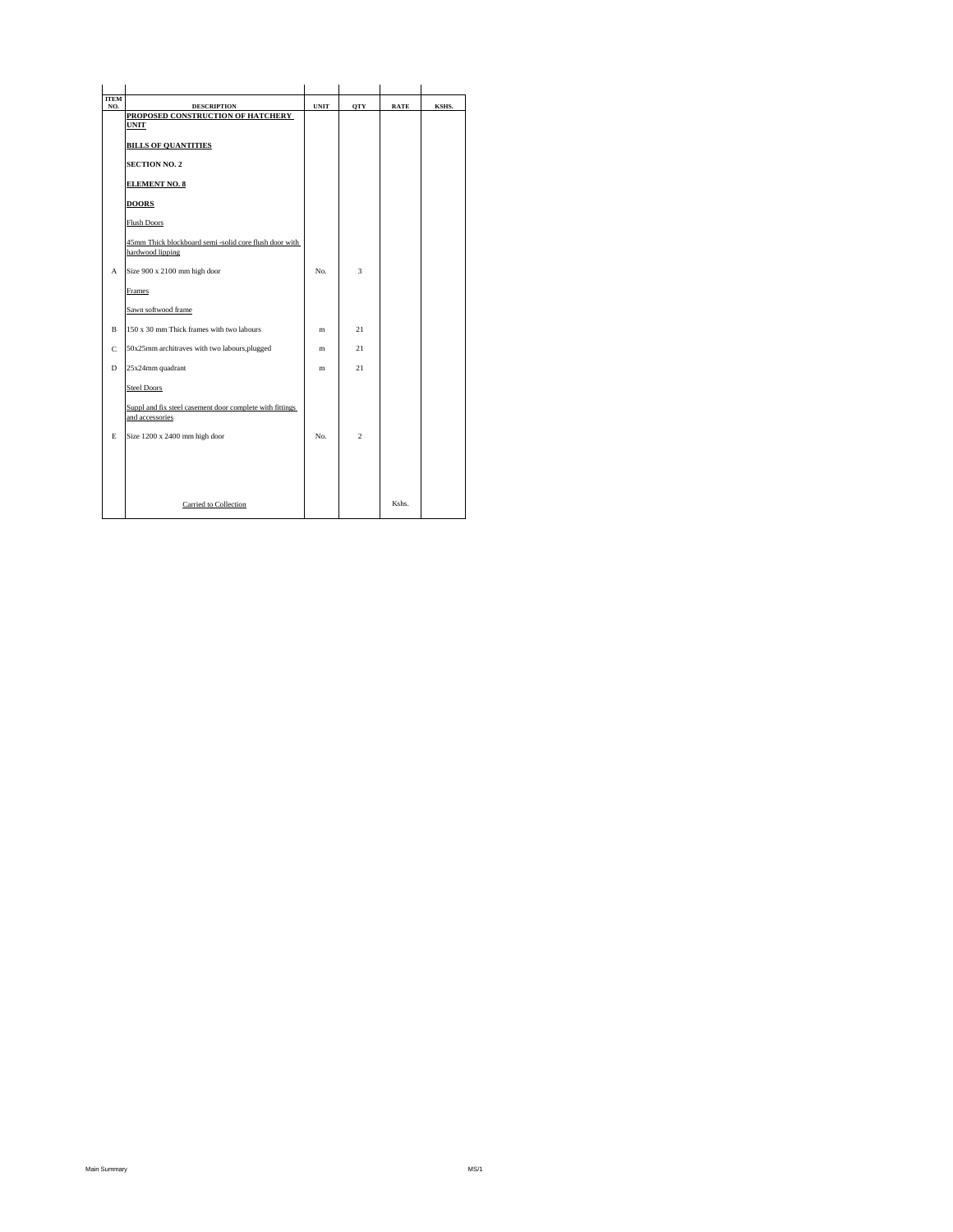| ITEM NO. | DESCRIPTION | UNIT | QTY | RATE | KSHS. |
|---|---|---|---|---|---|
| | **PROPOSED CONSTRUCTION OF HATCHERY UNIT** | | | | |
| | **BILLS OF QUANTITIES** | | | | |
| | **SECTION NO. 2** | | | | |
| | **ELEMENT NO. 8** | | | | |
| | **DOORS** | | | | |
| | Flush Doors | | | | |
| | 45mm Thick blockboard semi -solid core flush door with hardwood lipping | | | | |
| A | Size 900 x 2100 mm high door | No. | 3 | | |
| | Frames | | | | |
| | Sawn softwood frame | | | | |
| B | 150 x 30 mm Thick frames with two labours | m | 21 | | |
| C | 50x25mm architraves with two labours,plugged | m | 21 | | |
| D | 25x24mm quadrant | m | 21 | | |
| | Steel Doors | | | | |
| | Suppl and fix steel casement door complete with fittings and accessories | | | | |
| E | Size 1200 x 2400 mm high door | No. | 2 | | |
| | Carried to Collection | | | Kshs. | |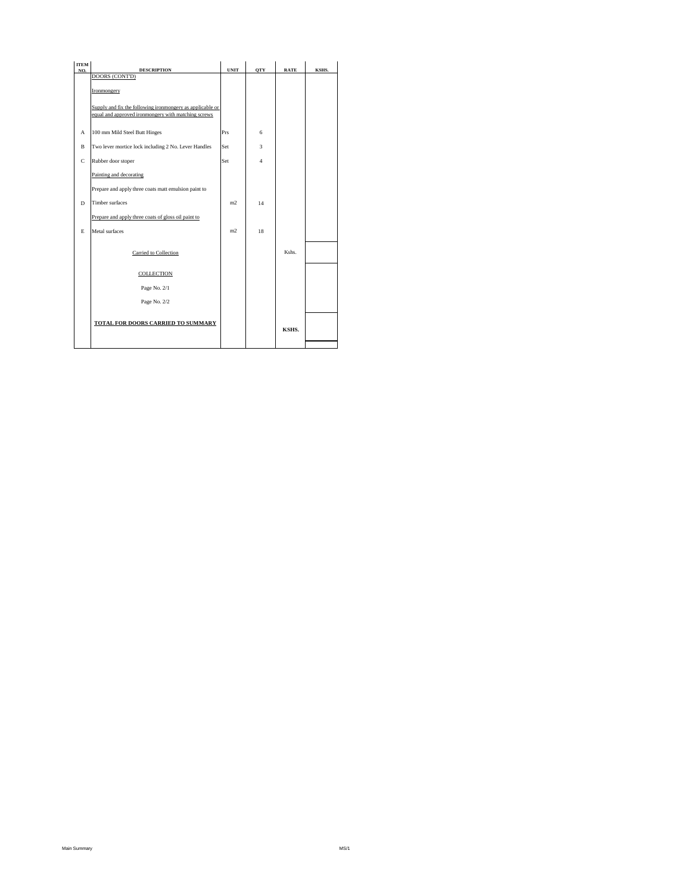| ITEM NO. | DESCRIPTION | UNIT | QTY | RATE | KSHS. |
|---|---|---|---|---|---|
| | DOORS (CONT'D) | | | | |
| | Ironmongery | | | | |
| | Supply and fix the following ironmongery as applicable or equal and approved ironmongery with matching screws | | | | |
| A | 100 mm Mild Steel Butt Hinges | Prs | 6 | | |
| B | Two lever mortice lock including 2 No. Lever Handles | Set | 3 | | |
| C | Rubber door stoper | Set | 4 | | |
| | Painting and decorating | | | | |
| | Prepare and apply three coats matt emulsion paint to | | | | |
| D | Timber surfaces | m2 | 14 | | |
| | Prepare and apply three coats of gloss oil paint to | | | | |
| E | Metal surfaces | m2 | 18 | | |
| | Carried to Collection | | | Kshs. | |
| | COLLECTION | | | | |
| | Page No. 2/1 | | | | |
| | Page No. 2/2 | | | | |
| | **TOTAL FOR DOORS CARRIED TO SUMMARY** | | | **KSHS.** | |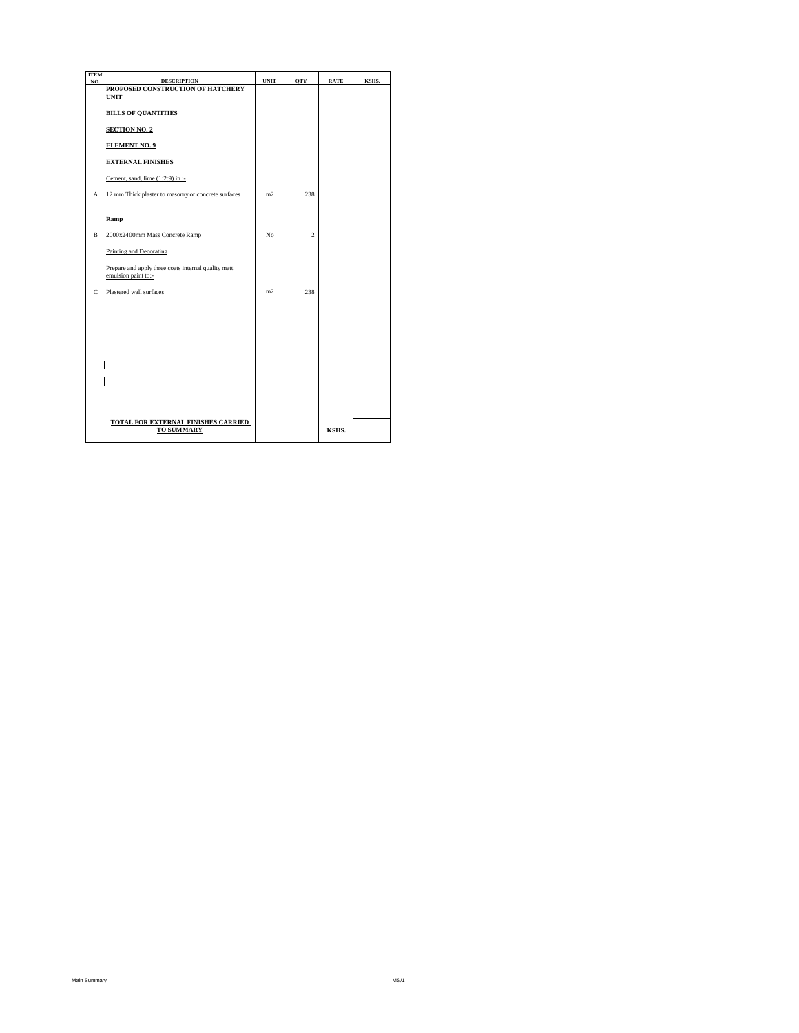| ITEM NO. | DESCRIPTION | UNIT | QTY | RATE | KSHS. |
|---|---|---|---|---|---|
| | **PROPOSED CONSTRUCTION OF HATCHERY UNIT** | | | | |
| | **BILLS OF QUANTITIES** | | | | |
| | **SECTION NO. 2** | | | | |
| | **ELEMENT NO. 9** | | | | |
| | **EXTERNAL FINISHES** | | | | |
| | Cement, sand, lime (1:2:9) in :- | | | | |
| A | 12 mm Thick plaster to masonry or concrete surfaces | m2 | 238 | | |
| | **Ramp** | | | | |
| B | 2000x2400mm Mass Concrete Ramp | No | 2 | | |
| | Painting and Decorating | | | | |
| | Prepare and apply three coats internal quality matt emulsion paint to:- | | | | |
| C | Plastered wall surfaces | m2 | 238 | | |
| | **TOTAL FOR EXTERNAL FINISHES CARRIED TO SUMMARY** | | | **KSHS.** | |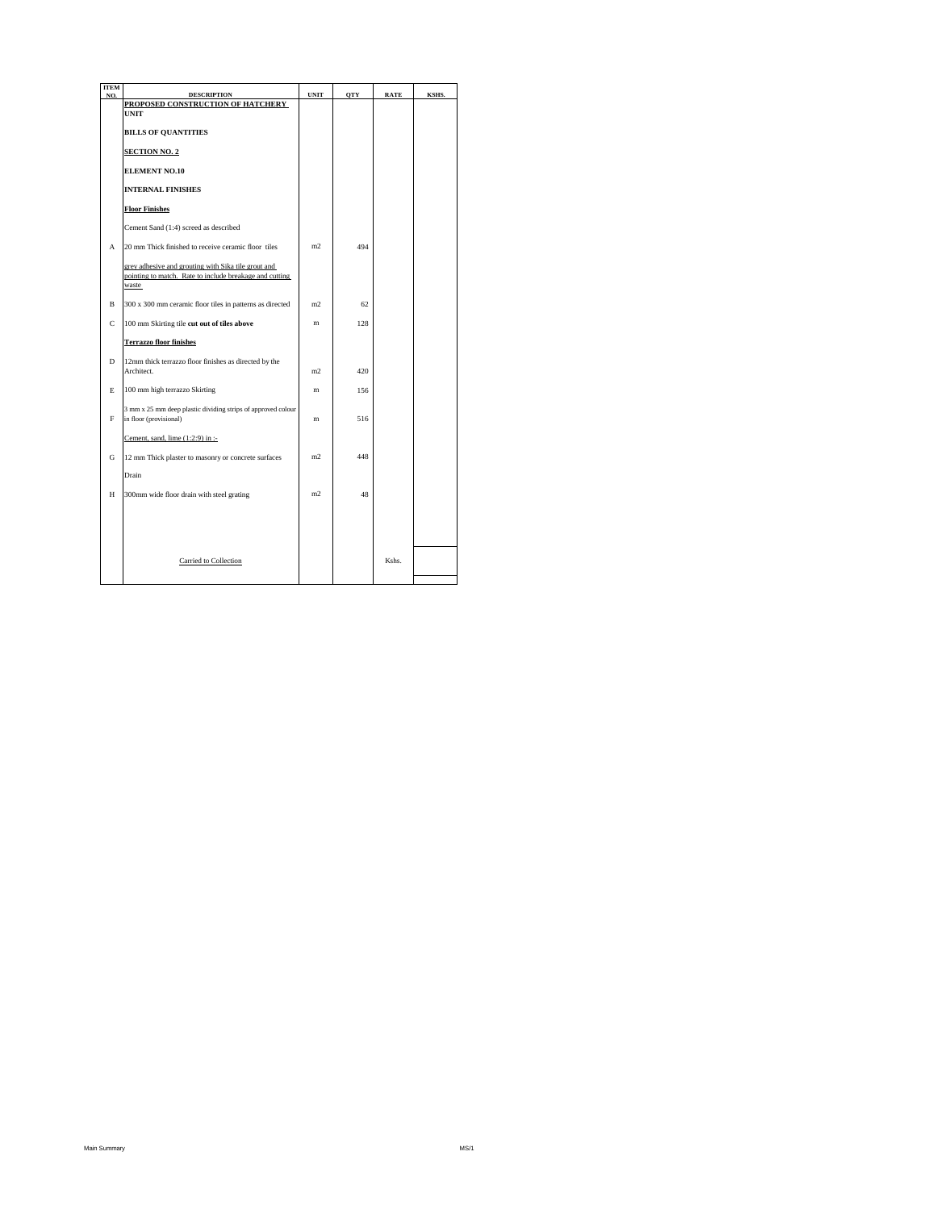| ITEM NO. | DESCRIPTION | UNIT | QTY | RATE | KSHS. |
|---|---|---|---|---|---|
| | **PROPOSED CONSTRUCTION OF HATCHERY UNIT** | | | | |
| | **BILLS OF QUANTITIES** | | | | |
| | **SECTION NO. 2** | | | | |
| | **ELEMENT NO.10** | | | | |
| | **INTERNAL FINISHES** | | | | |
| | **Floor Finishes** | | | | |
| | Cement Sand (1:4) screed as described | | | | |
| A | 20 mm Thick finished to receive ceramic floor tiles | m2 | 494 | | |
| | grey adhesive and grouting with Sika tile grout and pointing to match. Rate to include breakage and cutting waste | | | | |
| B | 300 x 300 mm ceramic floor tiles in patterns as directed | m2 | 62 | | |
| C | 100 mm Skirting tile **cut out of tiles above** | m | 128 | | |
| | **Terrazzo floor finishes** | | | | |
| D | 12mm thick terrazzo floor finishes as directed by the Architect. | m2 | 420 | | |
| E | 100 mm high terrazzo Skirting | m | 156 | | |
| F | 3 mm x 25 mm deep plastic dividing strips of approved colour in floor (provisional) | m | 516 | | |
| | Cement, sand, lime (1:2:9) in :- | | | | |
| G | 12 mm Thick plaster to masonry or concrete surfaces | m2 | 448 | | |
| | Drain | | | | |
| H | 300mm wide floor drain with steel grating | m2 | 48 | | |
| | Carried to Collection | | | Kshs. | |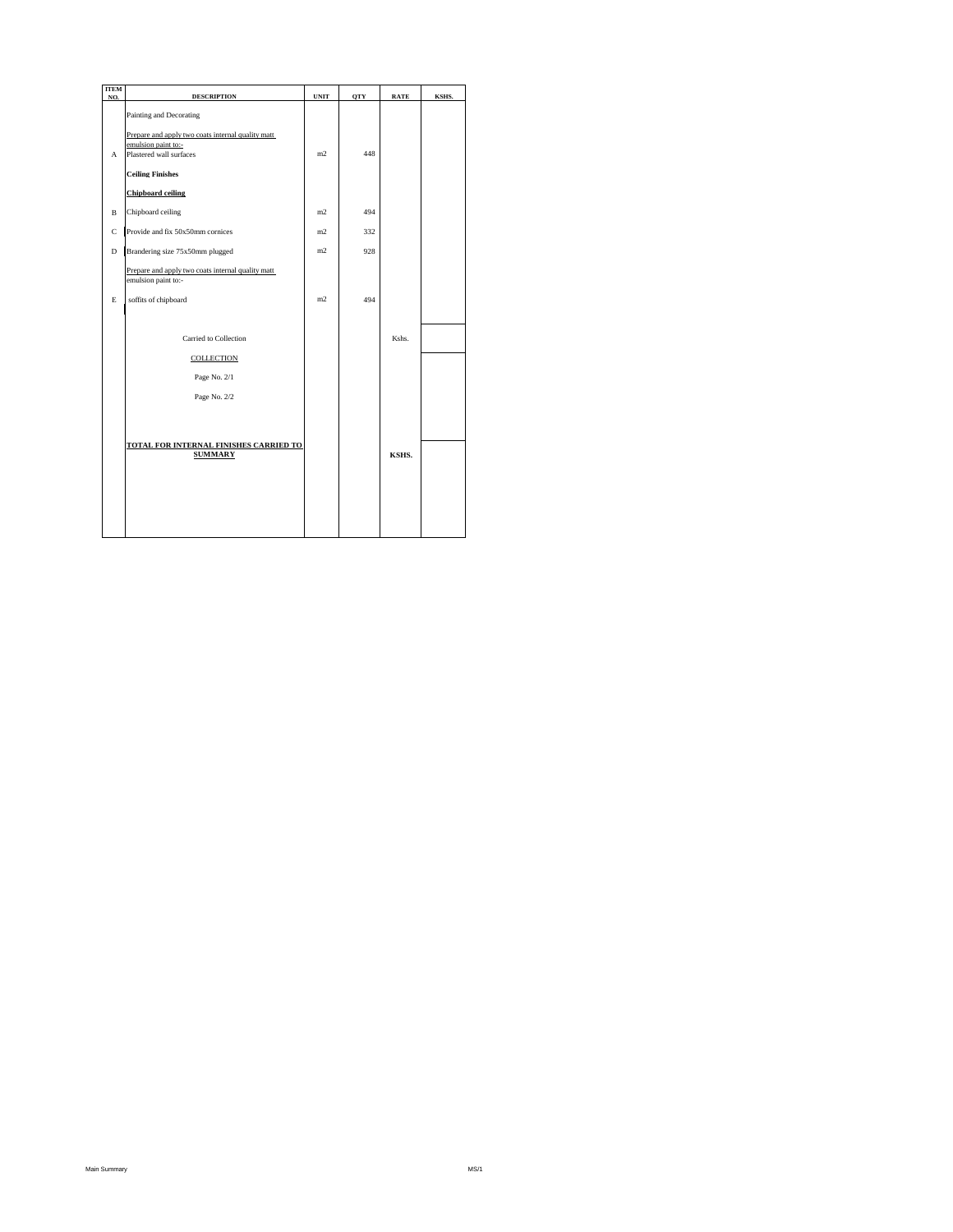| ITEM NO. | DESCRIPTION | UNIT | QTY | RATE | KSHS. |
|---|---|---|---|---|---|
| | Painting and Decorating | | | | |
| | Prepare and apply two coats internal quality matt emulsion paint to:- | | | | |
| A | Plastered wall surfaces | m2 | 448 | | |
| | **Ceiling Finishes** | | | | |
| | **Chipboard ceiling** | | | | |
| B | Chipboard ceiling | m2 | 494 | | |
| C | Provide and fix 50x50mm cornices | m2 | 332 | | |
| D | Brandering size 75x50mm plugged | m2 | 928 | | |
| | Prepare and apply two coats internal quality matt emulsion paint to:- | | | | |
| E | soffits of chipboard | m2 | 494 | | |
| | Carried to Collection | | | Kshs. | |
| | COLLECTION | | | | |
| | Page No. 2/1 | | | | |
| | Page No. 2/2 | | | | |
| | **TOTAL FOR INTERNAL FINISHES CARRIED TO SUMMARY** | | | **KSHS.** | |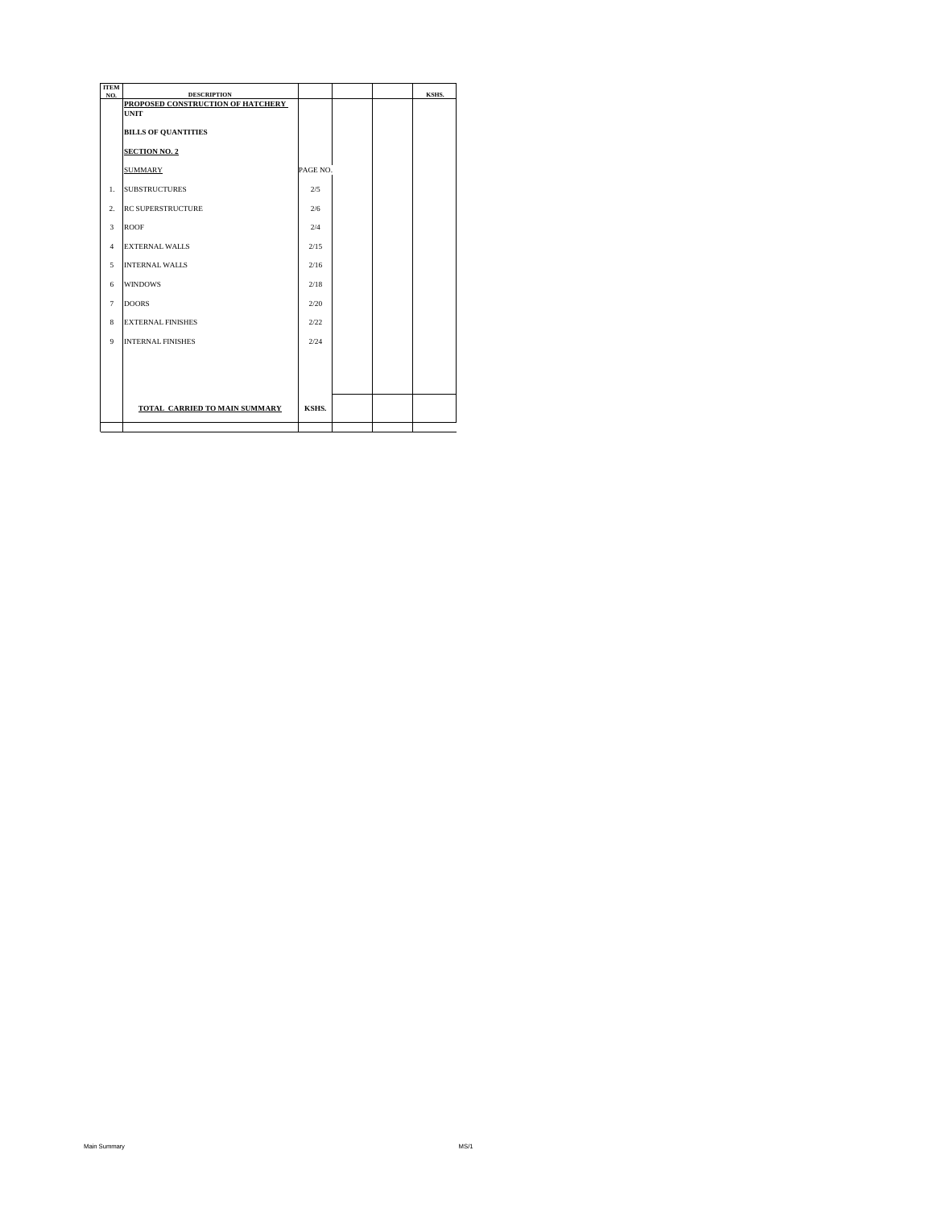| ITEM NO. | DESCRIPTION | | | | KSHS. |
|---|---|---|---|---|---|
| | **PROPOSED CONSTRUCTION OF HATCHERY UNIT** | | | | |
| | **BILLS OF QUANTITIES** | | | | |
| | **SECTION NO. 2** | | | | |
| | SUMMARY | PAGE NO. | | | |
| 1. | SUBSTRUCTURES | 2/5 | | | |
| 2. | RC SUPERSTRUCTURE | 2/6 | | | |
| 3 | ROOF | 2/4 | | | |
| 4 | EXTERNAL WALLS | 2/15 | | | |
| 5 | INTERNAL WALLS | 2/16 | | | |
| 6 | WINDOWS | 2/18 | | | |
| 7 | DOORS | 2/20 | | | |
| 8 | EXTERNAL FINISHES | 2/22 | | | |
| 9 | INTERNAL FINISHES | 2/24 | | | |
| | **TOTAL CARRIED TO MAIN SUMMARY** | **KSHS.** | | | |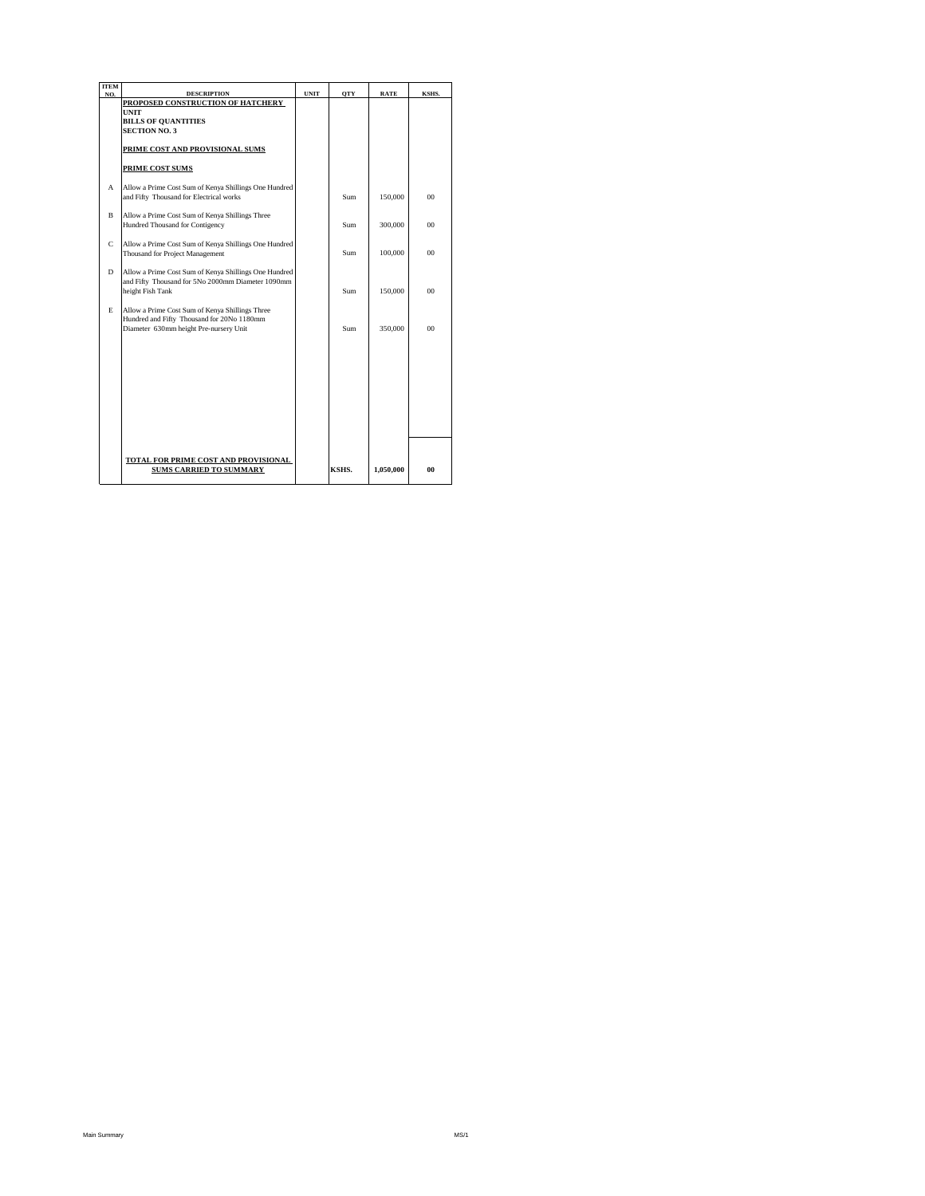| ITEM NO. | DESCRIPTION | UNIT | QTY | RATE | KSHS. |
|---|---|---|---|---|---|
| | **PROPOSED CONSTRUCTION OF HATCHERY UNIT** | | | | |
| | **BILLS OF QUANTITIES** | | | | |
| | **SECTION NO. 3** | | | | |
| | **PRIME COST AND PROVISIONAL SUMS** | | | | |
| | **PRIME COST SUMS** | | | | |
| A | Allow a Prime Cost Sum of Kenya Shillings One Hundred and Fifty Thousand for Electrical works | | Sum | 150,000 | 00 |
| B | Allow a Prime Cost Sum of Kenya Shillings Three Hundred Thousand for Contigency | | Sum | 300,000 | 00 |
| C | Allow a Prime Cost Sum of Kenya Shillings One Hundred Thousand for Project Management | | Sum | 100,000 | 00 |
| D | Allow a Prime Cost Sum of Kenya Shillings One Hundred and Fifty Thousand for 5No 2000mm Diameter 1090mm height Fish Tank | | Sum | 150,000 | 00 |
| E | Allow a Prime Cost Sum of Kenya Shillings Three Hundred and Fifty Thousand for 20No 1180mm Diameter 630mm height Pre-nursery Unit | | Sum | 350,000 | 00 |
| | **TOTAL FOR PRIME COST AND PROVISIONAL SUMS CARRIED TO SUMMARY** | | **KSHS.** | **1,050,000** | **00** |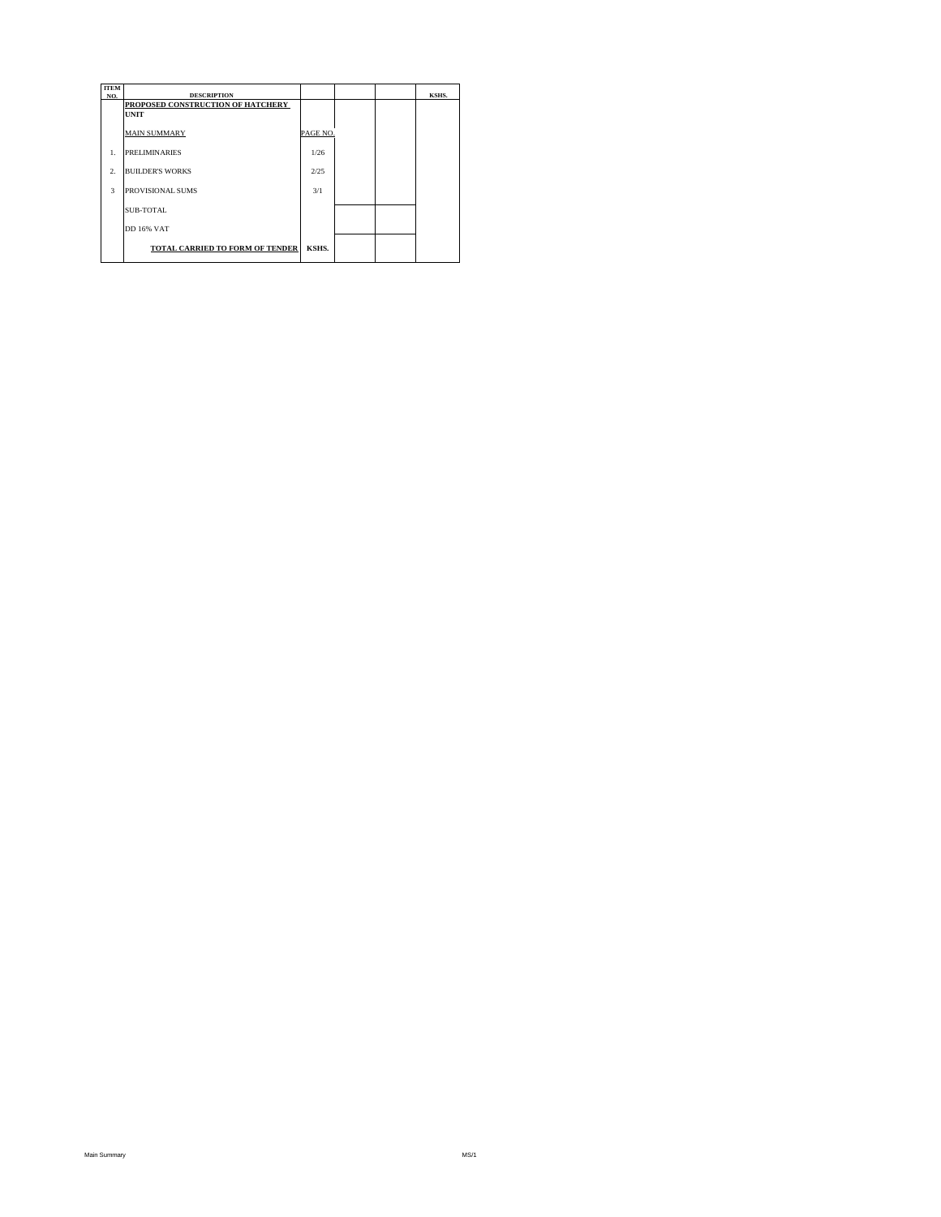| ITEM NO. | DESCRIPTION | | | | KSHS. |
|---|---|---|---|---|---|
| | **PROPOSED CONSTRUCTION OF HATCHERY UNIT** | | | | |
| | MAIN SUMMARY | PAGE NO. | | | |
| 1. | PRELIMINARIES | 1/26 | | | |
| 2. | BUILDER'S WORKS | 2/25 | | | |
| 3 | PROVISIONAL SUMS | 3/1 | | | |
| | SUB-TOTAL | | | | |
| | DD 16% VAT | | | | |
| | **TOTAL CARRIED TO FORM OF TENDER** | **KSHS.** | | | |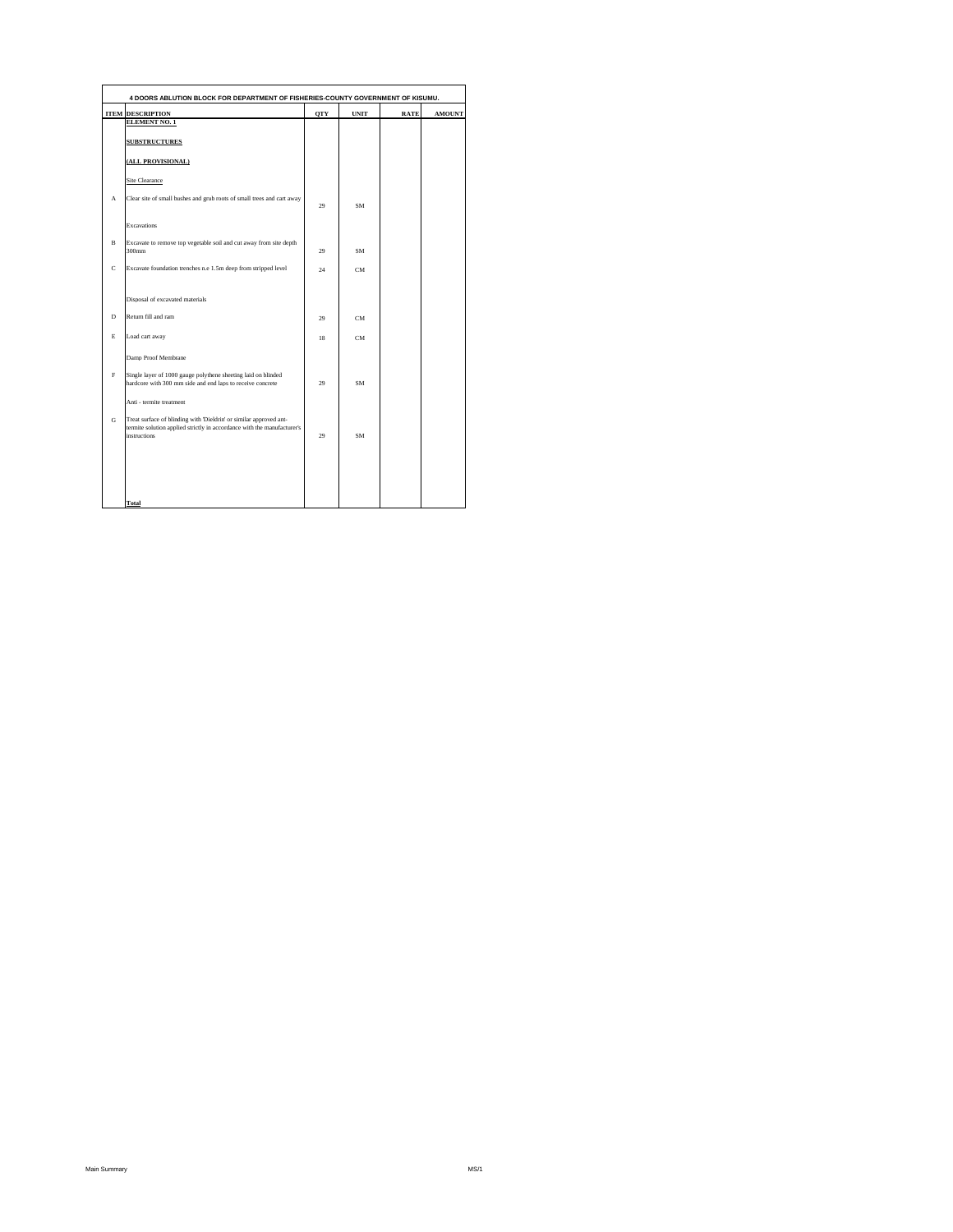| ITEM | DESCRIPTION | QTY | UNIT | RATE | AMOUNT |
|---|---|---|---|---|---|
| | **4 DOORS ABLUTION BLOCK FOR DEPARTMENT OF FISHERIES-COUNTY GOVERNMENT OF KISUMU.** | | | | |
| | **ELEMENT NO. 1** | | | | |
| | **SUBSTRUCTURES** | | | | |
| | **(ALL PROVISIONAL)** | | | | |
| | Site Clearance | | | | |
| A | Clear site of small bushes and grub roots of small trees and cart away | 29 | SM | | |
| | Excavations | | | | |
| B | Excavate to remove top vegetable soil and cut away from site depth 300mm | 29 | SM | | |
| C | Excavate foundation trenches n.e 1.5m deep from stripped level | 24 | CM | | |
| | Disposal of excavated materials | | | | |
| D | Return fill and ram | 29 | CM | | |
| E | Load cart away | 18 | CM | | |
| | Damp Proof Membrane | | | | |
| F | Single layer of 1000 gauge polythene sheeting laid on blinded hardcore with 300 mm side and end laps to receive concrete | 29 | SM | | |
| | Anti - termite treatment | | | | |
| G | Treat surface of blinding with 'Dieldrin' or similar approved ant-termite solution applied strictly in accordance with the manufacturer's instructions | 29 | SM | | |
| | **Total** | | | | |

Main Summary MS/1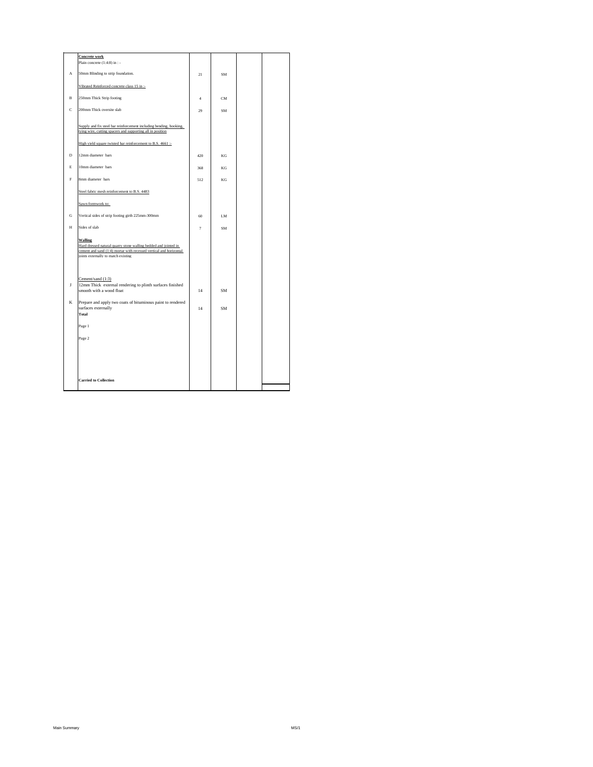| | | | | | |
|---|---|---|---|---|---|
| | **Concrete work** | | | | |
| | Plain concrete (1:4:8) in : - | | | | |
| A | 50mm Blinding to strip foundation. | 21 | SM | | |
| | Vibrated Reinforced concrete class 15 in :- | | | | |
| B | 250mm Thick Strip footing | 4 | CM | | |
| C | 200mm Thick oversite slab | 29 | SM | | |
| | Supply and fix steel bar reinforcement including bending, hooking, tying wire, cutting spacers and supporting all in position | | | | |
| | High yield square twisted bar reinforcement to B.S. 4661 :- | | | | |
| D | 12mm diameter bars | 420 | KG | | |
| E | 10mm diameter bars | 368 | KG | | |
| F | 8mm diameter bars | 512 | KG | | |
| | Steel fabric mesh reinforcement to B.S. 4483 | | | | |
| | Sawn formwork to: | | | | |
| G | Vertical sides of strip footing girth 225mm-300mm | 60 | LM | | |
| H | Sides of slab | 7 | SM | | |
| | **Walling** | | | | |
| | Hard dressed natural quarry stone walling bedded and jointed in cement and sand (1:4) mortar with recessed vertical and horizontal joints externally to match existing | | | | |
| | Cement/sand (1:3) | | | | |
| J | 12mm Thick external rendering to plinth surfaces finished smooth with a wood float | 14 | SM | | |
| K | Prepare and apply two coats of bituminous paint to rendered surfaces externally | 14 | SM | | |
| | **Total** | | | | |
| | Page 1 | | | | |
| | Page 2 | | | | |
| | **Carried to Collection** | | | | |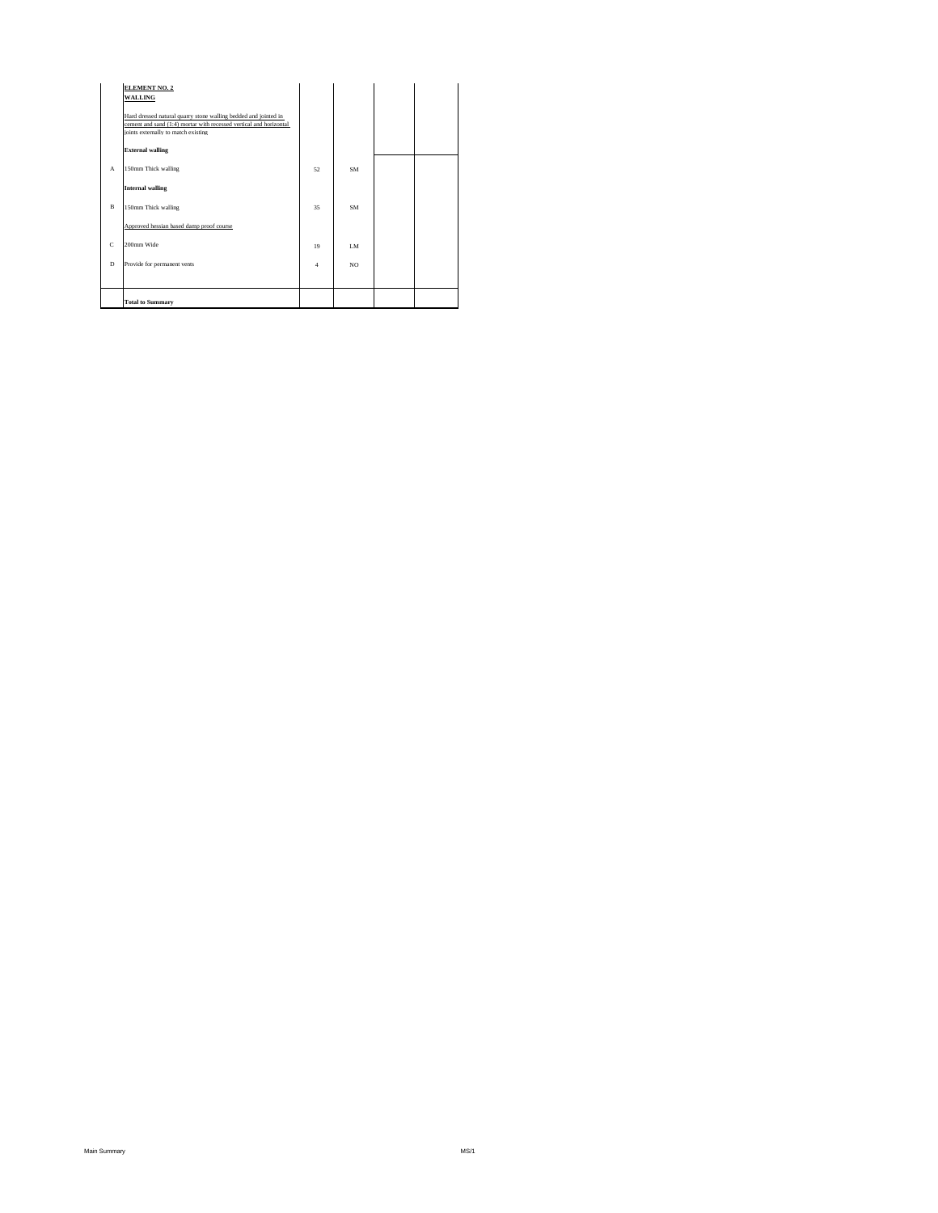| | | | | | |
|---|---|---|---|---|---|
| | **ELEMENT NO. 2** | | | | |
| | **WALLING** | | | | |
| | Hard dressed natural quarry stone walling bedded and jointed in cement and sand (1:4) mortar with recessed vertical and horizontal joints externally to match existing | | | | |
| | **External walling** | | | | |
| A | 150mm Thick walling | 52 | SM | | |
| | **Internal walling** | | | | |
| B | 150mm Thick walling | 35 | SM | | |
| | Approved hessian based damp proof course | | | | |
| C | 200mm Wide | 19 | LM | | |
| D | Provide for permanent vents | 4 | NO | | |
| | **Total to Summary** | | | | |

Main Summary MS/1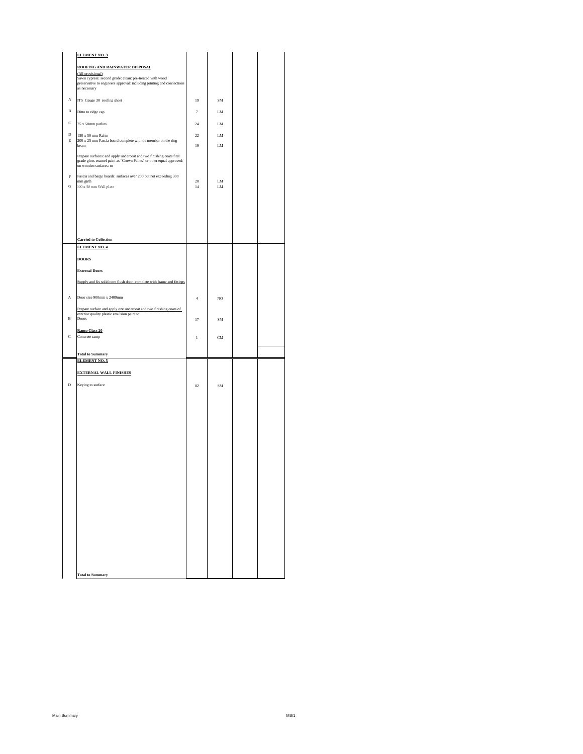| | | | | | |
|---|---|---|---|---|---|
| | **ELEMENT NO. 3** | | | | |
| | **ROOFING AND RAINWATER DISPOSAL** | | | | |
| | (All provisional) Sawn cypress: second grade: clean: pre-treated with wood preservative to engineers approval: including jointing and connections as necessary | | | | |
| A | IT5 Gauge 30 roofing sheet | 19 | SM | | |
| B | Ditto to ridge cap | 7 | LM | | |
| C | 75 x 50mm purlins | 24 | LM | | |
| D | 150 x 50 mm Rafter | 22 | LM | | |
| E | 200 x 25 mm Fascia board complete with tie member on the ring beam | 19 | LM | | |
| | Prepare surfaces: and apply undercoat and two finishing coats first grade gloss enamel paint as "Crown Paints" or other equal approved: on wooden surfaces: to | | | | |
| F | Fascia and barge boards: surfaces over 200 but not exceeding 300 mm girth | 20 | LM | | |
| G | 100 x 50 mm Wall plate | 14 | LM | | |
| | **Carried to Collection** | | | | |
| | **ELEMENT NO. 4** | | | | |
| | **DOORS** | | | | |
| | **External Doors** | | | | |
| | Supply and fix solid core flush door complete with frame and fittings | | | | |
| A | Door size 900mm x 2400mm | 4 | NO | | |
| | Prepare surface and apply one undercoat and two finishing coats of exterior quality plastic emulsion paint to: | | | | |
| B | Doors | 17 | SM | | |
| | **Ramp Class 20** | | | | |
| C | Concrete ramp | 1 | CM | | |
| | **Total to Summary** | | | | |
| | **ELEMENT NO. 5** | | | | |
| | **EXTERNAL WALL FINISHES** | | | | |
| D | Keying to surface | 82 | SM | | |
| | **Total to Summary** | | | | |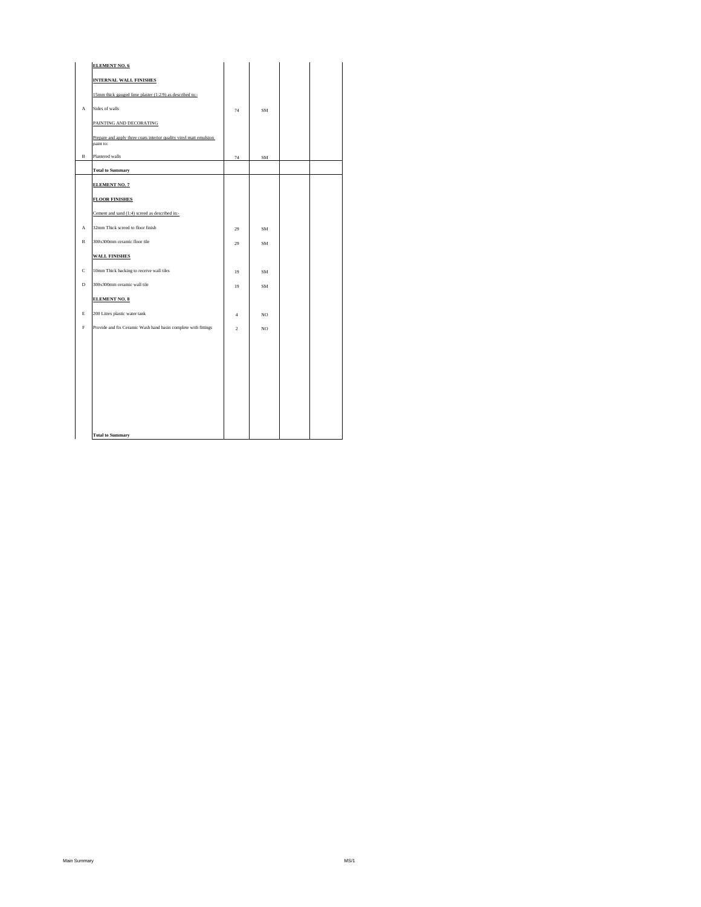| | | | | | |
|---|---|---|---|---|---|
| | **ELEMENT NO. 6** | | | | |
| | **INTERNAL WALL FINISHES** | | | | |
| | 15mm thick gauged lime plaster (1:2:9) as described to:- | | | | |
| A | Sides of walls | 74 | SM | | |
| | PAINTING AND DECORATING | | | | |
| | Prepare and apply three coats interior quality vinyl matt emulsion paint to: | | | | |
| B | Plastered walls | 74 | SM | | |
| | **Total to Summary** | | | | |
| | **ELEMENT NO. 7** | | | | |
| | **FLOOR FINISHES** | | | | |
| | Cement and sand (1:4) screed as described in:- | | | | |
| A | 32mm Thick screed to floor finish | 29 | SM | | |
| B | 300x300mm ceramic floor tile | 29 | SM | | |
| | **WALL FINISHES** | | | | |
| C | 10mm Thick backing to receive wall tiles | 19 | SM | | |
| D | 300x300mm ceramic wall tile | 19 | SM | | |
| | **ELEMENT NO. 8** | | | | |
| E | 200 Litres plastic water tank | 4 | NO | | |
| F | Provide and fix Ceramic Wash hand basin complete with fittings | 2 | NO | | |
| | **Total to Summary** | | | | |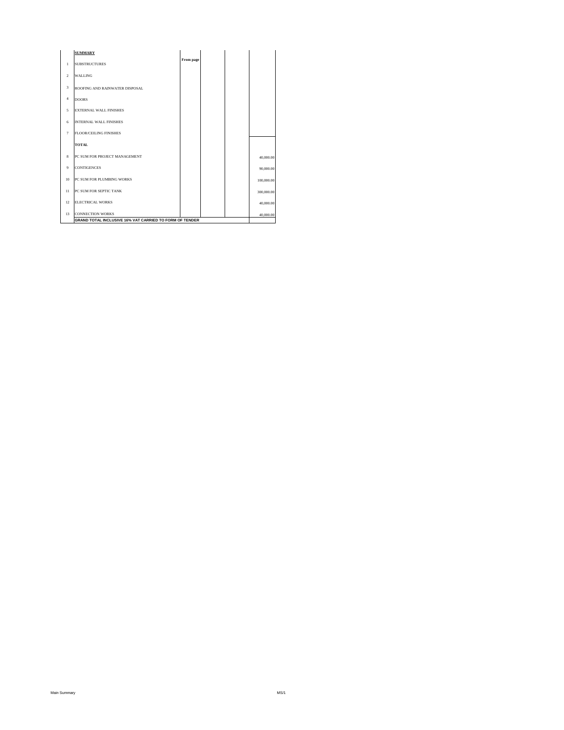| | **SUMMARY** | | | | |
|---|---|---|---|---|---|
| | | **From page** | | | |
| 1 | SUBSTRUCTURES | | | | |
| 2 | WALLING | | | | |
| 3 | ROOFING AND RAINWATER DISPOSAL | | | | |
| 4 | DOORS | | | | |
| 5 | EXTERNAL WALL FINISHES | | | | |
| 6 | INTERNAL WALL FINISHES | | | | |
| 7 | FLOOR/CEILING FINISHES | | | | |
| | **TOTAL** | | | | |
| 8 | PC SUM FOR PROJECT MANAGEMENT | | | | 40,000.00 |
| 9 | CONTIGENCES | | | | 90,000.00 |
| 10 | PC SUM FOR PLUMBING WORKS | | | | 100,000.00 |
| 11 | PC SUM FOR SEPTIC TANK | | | | 300,000.00 |
| 12 | ELECTRICAL WORKS | | | | 40,000.00 |
| 13 | CONNECTION WORKS | | | | 40,000.00 |
| | **GRAND TOTAL INCLUSIVE 16% VAT CARRIED TO FORM OF TENDER** | | | | |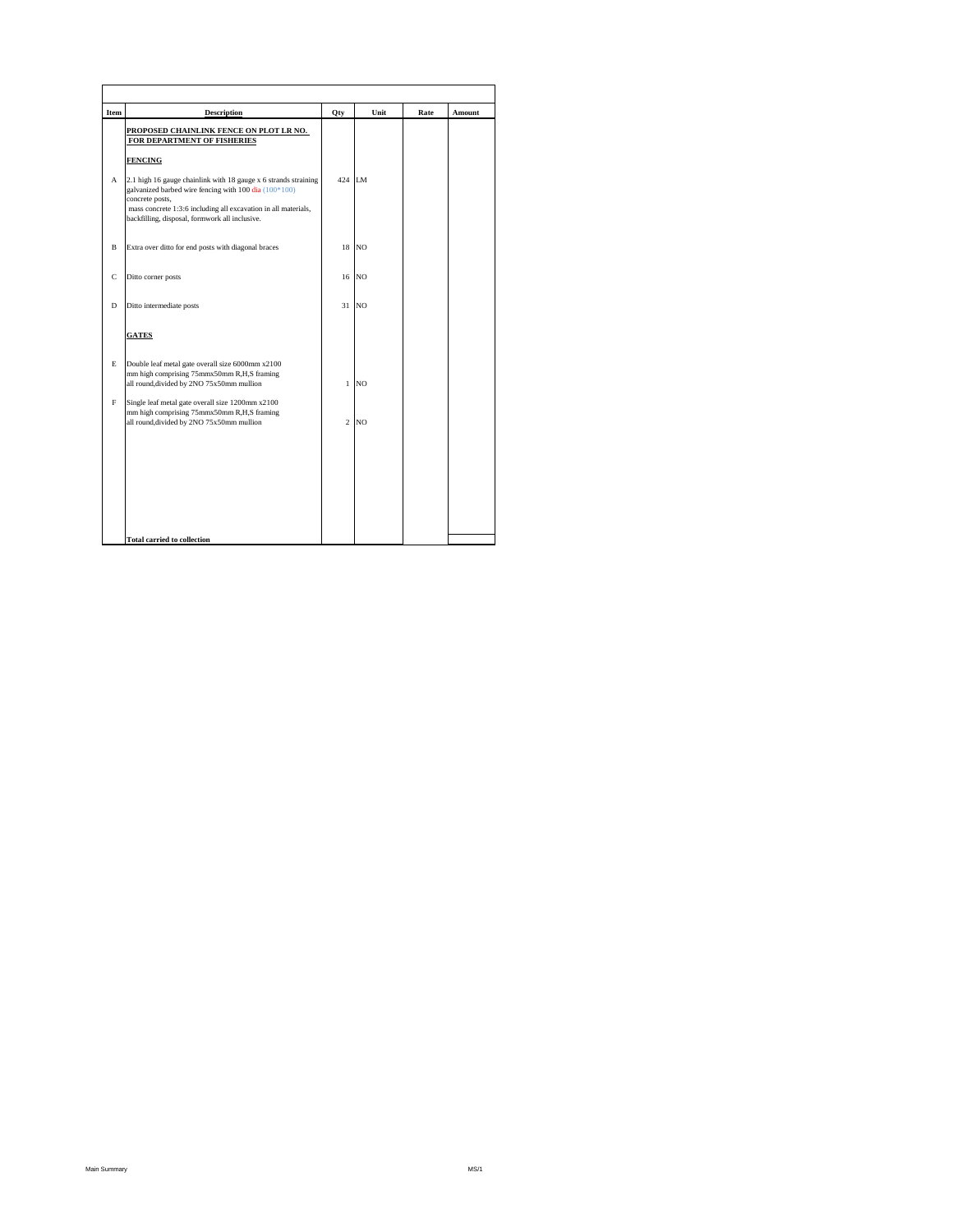| Item | Description | Qty | Unit | Rate | Amount |
|---|---|---|---|---|---|
| | **PROPOSED CHAINLINK FENCE ON PLOT LR NO. FOR DEPARTMENT OF FISHERIES** | | | | |
| | **FENCING** | | | | |
| A | 2.1 high 16 gauge chainlink with 18 gauge x 6 strands straining galvanized barbed wire fencing with 100 dia (100*100) concrete posts, mass concrete 1:3:6 including all excavation in all materials, backfilling, disposal, formwork all inclusive. | 424 | LM | | |
| B | Extra over ditto for end posts with diagonal braces | 18 | NO | | |
| C | Ditto corner posts | 16 | NO | | |
| D | Ditto intermediate posts | 31 | NO | | |
| | **GATES** | | | | |
| E | Double leaf metal gate overall size 6000mm x2100 mm high comprising 75mmx50mm R,H,S framing all round,divided by 2NO 75x50mm mullion | 1 | NO | | |
| F | Single leaf metal gate overall size 1200mm x2100 mm high comprising 75mmx50mm R,H,S framing all round,divided by 2NO 75x50mm mullion | 2 | NO | | |
| | **Total carried to collection** | | | | |

Main Summary MS/1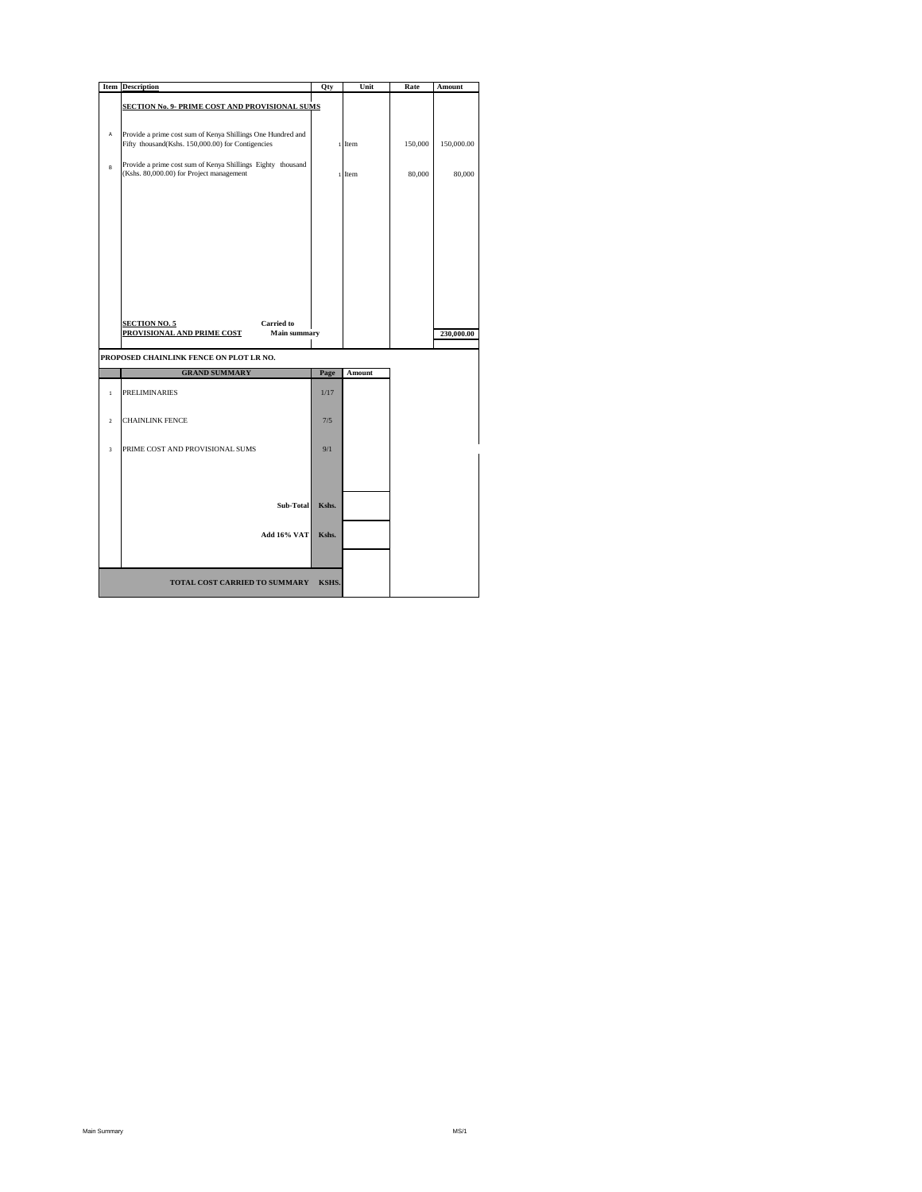| Item | Description | Qty | Unit | Rate | Amount |
|---|---|---|---|---|---|
| | **SECTION No. 9- PRIME COST AND PROVISIONAL SUMS** | | | | |
| A | Provide a prime cost sum of Kenya Shillings One Hundred and Fifty thousand(Kshs. 150,000.00) for Contigencies | 1 | Item | 150,000 | 150,000.00 |
| B | Provide a prime cost sum of Kenya Shillings Eighty thousand (Kshs. 80,000.00) for Project management | 1 | Item | 80,000 | 80,000 |
| | **SECTION NO. 5** **Carried to** **PROVISIONAL AND PRIME COST** **Main summary** | | | | **230,000.00** |

**PROPOSED CHAINLINK FENCE ON PLOT LR NO.**

| | GRAND SUMMARY | Page | Amount |
|---|---|---|---|
| 1 | PRELIMINARIES | 1/17 | |
| 2 | CHAINLINK FENCE | 7/5 | |
| 3 | PRIME COST AND PROVISIONAL SUMS | 9/1 | |
| | **Sub-Total** | **Kshs.** | |
| | **Add 16% VAT** | **Kshs.** | |
| | **TOTAL COST CARRIED TO SUMMARY** | **KSHS.** | |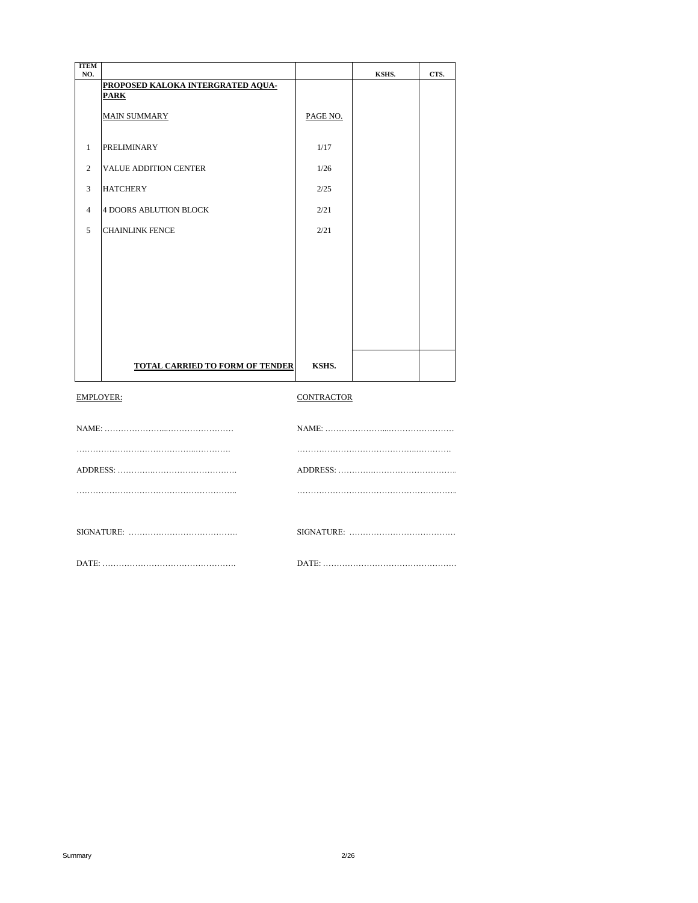| ITEM NO. | | | KSHS. | CTS. |
|---|---|---|---|---|
| | **PROPOSED KALOKA INTERGRATED AQUA-PARK** | | | |
| | MAIN SUMMARY | PAGE NO. | | |
| 1 | PRELIMINARY | 1/17 | | |
| 2 | VALUE ADDITION CENTER | 1/26 | | |
| 3 | HATCHERY | 2/25 | | |
| 4 | 4 DOORS ABLUTION BLOCK | 2/21 | | |
| 5 | CHAINLINK FENCE | 2/21 | | |
| | **TOTAL CARRIED TO FORM OF TENDER** | **KSHS.** | | |

EMPLOYER:

NAME: ……………………..……………………

…………………………………...…………

ADDRESS: ………..………………………….

………………………………………………..

SIGNATURE: ………………………………….

DATE: ………………………………………….

CONTRACTOR

NAME: ……………………..……………………

…………………………………...…………

ADDRESS: ………..………………………….

………………………………………………..

SIGNATURE: …………………………………

DATE: ………………………………………….